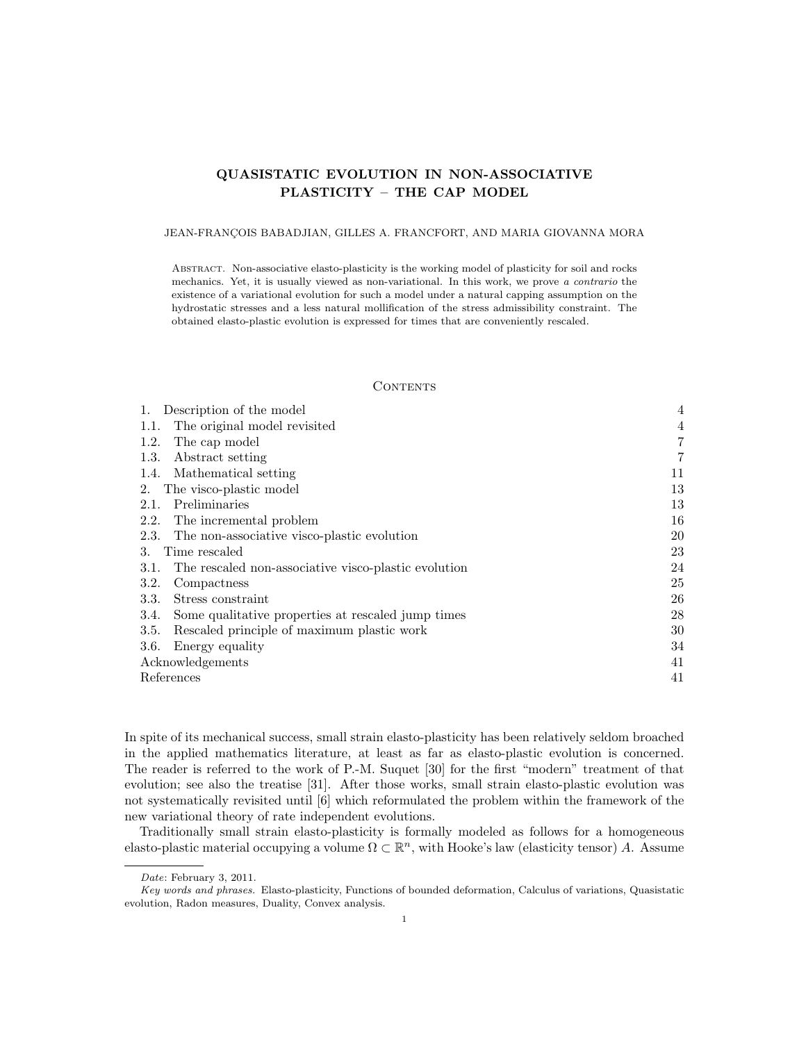# QUASISTATIC EVOLUTION IN NON-ASSOCIATIVE PLASTICITY – THE CAP MODEL

JEAN-FRANÇOIS BABADJIAN, GILLES A. FRANCFORT, AND MARIA GIOVANNA MORA

Abstract. Non-associative elasto-plasticity is the working model of plasticity for soil and rocks mechanics. Yet, it is usually viewed as non-variational. In this work, we prove *a contrario* the existence of a variational evolution for such a model under a natural capping assumption on the hydrostatic stresses and a less natural mollification of the stress admissibility constraint. The obtained elasto-plastic evolution is expressed for times that are conveniently rescaled.

## Contents

| | |
|---|---|
| 1. Description of the model | 4 |
| 1.1. The original model revisited | 4 |
| 1.2. The cap model | 7 |
| 1.3. Abstract setting | 7 |
| 1.4. Mathematical setting | 11 |
| 2. The visco-plastic model | 13 |
| 2.1. Preliminaries | 13 |
| 2.2. The incremental problem | 16 |
| 2.3. The non-associative visco-plastic evolution | 20 |
| 3. Time rescaled | 23 |
| 3.1. The rescaled non-associative visco-plastic evolution | 24 |
| 3.2. Compactness | 25 |
| 3.3. Stress constraint | 26 |
| 3.4. Some qualitative properties at rescaled jump times | 28 |
| 3.5. Rescaled principle of maximum plastic work | 30 |
| 3.6. Energy equality | 34 |
| Acknowledgements | 41 |
| References | 41 |

In spite of its mechanical success, small strain elasto-plasticity has been relatively seldom broached in the applied mathematics literature, at least as far as elasto-plastic evolution is concerned. The reader is referred to the work of P.-M. Suquet [30] for the first "modern" treatment of that evolution; see also the treatise [31]. After those works, small strain elasto-plastic evolution was not systematically revisited until [6] which reformulated the problem within the framework of the new variational theory of rate independent evolutions.

Traditionally small strain elasto-plasticity is formally modeled as follows for a homogeneous elasto-plastic material occupying a volume $\Omega \subset \mathbb{R}^n$, with Hooke's law (elasticity tensor) $A$. Assume

*Date*: February 3, 2011.

*Key words and phrases.* Elasto-plasticity, Functions of bounded deformation, Calculus of variations, Quasistatic evolution, Radon measures, Duality, Convex analysis.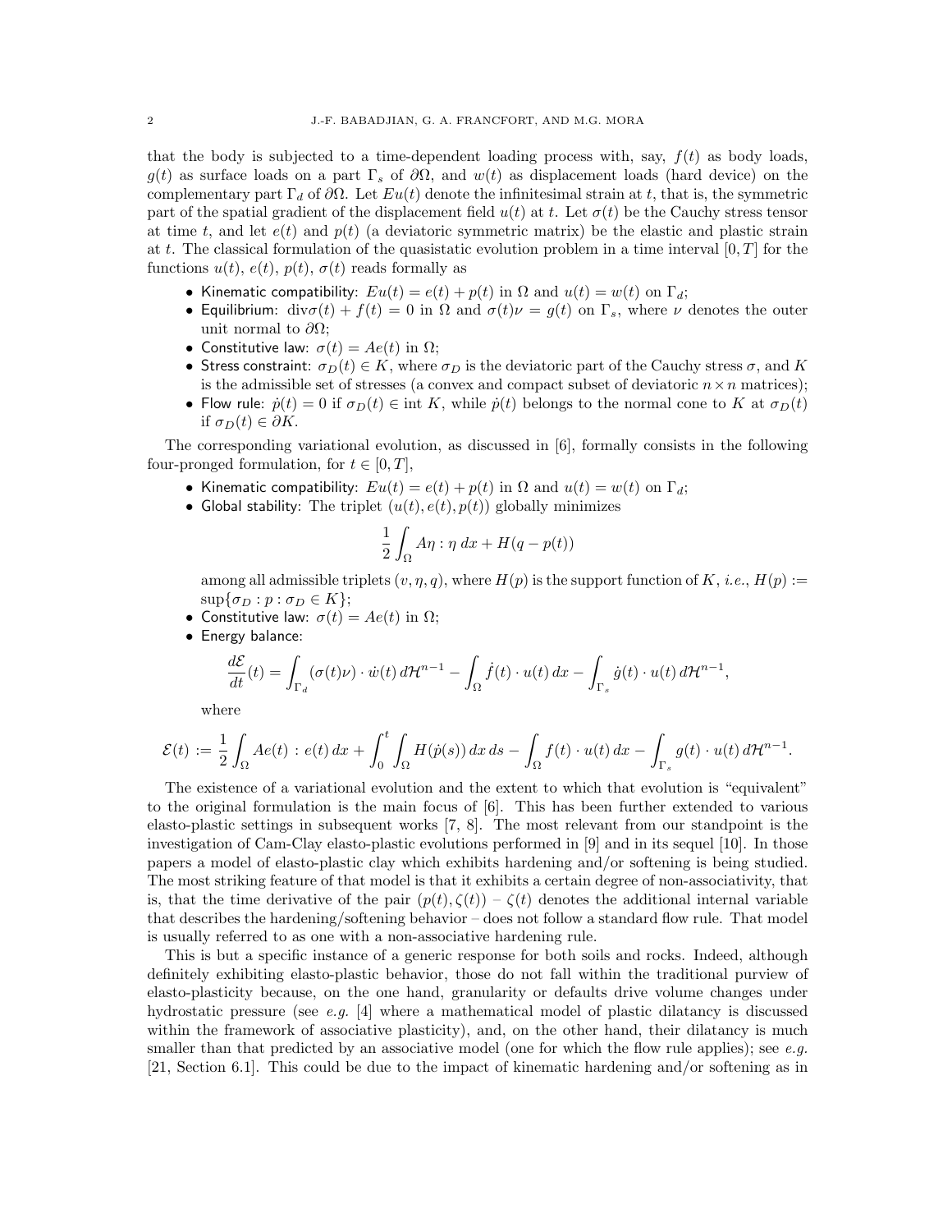that the body is subjected to a time-dependent loading process with, say, $f(t)$ as body loads, $g(t)$ as surface loads on a part $\Gamma_s$ of $\partial\Omega$, and $w(t)$ as displacement loads (hard device) on the complementary part $\Gamma_d$ of $\partial\Omega$. Let $Eu(t)$ denote the infinitesimal strain at $t$, that is, the symmetric part of the spatial gradient of the displacement field $u(t)$ at $t$. Let $\sigma(t)$ be the Cauchy stress tensor at time $t$, and let $e(t)$ and $p(t)$ (a deviatoric symmetric matrix) be the elastic and plastic strain at $t$. The classical formulation of the quasistatic evolution problem in a time interval $[0, T]$ for the functions $u(t)$, $e(t)$, $p(t)$, $\sigma(t)$ reads formally as

- Kinematic compatibility: $Eu(t) = e(t) + p(t)$ in $\Omega$ and $u(t) = w(t)$ on $\Gamma_d$;
- Equilibrium: $\text{div}\sigma(t) + f(t) = 0$ in $\Omega$ and $\sigma(t)\nu = g(t)$ on $\Gamma_s$, where $\nu$ denotes the outer unit normal to $\partial\Omega$;
- Constitutive law: $\sigma(t) = Ae(t)$ in $\Omega$;
- Stress constraint: $\sigma_D(t) \in K$, where $\sigma_D$ is the deviatoric part of the Cauchy stress $\sigma$, and $K$ is the admissible set of stresses (a convex and compact subset of deviatoric $n \times n$ matrices);
- Flow rule: $\dot{p}(t) = 0$ if $\sigma_D(t) \in \text{int}\, K$, while $\dot{p}(t)$ belongs to the normal cone to $K$ at $\sigma_D(t)$ if $\sigma_D(t) \in \partial K$.

The corresponding variational evolution, as discussed in [6], formally consists in the following four-pronged formulation, for $t \in [0, T]$,

- Kinematic compatibility: $Eu(t) = e(t) + p(t)$ in $\Omega$ and $u(t) = w(t)$ on $\Gamma_d$;
- Global stability: The triplet $(u(t), e(t), p(t))$ globally minimizes
$$\frac{1}{2}\int_\Omega A\eta : \eta \, dx + H(q - p(t))$$
among all admissible triplets $(v, \eta, q)$, where $H(p)$ is the support function of $K$, *i.e.*, $H(p) := \sup\{\sigma_D : p : \sigma_D \in K\}$;
- Constitutive law: $\sigma(t) = Ae(t)$ in $\Omega$;
- Energy balance:
$$\frac{d\mathcal{E}}{dt}(t) = \int_{\Gamma_d} (\sigma(t)\nu) \cdot \dot{w}(t) \, d\mathcal{H}^{n-1} - \int_\Omega \dot{f}(t) \cdot u(t) \, dx - \int_{\Gamma_s} \dot{g}(t) \cdot u(t) \, d\mathcal{H}^{n-1},$$
where
$$\mathcal{E}(t) := \frac{1}{2}\int_\Omega Ae(t) : e(t) \, dx + \int_0^t \int_\Omega H(\dot{p}(s)) \, dx \, ds - \int_\Omega f(t) \cdot u(t) \, dx - \int_{\Gamma_s} g(t) \cdot u(t) \, d\mathcal{H}^{n-1}.$$

The existence of a variational evolution and the extent to which that evolution is "equivalent" to the original formulation is the main focus of [6]. This has been further extended to various elasto-plastic settings in subsequent works [7, 8]. The most relevant from our standpoint is the investigation of Cam-Clay elasto-plastic evolutions performed in [9] and in its sequel [10]. In those papers a model of elasto-plastic clay which exhibits hardening and/or softening is being studied. The most striking feature of that model is that it exhibits a certain degree of non-associativity, that is, that the time derivative of the pair $(p(t), \zeta(t))$ – $\zeta(t)$ denotes the additional internal variable that describes the hardening/softening behavior – does not follow a standard flow rule. That model is usually referred to as one with a non-associative hardening rule.

This is but a specific instance of a generic response for both soils and rocks. Indeed, although definitely exhibiting elasto-plastic behavior, those do not fall within the traditional purview of elasto-plasticity because, on the one hand, granularity or defaults drive volume changes under hydrostatic pressure (see *e.g.* [4] where a mathematical model of plastic dilatancy is discussed within the framework of associative plasticity), and, on the other hand, their dilatancy is much smaller than that predicted by an associative model (one for which the flow rule applies); see *e.g.* [21, Section 6.1]. This could be due to the impact of kinematic hardening and/or softening as in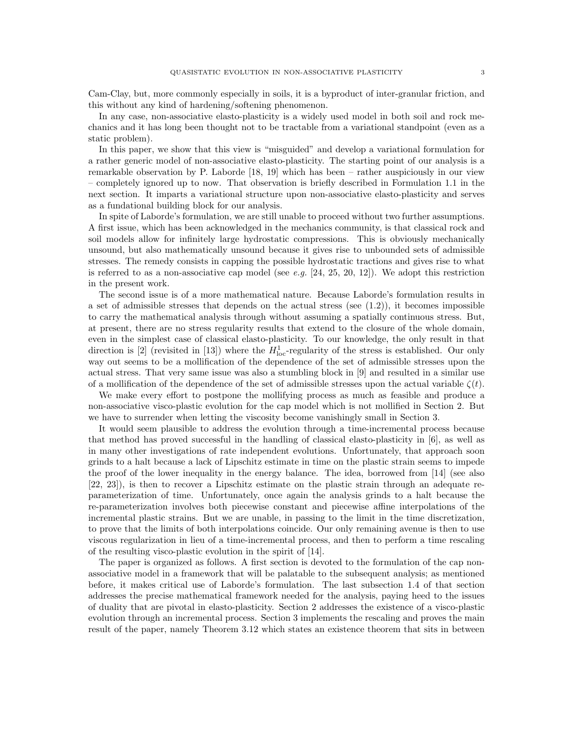Cam-Clay, but, more commonly especially in soils, it is a byproduct of inter-granular friction, and this without any kind of hardening/softening phenomenon.

In any case, non-associative elasto-plasticity is a widely used model in both soil and rock mechanics and it has long been thought not to be tractable from a variational standpoint (even as a static problem).

In this paper, we show that this view is "misguided" and develop a variational formulation for a rather generic model of non-associative elasto-plasticity. The starting point of our analysis is a remarkable observation by P. Laborde [18, 19] which has been – rather auspiciously in our view – completely ignored up to now. That observation is briefly described in Formulation 1.1 in the next section. It imparts a variational structure upon non-associative elasto-plasticity and serves as a fundational building block for our analysis.

In spite of Laborde's formulation, we are still unable to proceed without two further assumptions. A first issue, which has been acknowledged in the mechanics community, is that classical rock and soil models allow for infinitely large hydrostatic compressions. This is obviously mechanically unsound, but also mathematically unsound because it gives rise to unbounded sets of admissible stresses. The remedy consists in capping the possible hydrostatic tractions and gives rise to what is referred to as a non-associative cap model (see *e.g.* [24, 25, 20, 12]). We adopt this restriction in the present work.

The second issue is of a more mathematical nature. Because Laborde's formulation results in a set of admissible stresses that depends on the actual stress (see (1.2)), it becomes impossible to carry the mathematical analysis through without assuming a spatially continuous stress. But, at present, there are no stress regularity results that extend to the closure of the whole domain, even in the simplest case of classical elasto-plasticity. To our knowledge, the only result in that direction is [2] (revisited in [13]) where the $H^1_{\mathrm{loc}}$-regularity of the stress is established. Our only way out seems to be a mollification of the dependence of the set of admissible stresses upon the actual stress. That very same issue was also a stumbling block in [9] and resulted in a similar use of a mollification of the dependence of the set of admissible stresses upon the actual variable $\zeta(t)$.

We make every effort to postpone the mollifying process as much as feasible and produce a non-associative visco-plastic evolution for the cap model which is not mollified in Section 2. But we have to surrender when letting the viscosity become vanishingly small in Section 3.

It would seem plausible to address the evolution through a time-incremental process because that method has proved successful in the handling of classical elasto-plasticity in [6], as well as in many other investigations of rate independent evolutions. Unfortunately, that approach soon grinds to a halt because a lack of Lipschitz estimate in time on the plastic strain seems to impede the proof of the lower inequality in the energy balance. The idea, borrowed from [14] (see also [22, 23]), is then to recover a Lipschitz estimate on the plastic strain through an adequate re-parameterization of time. Unfortunately, once again the analysis grinds to a halt because the re-parameterization involves both piecewise constant and piecewise affine interpolations of the incremental plastic strains. But we are unable, in passing to the limit in the time discretization, to prove that the limits of both interpolations coincide. Our only remaining avenue is then to use viscous regularization in lieu of a time-incremental process, and then to perform a time rescaling of the resulting visco-plastic evolution in the spirit of [14].

The paper is organized as follows. A first section is devoted to the formulation of the cap non-associative model in a framework that will be palatable to the subsequent analysis; as mentioned before, it makes critical use of Laborde's formulation. The last subsection 1.4 of that section addresses the precise mathematical framework needed for the analysis, paying heed to the issues of duality that are pivotal in elasto-plasticity. Section 2 addresses the existence of a visco-plastic evolution through an incremental process. Section 3 implements the rescaling and proves the main result of the paper, namely Theorem 3.12 which states an existence theorem that sits in between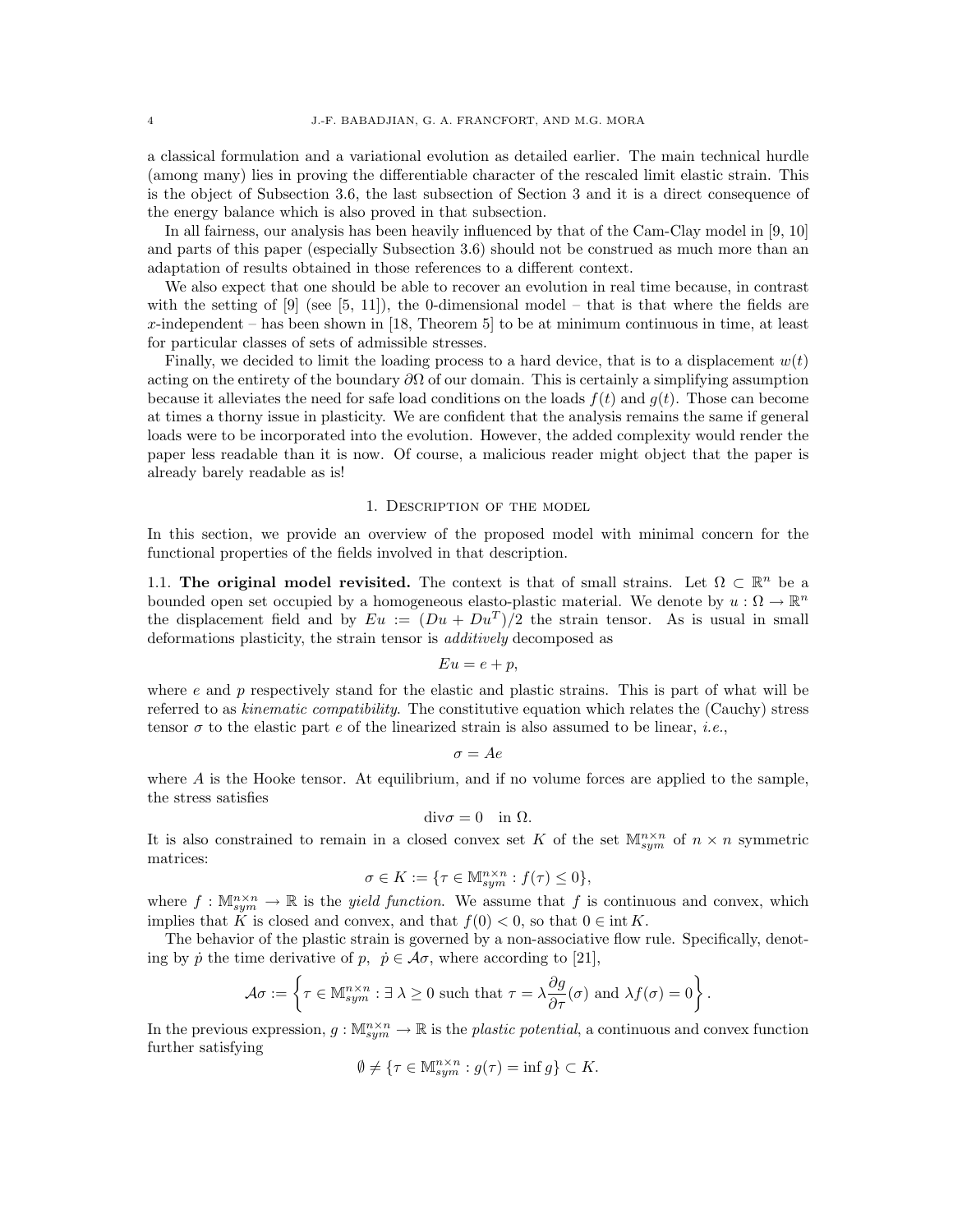a classical formulation and a variational evolution as detailed earlier. The main technical hurdle (among many) lies in proving the differentiable character of the rescaled limit elastic strain. This is the object of Subsection 3.6, the last subsection of Section 3 and it is a direct consequence of the energy balance which is also proved in that subsection.

In all fairness, our analysis has been heavily influenced by that of the Cam-Clay model in [9, 10] and parts of this paper (especially Subsection 3.6) should not be construed as much more than an adaptation of results obtained in those references to a different context.

We also expect that one should be able to recover an evolution in real time because, in contrast with the setting of [9] (see [5, 11]), the 0-dimensional model – that is that where the fields are $x$-independent – has been shown in [18, Theorem 5] to be at minimum continuous in time, at least for particular classes of sets of admissible stresses.

Finally, we decided to limit the loading process to a hard device, that is to a displacement $w(t)$ acting on the entirety of the boundary $\partial\Omega$ of our domain. This is certainly a simplifying assumption because it alleviates the need for safe load conditions on the loads $f(t)$ and $g(t)$. Those can become at times a thorny issue in plasticity. We are confident that the analysis remains the same if general loads were to be incorporated into the evolution. However, the added complexity would render the paper less readable than it is now. Of course, a malicious reader might object that the paper is already barely readable as is!

## 1. Description of the model

In this section, we provide an overview of the proposed model with minimal concern for the functional properties of the fields involved in that description.

### 1.1. **The original model revisited.**

The context is that of small strains. Let $\Omega \subset \mathbb{R}^n$ be a bounded open set occupied by a homogeneous elasto-plastic material. We denote by $u : \Omega \to \mathbb{R}^n$ the displacement field and by $Eu := (Du + Du^T)/2$ the strain tensor. As is usual in small deformations plasticity, the strain tensor is *additively* decomposed as

$$Eu = e + p,$$

where $e$ and $p$ respectively stand for the elastic and plastic strains. This is part of what will be referred to as *kinematic compatibility*. The constitutive equation which relates the (Cauchy) stress tensor $\sigma$ to the elastic part $e$ of the linearized strain is also assumed to be linear, *i.e.*,

$$\sigma = Ae$$

where $A$ is the Hooke tensor. At equilibrium, and if no volume forces are applied to the sample, the stress satisfies

$$\text{div}\sigma = 0 \quad \text{in } \Omega.$$

It is also constrained to remain in a closed convex set $K$ of the set $\mathbb{M}^{n\times n}_{sym}$ of $n \times n$ symmetric matrices:

$$\sigma \in K := \{\tau \in \mathbb{M}^{n\times n}_{sym} : f(\tau) \leq 0\},$$

where $f : \mathbb{M}^{n\times n}_{sym} \to \mathbb{R}$ is the *yield function*. We assume that $f$ is continuous and convex, which implies that $K$ is closed and convex, and that $f(0) < 0$, so that $0 \in \text{int}\, K$.

The behavior of the plastic strain is governed by a non-associative flow rule. Specifically, denoting by $\dot p$ the time derivative of $p$, $\dot p \in \mathcal{A}\sigma$, where according to [21],

$$\mathcal{A}\sigma := \left\{\tau \in \mathbb{M}^{n\times n}_{sym} : \exists\, \lambda \geq 0 \text{ such that } \tau = \lambda \frac{\partial g}{\partial \tau}(\sigma) \text{ and } \lambda f(\sigma) = 0\right\}.$$

In the previous expression, $g : \mathbb{M}^{n\times n}_{sym} \to \mathbb{R}$ is the *plastic potential*, a continuous and convex function further satisfying

$$\emptyset \neq \{\tau \in \mathbb{M}^{n\times n}_{sym} : g(\tau) = \inf g\} \subset K.$$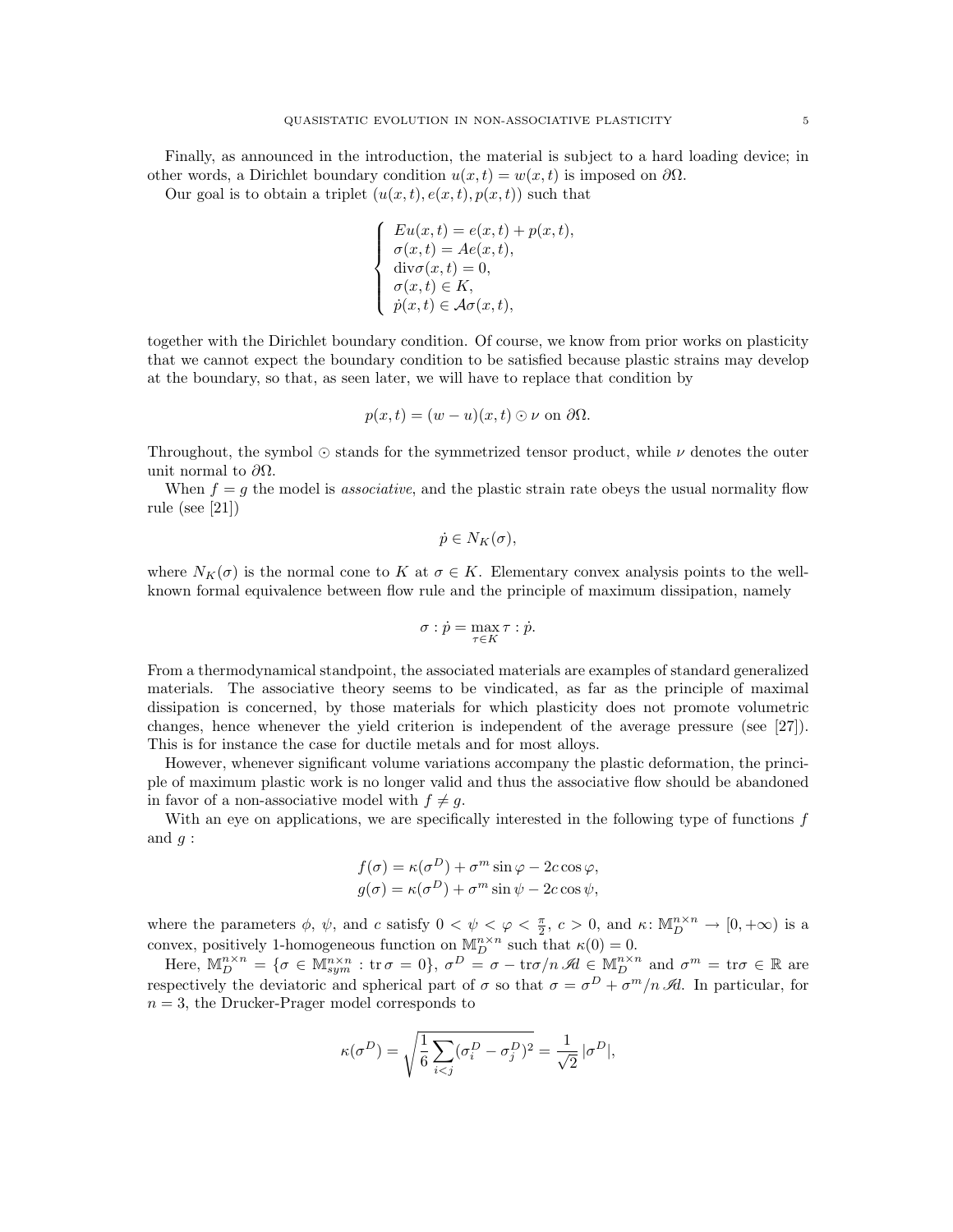Finally, as announced in the introduction, the material is subject to a hard loading device; in other words, a Dirichlet boundary condition $u(x,t) = w(x,t)$ is imposed on $\partial\Omega$.

Our goal is to obtain a triplet $(u(x,t), e(x,t), p(x,t))$ such that

$$
\begin{cases}
Eu(x,t) = e(x,t) + p(x,t), \\
\sigma(x,t) = Ae(x,t), \\
\mathrm{div}\sigma(x,t) = 0, \\
\sigma(x,t) \in K, \\
\dot{p}(x,t) \in \mathcal{A}\sigma(x,t),
\end{cases}
$$

together with the Dirichlet boundary condition. Of course, we know from prior works on plasticity that we cannot expect the boundary condition to be satisfied because plastic strains may develop at the boundary, so that, as seen later, we will have to replace that condition by

$$p(x,t) = (w-u)(x,t) \odot \nu \text{ on } \partial\Omega.$$

Throughout, the symbol $\odot$ stands for the symmetrized tensor product, while $\nu$ denotes the outer unit normal to $\partial\Omega$.

When $f = g$ the model is *associative*, and the plastic strain rate obeys the usual normality flow rule (see [21])

$$\dot{p} \in N_K(\sigma),$$

where $N_K(\sigma)$ is the normal cone to $K$ at $\sigma \in K$. Elementary convex analysis points to the well-known formal equivalence between flow rule and the principle of maximum dissipation, namely

$$\sigma : \dot{p} = \max_{\tau \in K} \tau : \dot{p}.$$

From a thermodynamical standpoint, the associated materials are examples of standard generalized materials. The associative theory seems to be vindicated, as far as the principle of maximal dissipation is concerned, by those materials for which plasticity does not promote volumetric changes, hence whenever the yield criterion is independent of the average pressure (see [27]). This is for instance the case for ductile metals and for most alloys.

However, whenever significant volume variations accompany the plastic deformation, the principle of maximum plastic work is no longer valid and thus the associative flow should be abandoned in favor of a non-associative model with $f \neq g$.

With an eye on applications, we are specifically interested in the following type of functions $f$ and $g$ :

$$
\begin{aligned}
f(\sigma) &= \kappa(\sigma^D) + \sigma^m \sin\varphi - 2c\cos\varphi, \\
g(\sigma) &= \kappa(\sigma^D) + \sigma^m \sin\psi - 2c\cos\psi,
\end{aligned}
$$

where the parameters $\phi$, $\psi$, and $c$ satisfy $0 < \psi < \varphi < \frac{\pi}{2}$, $c > 0$, and $\kappa \colon \mathbb{M}^{n\times n}_D \to [0, +\infty)$ is a convex, positively 1-homogeneous function on $\mathbb{M}^{n\times n}_D$ such that $\kappa(0) = 0$.

Here, $\mathbb{M}^{n\times n}_D = \{\sigma \in \mathbb{M}^{n\times n}_{sym} : \mathrm{tr}\,\sigma = 0\}$, $\sigma^D = \sigma - \mathrm{tr}\sigma/n\, \mathscr{I}\!d \in \mathbb{M}^{n\times n}_D$ and $\sigma^m = \mathrm{tr}\sigma \in \mathbb{R}$ are respectively the deviatoric and spherical part of $\sigma$ so that $\sigma = \sigma^D + \sigma^m/n\, \mathscr{I}\!d$. In particular, for $n = 3$, the Drucker-Prager model corresponds to

$$\kappa(\sigma^D) = \sqrt{\frac{1}{6}\sum_{i<j}(\sigma^D_i - \sigma^D_j)^2} = \frac{1}{\sqrt{2}}\,|\sigma^D|,$$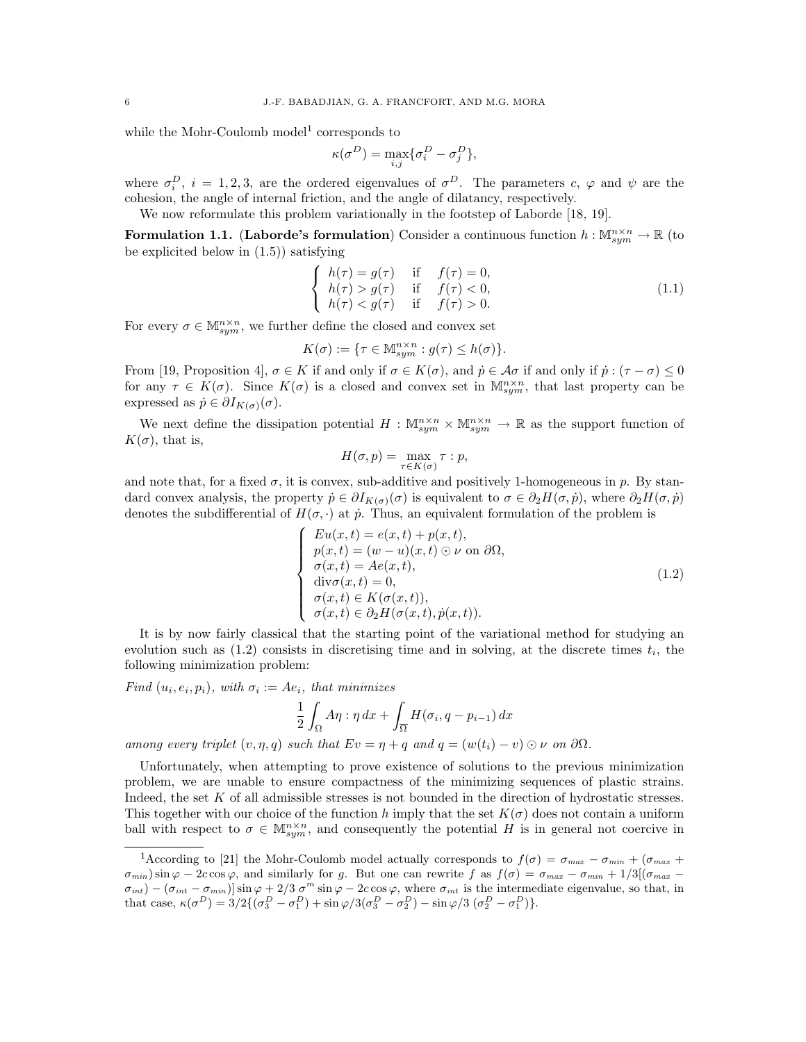while the Mohr-Coulomb model[1] corresponds to

$$\kappa(\sigma^D) = \max_{i,j}\{\sigma_i^D - \sigma_j^D\},$$

where $\sigma_i^D$, $i = 1, 2, 3$, are the ordered eigenvalues of $\sigma^D$. The parameters $c$, $\varphi$ and $\psi$ are the cohesion, the angle of internal friction, and the angle of dilatancy, respectively.

We now reformulate this problem variationally in the footstep of Laborde [18, 19].

**Formulation 1.1.** (**Laborde's formulation**) Consider a continuous function $h : \mathbb{M}^{n\times n}_{sym} \to \mathbb{R}$ (to be explicited below in (1.5)) satisfying

$$\begin{cases} h(\tau) = g(\tau) & \text{if} \quad f(\tau) = 0, \\ h(\tau) > g(\tau) & \text{if} \quad f(\tau) < 0, \\ h(\tau) < g(\tau) & \text{if} \quad f(\tau) > 0. \end{cases} \tag{1.1}$$

For every $\sigma \in \mathbb{M}^{n\times n}_{sym}$, we further define the closed and convex set

$$K(\sigma) := \{\tau \in \mathbb{M}^{n\times n}_{sym} : g(\tau) \le h(\sigma)\}.$$

From [19, Proposition 4], $\sigma \in K$ if and only if $\sigma \in K(\sigma)$, and $\dot p \in \mathcal{A}\sigma$ if and only if $\dot p : (\tau - \sigma) \le 0$ for any $\tau \in K(\sigma)$. Since $K(\sigma)$ is a closed and convex set in $\mathbb{M}^{n\times n}_{sym}$, that last property can be expressed as $\dot p \in \partial I_{K(\sigma)}(\sigma)$.

We next define the dissipation potential $H : \mathbb{M}^{n\times n}_{sym} \times \mathbb{M}^{n\times n}_{sym} \to \mathbb{R}$ as the support function of $K(\sigma)$, that is,

$$H(\sigma, p) = \max_{\tau \in K(\sigma)} \tau : p,$$

and note that, for a fixed $\sigma$, it is convex, sub-additive and positively 1-homogeneous in $p$. By standard convex analysis, the property $\dot p \in \partial I_{K(\sigma)}(\sigma)$ is equivalent to $\sigma \in \partial_2 H(\sigma, \dot p)$, where $\partial_2 H(\sigma, \dot p)$ denotes the subdifferential of $H(\sigma, \cdot)$ at $\dot p$. Thus, an equivalent formulation of the problem is

$$\begin{cases} Eu(x,t) = e(x,t) + p(x,t), \\ p(x,t) = (w-u)(x,t) \odot \nu \text{ on } \partial\Omega, \\ \sigma(x,t) = Ae(x,t), \\ \operatorname{div}\sigma(x,t) = 0, \\ \sigma(x,t) \in K(\sigma(x,t)), \\ \sigma(x,t) \in \partial_2 H(\sigma(x,t), \dot p(x,t)). \end{cases} \tag{1.2}$$

It is by now fairly classical that the starting point of the variational method for studying an evolution such as (1.2) consists in discretising time and in solving, at the discrete times $t_i$, the following minimization problem:

*Find $(u_i, e_i, p_i)$, with $\sigma_i := Ae_i$, that minimizes*

$$\frac{1}{2}\int_\Omega A\eta : \eta \, dx + \int_{\overline{\Omega}} H(\sigma_i, q - p_{i-1}) \, dx$$

*among every triplet $(v, \eta, q)$ such that $Ev = \eta + q$ and $q = (w(t_i) - v) \odot \nu$ on $\partial\Omega$.*

Unfortunately, when attempting to prove existence of solutions to the previous minimization problem, we are unable to ensure compactness of the minimizing sequences of plastic strains. Indeed, the set $K$ of all admissible stresses is not bounded in the direction of hydrostatic stresses. This together with our choice of the function $h$ imply that the set $K(\sigma)$ does not contain a uniform ball with respect to $\sigma \in \mathbb{M}^{n\times n}_{sym}$, and consequently the potential $H$ is in general not coercive in

---

[1] According to [21] the Mohr-Coulomb model actually corresponds to $f(\sigma) = \sigma_{max} - \sigma_{min} + (\sigma_{max} + \sigma_{min})\sin\varphi - 2c\cos\varphi$, and similarly for $g$. But one can rewrite $f$ as $f(\sigma) = \sigma_{max} - \sigma_{min} + 1/3[(\sigma_{max} - \sigma_{int}) - (\sigma_{int} - \sigma_{min})]\sin\varphi + 2/3\, \sigma^m \sin\varphi - 2c\cos\varphi$, where $\sigma_{int}$ is the intermediate eigenvalue, so that, in that case, $\kappa(\sigma^D) = 3/2\{(\sigma_3^D - \sigma_1^D) + \sin\varphi/3(\sigma_3^D - \sigma_2^D) - \sin\varphi/3\,(\sigma_2^D - \sigma_1^D)\}$.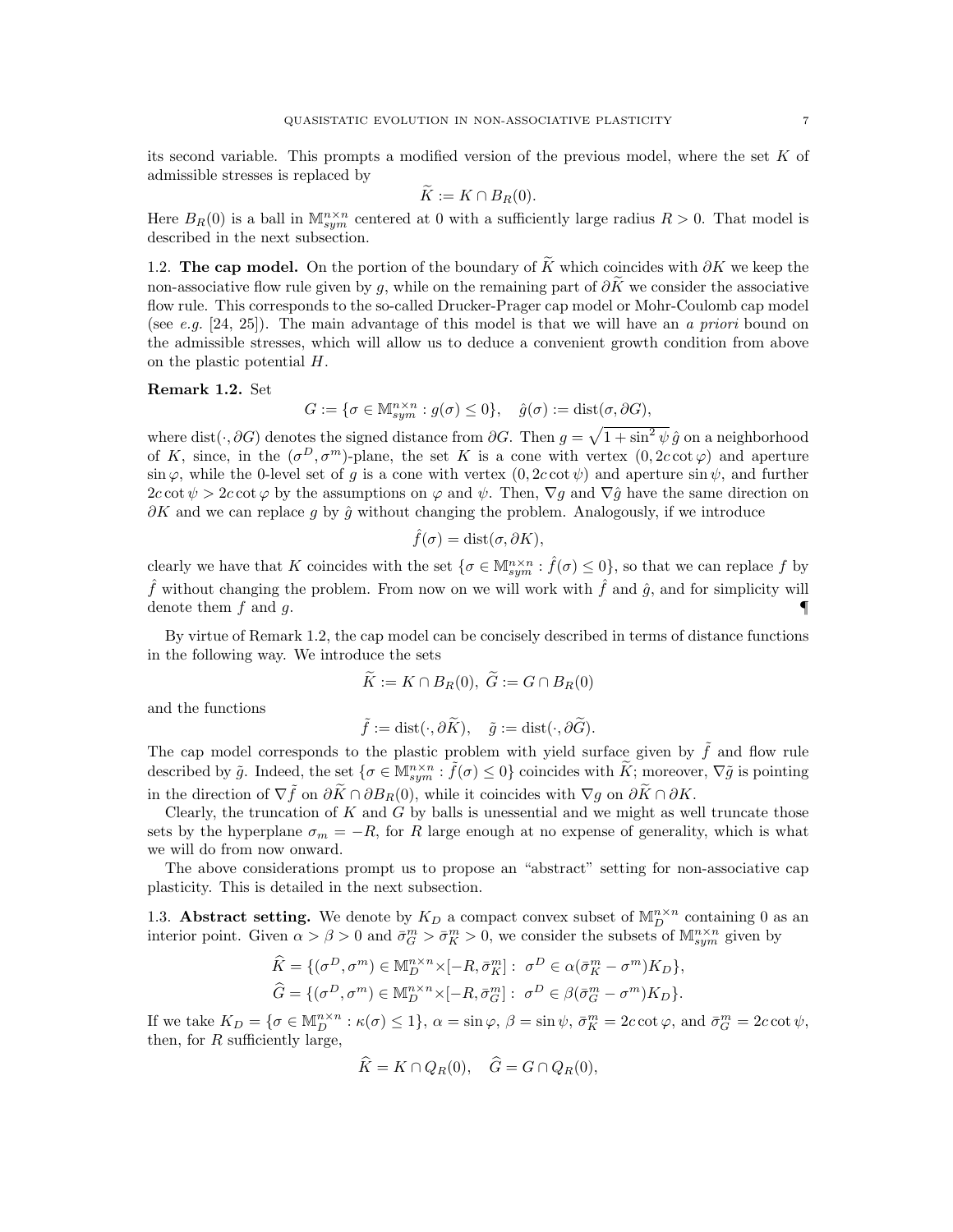its second variable. This prompts a modified version of the previous model, where the set $K$ of admissible stresses is replaced by

$$\widetilde{K} := K \cap B_R(0).$$

Here $B_R(0)$ is a ball in $\mathbb{M}^{n\times n}_{sym}$ centered at 0 with a sufficiently large radius $R > 0$. That model is described in the next subsection.

## 1.2. **The cap model.**

On the portion of the boundary of $\widetilde{K}$ which coincides with $\partial K$ we keep the non-associative flow rule given by $g$, while on the remaining part of $\partial\widetilde{K}$ we consider the associative flow rule. This corresponds to the so-called Drucker-Prager cap model or Mohr-Coulomb cap model (see *e.g.* [24, 25]). The main advantage of this model is that we will have an *a priori* bound on the admissible stresses, which will allow us to deduce a convenient growth condition from above on the plastic potential $H$.

**Remark 1.2.** Set

$$G := \{\sigma \in \mathbb{M}^{n\times n}_{sym} : g(\sigma) \le 0\}, \quad \hat{g}(\sigma) := \mathrm{dist}(\sigma, \partial G),$$

where $\mathrm{dist}(\cdot, \partial G)$ denotes the signed distance from $\partial G$. Then $g = \sqrt{1 + \sin^2\psi}\,\hat{g}$ on a neighborhood of $K$, since, in the $(\sigma^D, \sigma^m)$-plane, the set $K$ is a cone with vertex $(0, 2c\cot\varphi)$ and aperture $\sin\varphi$, while the 0-level set of $g$ is a cone with vertex $(0, 2c\cot\psi)$ and aperture $\sin\psi$, and further $2c\cot\psi > 2c\cot\varphi$ by the assumptions on $\varphi$ and $\psi$. Then, $\nabla g$ and $\nabla\hat{g}$ have the same direction on $\partial K$ and we can replace $g$ by $\hat{g}$ without changing the problem. Analogously, if we introduce

$$\hat{f}(\sigma) = \mathrm{dist}(\sigma, \partial K),$$

clearly we have that $K$ coincides with the set $\{\sigma \in \mathbb{M}^{n\times n}_{sym} : \hat{f}(\sigma) \le 0\}$, so that we can replace $f$ by $\hat{f}$ without changing the problem. From now on we will work with $\hat{f}$ and $\hat{g}$, and for simplicity will denote them $f$ and $g$. ¶

By virtue of Remark 1.2, the cap model can be concisely described in terms of distance functions in the following way. We introduce the sets

$$\widetilde{K} := K \cap B_R(0),\ \widetilde{G} := G \cap B_R(0)$$

and the functions

$$\tilde{f} := \mathrm{dist}(\cdot, \partial\widetilde{K}), \quad \tilde{g} := \mathrm{dist}(\cdot, \partial\widetilde{G}).$$

The cap model corresponds to the plastic problem with yield surface given by $\tilde{f}$ and flow rule described by $\tilde{g}$. Indeed, the set $\{\sigma \in \mathbb{M}^{n\times n}_{sym} : \tilde{f}(\sigma) \le 0\}$ coincides with $\widetilde{K}$; moreover, $\nabla\tilde{g}$ is pointing in the direction of $\nabla\tilde{f}$ on $\partial\widetilde{K} \cap \partial B_R(0)$, while it coincides with $\nabla g$ on $\partial\widetilde{K} \cap \partial K$.

Clearly, the truncation of $K$ and $G$ by balls is unessential and we might as well truncate those sets by the hyperplane $\sigma_m = -R$, for $R$ large enough at no expense of generality, which is what we will do from now onward.

The above considerations prompt us to propose an "abstract" setting for non-associative cap plasticity. This is detailed in the next subsection.

## 1.3. **Abstract setting.**

We denote by $K_D$ a compact convex subset of $\mathbb{M}^{n\times n}_D$ containing 0 as an interior point. Given $\alpha > \beta > 0$ and $\bar{\sigma}^m_G > \bar{\sigma}^m_K > 0$, we consider the subsets of $\mathbb{M}^{n\times n}_{sym}$ given by

$$\widehat{K} = \{(\sigma^D, \sigma^m) \in \mathbb{M}^{n\times n}_D \times [-R, \bar{\sigma}^m_K] : \ \sigma^D \in \alpha(\bar{\sigma}^m_K - \sigma^m)K_D\},$$

$$\widehat{G} = \{(\sigma^D, \sigma^m) \in \mathbb{M}^{n\times n}_D \times [-R, \bar{\sigma}^m_G] : \ \sigma^D \in \beta(\bar{\sigma}^m_G - \sigma^m)K_D\}.$$

If we take $K_D = \{\sigma \in \mathbb{M}^{n\times n}_D : \kappa(\sigma) \le 1\}$, $\alpha = \sin\varphi$, $\beta = \sin\psi$, $\bar{\sigma}^m_K = 2c\cot\varphi$, and $\bar{\sigma}^m_G = 2c\cot\psi$, then, for $R$ sufficiently large,

$$\widehat{K} = K \cap Q_R(0), \quad \widehat{G} = G \cap Q_R(0),$$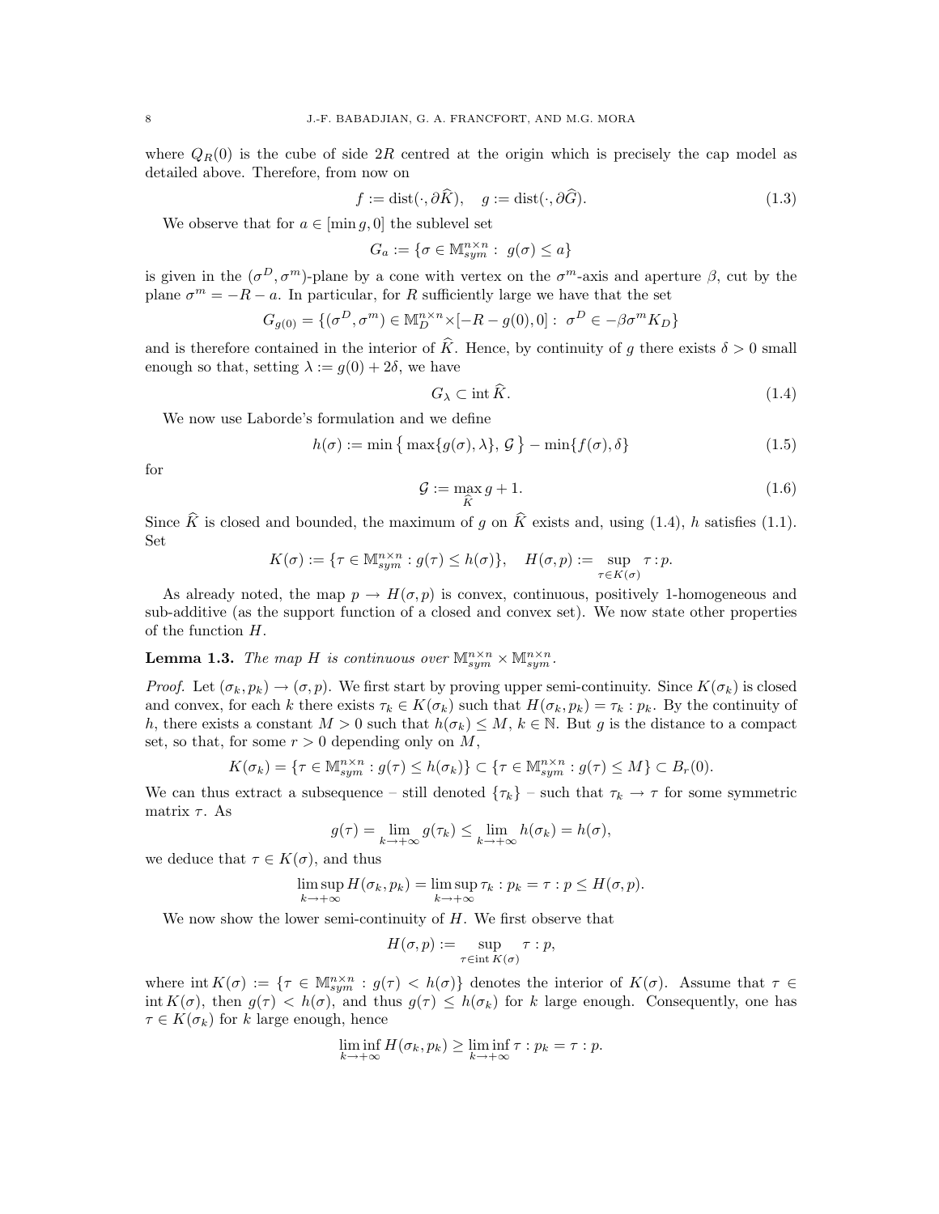where $Q_R(0)$ is the cube of side $2R$ centred at the origin which is precisely the cap model as detailed above. Therefore, from now on

$$f := \operatorname{dist}(\cdot, \partial\widehat{K}), \quad g := \operatorname{dist}(\cdot, \partial\widehat{G}). \tag{1.3}$$

We observe that for $a \in [\min g, 0]$ the sublevel set

$$G_a := \{\sigma \in \mathbb{M}^{n\times n}_{sym} : \; g(\sigma) \le a\}$$

is given in the $(\sigma^D, \sigma^m)$-plane by a cone with vertex on the $\sigma^m$-axis and aperture $\beta$, cut by the plane $\sigma^m = -R - a$. In particular, for $R$ sufficiently large we have that the set

$$G_{g(0)} = \{(\sigma^D, \sigma^m) \in \mathbb{M}^{n\times n}_D \times [-R - g(0), 0] : \; \sigma^D \in -\beta\sigma^m K_D\}$$

and is therefore contained in the interior of $\widehat{K}$. Hence, by continuity of $g$ there exists $\delta > 0$ small enough so that, setting $\lambda := g(0) + 2\delta$, we have

$$G_\lambda \subset \operatorname{int}\widehat{K}. \tag{1.4}$$

We now use Laborde's formulation and we define

$$h(\sigma) := \min\left\{ \max\{g(\sigma), \lambda\}, \, \mathcal{G} \right\} - \min\{f(\sigma), \delta\} \tag{1.5}$$

for

$$\mathcal{G} := \max_{\widehat{K}} g + 1. \tag{1.6}$$

Since $\widehat{K}$ is closed and bounded, the maximum of $g$ on $\widehat{K}$ exists and, using (1.4), $h$ satisfies (1.1). Set

$$K(\sigma) := \{\tau \in \mathbb{M}^{n\times n}_{sym} : g(\tau) \le h(\sigma)\}, \quad H(\sigma, p) := \sup_{\tau \in K(\sigma)} \tau : p.$$

As already noted, the map $p \to H(\sigma, p)$ is convex, continuous, positively 1-homogeneous and sub-additive (as the support function of a closed and convex set). We now state other properties of the function $H$.

**Lemma 1.3.** *The map $H$ is continuous over $\mathbb{M}^{n\times n}_{sym} \times \mathbb{M}^{n\times n}_{sym}$.*

*Proof.* Let $(\sigma_k, p_k) \to (\sigma, p)$. We first start by proving upper semi-continuity. Since $K(\sigma_k)$ is closed and convex, for each $k$ there exists $\tau_k \in K(\sigma_k)$ such that $H(\sigma_k, p_k) = \tau_k : p_k$. By the continuity of $h$, there exists a constant $M > 0$ such that $h(\sigma_k) \le M$, $k \in \mathbb{N}$. But $g$ is the distance to a compact set, so that, for some $r > 0$ depending only on $M$,

$$K(\sigma_k) = \{\tau \in \mathbb{M}^{n\times n}_{sym} : g(\tau) \le h(\sigma_k)\} \subset \{\tau \in \mathbb{M}^{n\times n}_{sym} : g(\tau) \le M\} \subset B_r(0).$$

We can thus extract a subsequence – still denoted $\{\tau_k\}$ – such that $\tau_k \to \tau$ for some symmetric matrix $\tau$. As

$$g(\tau) = \lim_{k\to+\infty} g(\tau_k) \le \lim_{k\to+\infty} h(\sigma_k) = h(\sigma),$$

we deduce that $\tau \in K(\sigma)$, and thus

$$\limsup_{k\to+\infty} H(\sigma_k, p_k) = \limsup_{k\to+\infty} \tau_k : p_k = \tau : p \le H(\sigma, p).$$

We now show the lower semi-continuity of $H$. We first observe that

$$H(\sigma, p) := \sup_{\tau \in \operatorname{int} K(\sigma)} \tau : p,$$

where $\operatorname{int} K(\sigma) := \{\tau \in \mathbb{M}^{n\times n}_{sym} : g(\tau) < h(\sigma)\}$ denotes the interior of $K(\sigma)$. Assume that $\tau \in \operatorname{int} K(\sigma)$, then $g(\tau) < h(\sigma)$, and thus $g(\tau) \le h(\sigma_k)$ for $k$ large enough. Consequently, one has $\tau \in K(\sigma_k)$ for $k$ large enough, hence

$$\liminf_{k\to+\infty} H(\sigma_k, p_k) \ge \liminf_{k\to+\infty} \tau : p_k = \tau : p.$$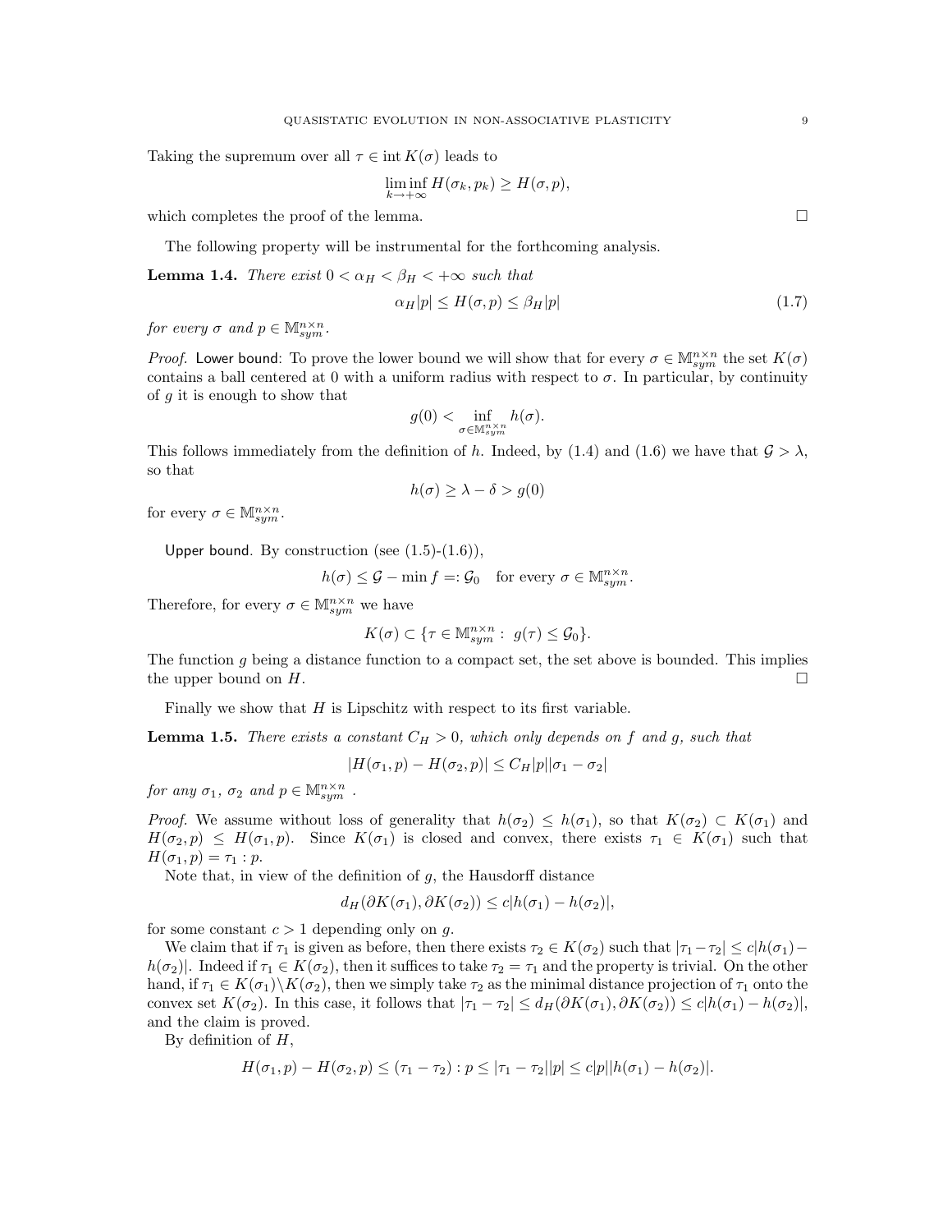Taking the supremum over all $\tau \in \operatorname{int} K(\sigma)$ leads to

$$\liminf_{k\to+\infty} H(\sigma_k, p_k) \geq H(\sigma, p),$$

which completes the proof of the lemma. $\square$

The following property will be instrumental for the forthcoming analysis.

**Lemma 1.4.** *There exist $0 < \alpha_H < \beta_H < +\infty$ such that*

$$\alpha_H |p| \leq H(\sigma, p) \leq \beta_H |p| \tag{1.7}$$

*for every $\sigma$ and $p \in \mathbb{M}^{n\times n}_{sym}$.*

*Proof.* Lower bound: To prove the lower bound we will show that for every $\sigma \in \mathbb{M}^{n\times n}_{sym}$ the set $K(\sigma)$ contains a ball centered at 0 with a uniform radius with respect to $\sigma$. In particular, by continuity of $g$ it is enough to show that

$$g(0) < \inf_{\sigma \in \mathbb{M}^{n\times n}_{sym}} h(\sigma).$$

This follows immediately from the definition of $h$. Indeed, by (1.4) and (1.6) we have that $\mathcal{G} > \lambda$, so that

$$h(\sigma) \geq \lambda - \delta > g(0)$$

for every $\sigma \in \mathbb{M}^{n\times n}_{sym}$.

Upper bound. By construction (see (1.5)-(1.6)),

$$h(\sigma) \leq \mathcal{G} - \min f =: \mathcal{G}_0 \quad \text{for every } \sigma \in \mathbb{M}^{n\times n}_{sym}.$$

Therefore, for every $\sigma \in \mathbb{M}^{n\times n}_{sym}$ we have

$$K(\sigma) \subset \{\tau \in \mathbb{M}^{n\times n}_{sym} : \; g(\tau) \leq \mathcal{G}_0\}.$$

The function $g$ being a distance function to a compact set, the set above is bounded. This implies the upper bound on $H$. $\square$

Finally we show that $H$ is Lipschitz with respect to its first variable.

**Lemma 1.5.** *There exists a constant $C_H > 0$, which only depends on $f$ and $g$, such that*

$$|H(\sigma_1, p) - H(\sigma_2, p)| \leq C_H |p| |\sigma_1 - \sigma_2|$$

*for any $\sigma_1$, $\sigma_2$ and $p \in \mathbb{M}^{n\times n}_{sym}$ .*

*Proof.* We assume without loss of generality that $h(\sigma_2) \leq h(\sigma_1)$, so that $K(\sigma_2) \subset K(\sigma_1)$ and $H(\sigma_2, p) \leq H(\sigma_1, p)$. Since $K(\sigma_1)$ is closed and convex, there exists $\tau_1 \in K(\sigma_1)$ such that $H(\sigma_1, p) = \tau_1 : p$.

Note that, in view of the definition of $g$, the Hausdorff distance

$$d_H(\partial K(\sigma_1), \partial K(\sigma_2)) \leq c|h(\sigma_1) - h(\sigma_2)|,$$

for some constant $c > 1$ depending only on $g$.

We claim that if $\tau_1$ is given as before, then there exists $\tau_2 \in K(\sigma_2)$ such that $|\tau_1 - \tau_2| \leq c|h(\sigma_1) - h(\sigma_2)|$. Indeed if $\tau_1 \in K(\sigma_2)$, then it suffices to take $\tau_2 = \tau_1$ and the property is trivial. On the other hand, if $\tau_1 \in K(\sigma_1)\backslash K(\sigma_2)$, then we simply take $\tau_2$ as the minimal distance projection of $\tau_1$ onto the convex set $K(\sigma_2)$. In this case, it follows that $|\tau_1 - \tau_2| \leq d_H(\partial K(\sigma_1), \partial K(\sigma_2)) \leq c|h(\sigma_1) - h(\sigma_2)|$, and the claim is proved.

By definition of $H$,

$$H(\sigma_1, p) - H(\sigma_2, p) \leq (\tau_1 - \tau_2) : p \leq |\tau_1 - \tau_2||p| \leq c|p||h(\sigma_1) - h(\sigma_2)|.$$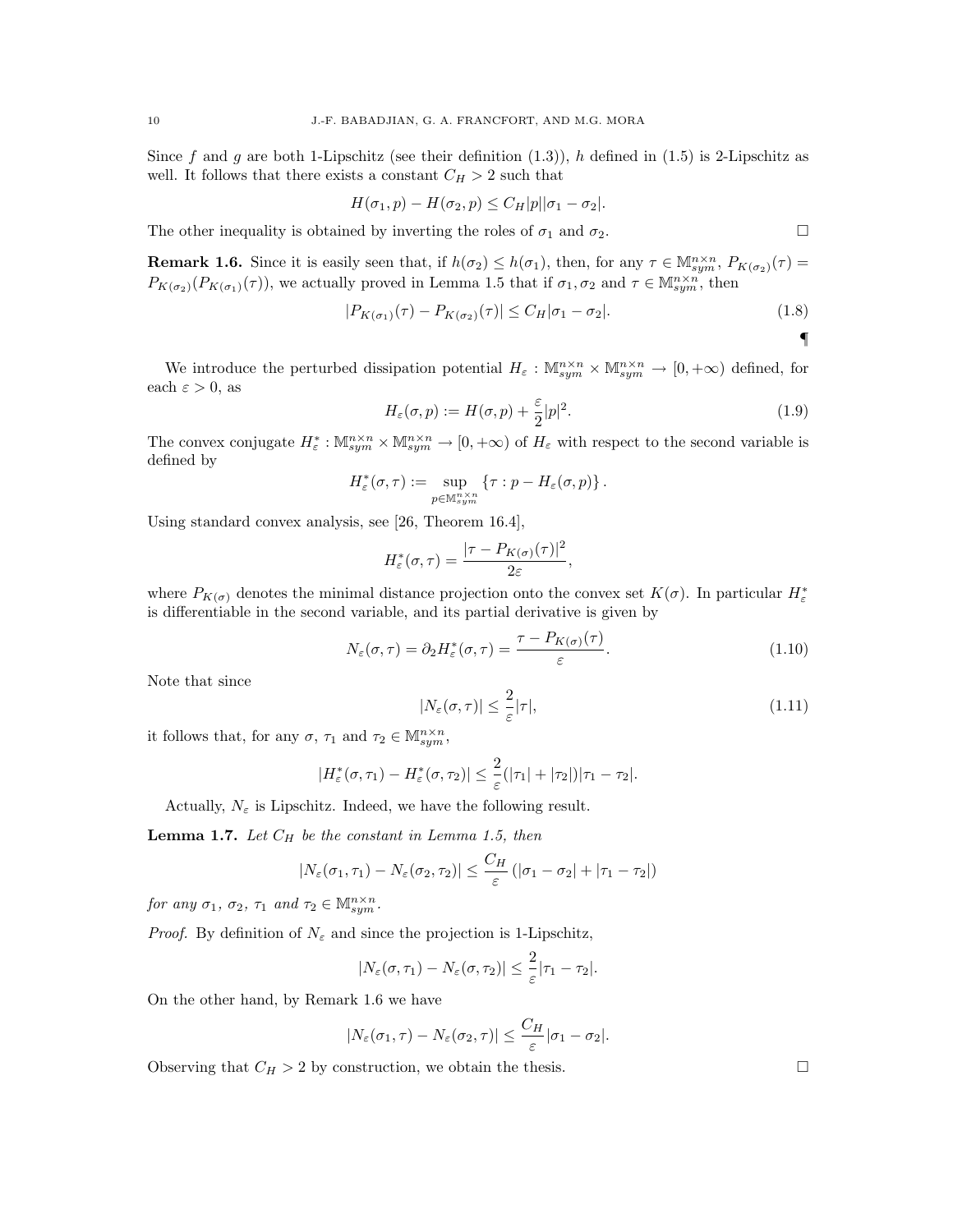Since $f$ and $g$ are both 1-Lipschitz (see their definition (1.3)), $h$ defined in (1.5) is 2-Lipschitz as well. It follows that there exists a constant $C_H > 2$ such that

$$H(\sigma_1, p) - H(\sigma_2, p) \leq C_H |p||\sigma_1 - \sigma_2|.$$

The other inequality is obtained by inverting the roles of $\sigma_1$ and $\sigma_2$. □

**Remark 1.6.** Since it is easily seen that, if $h(\sigma_2) \leq h(\sigma_1)$, then, for any $\tau \in \mathbb{M}^{n\times n}_{sym}$, $P_{K(\sigma_2)}(\tau) = P_{K(\sigma_2)}(P_{K(\sigma_1)}(\tau))$, we actually proved in Lemma 1.5 that if $\sigma_1, \sigma_2$ and $\tau \in \mathbb{M}^{n\times n}_{sym}$, then

$$|P_{K(\sigma_1)}(\tau) - P_{K(\sigma_2)}(\tau)| \leq C_H |\sigma_1 - \sigma_2|. \tag{1.8}$$

¶

We introduce the perturbed dissipation potential $H_\varepsilon : \mathbb{M}^{n\times n}_{sym} \times \mathbb{M}^{n\times n}_{sym} \to [0, +\infty)$ defined, for each $\varepsilon > 0$, as

$$H_\varepsilon(\sigma, p) := H(\sigma, p) + \frac{\varepsilon}{2}|p|^2. \tag{1.9}$$

The convex conjugate $H^*_\varepsilon : \mathbb{M}^{n\times n}_{sym} \times \mathbb{M}^{n\times n}_{sym} \to [0, +\infty)$ of $H_\varepsilon$ with respect to the second variable is defined by

$$H^*_\varepsilon(\sigma, \tau) := \sup_{p \in \mathbb{M}^{n\times n}_{sym}} \{\tau : p - H_\varepsilon(\sigma, p)\}.$$

Using standard convex analysis, see [26, Theorem 16.4],

$$H^*_\varepsilon(\sigma, \tau) = \frac{|\tau - P_{K(\sigma)}(\tau)|^2}{2\varepsilon},$$

where $P_{K(\sigma)}$ denotes the minimal distance projection onto the convex set $K(\sigma)$. In particular $H^*_\varepsilon$ is differentiable in the second variable, and its partial derivative is given by

$$N_\varepsilon(\sigma, \tau) = \partial_2 H^*_\varepsilon(\sigma, \tau) = \frac{\tau - P_{K(\sigma)}(\tau)}{\varepsilon}. \tag{1.10}$$

Note that since

$$|N_\varepsilon(\sigma, \tau)| \leq \frac{2}{\varepsilon}|\tau|, \tag{1.11}$$

it follows that, for any $\sigma$, $\tau_1$ and $\tau_2 \in \mathbb{M}^{n\times n}_{sym}$,

$$|H^*_\varepsilon(\sigma, \tau_1) - H^*_\varepsilon(\sigma, \tau_2)| \leq \frac{2}{\varepsilon}(|\tau_1| + |\tau_2|)|\tau_1 - \tau_2|.$$

Actually, $N_\varepsilon$ is Lipschitz. Indeed, we have the following result.

**Lemma 1.7.** *Let $C_H$ be the constant in Lemma 1.5, then*

$$|N_\varepsilon(\sigma_1, \tau_1) - N_\varepsilon(\sigma_2, \tau_2)| \leq \frac{C_H}{\varepsilon}\left(|\sigma_1 - \sigma_2| + |\tau_1 - \tau_2|\right)$$

*for any $\sigma_1$, $\sigma_2$, $\tau_1$ and $\tau_2 \in \mathbb{M}^{n\times n}_{sym}$.*

*Proof.* By definition of $N_\varepsilon$ and since the projection is 1-Lipschitz,

$$|N_\varepsilon(\sigma, \tau_1) - N_\varepsilon(\sigma, \tau_2)| \leq \frac{2}{\varepsilon}|\tau_1 - \tau_2|.$$

On the other hand, by Remark 1.6 we have

$$|N_\varepsilon(\sigma_1, \tau) - N_\varepsilon(\sigma_2, \tau)| \leq \frac{C_H}{\varepsilon}|\sigma_1 - \sigma_2|.$$

Observing that $C_H > 2$ by construction, we obtain the thesis. □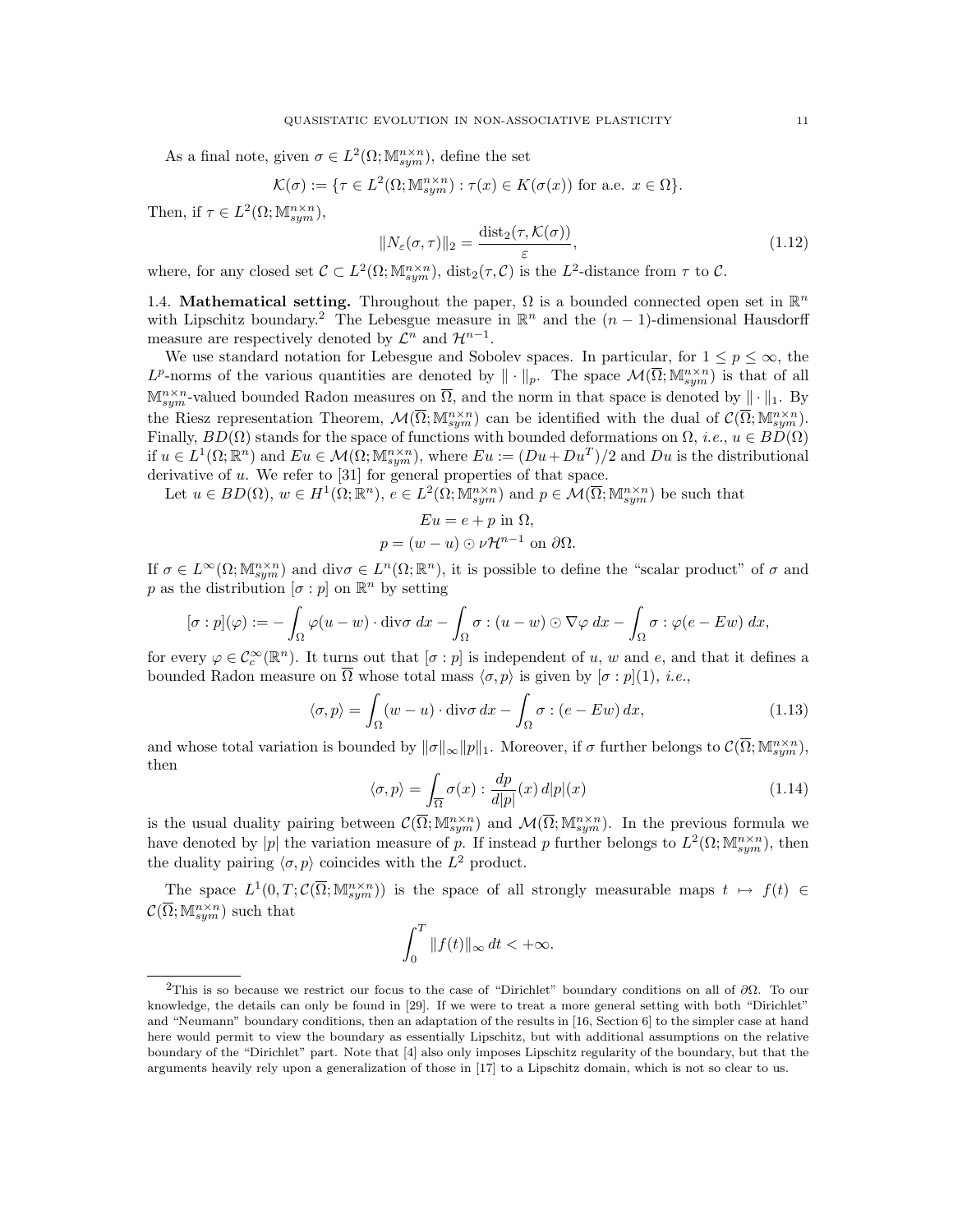As a final note, given $\sigma \in L^2(\Omega; \mathbb{M}^{n\times n}_{sym})$, define the set

$$\mathcal{K}(\sigma) := \{\tau \in L^2(\Omega; \mathbb{M}^{n\times n}_{sym}) : \tau(x) \in K(\sigma(x)) \text{ for a.e. } x \in \Omega\}.$$

Then, if $\tau \in L^2(\Omega; \mathbb{M}^{n\times n}_{sym})$,

$$\|N_\varepsilon(\sigma, \tau)\|_2 = \frac{\operatorname{dist}_2(\tau, \mathcal{K}(\sigma))}{\varepsilon}, \tag{1.12}$$

where, for any closed set $\mathcal{C} \subset L^2(\Omega; \mathbb{M}^{n\times n}_{sym})$, $\operatorname{dist}_2(\tau, \mathcal{C})$ is the $L^2$-distance from $\tau$ to $\mathcal{C}$.

1.4. **Mathematical setting.** Throughout the paper, $\Omega$ is a bounded connected open set in $\mathbb{R}^n$ with Lipschitz boundary.[2] The Lebesgue measure in $\mathbb{R}^n$ and the $(n-1)$-dimensional Hausdorff measure are respectively denoted by $\mathcal{L}^n$ and $\mathcal{H}^{n-1}$.

We use standard notation for Lebesgue and Sobolev spaces. In particular, for $1 \le p \le \infty$, the $L^p$-norms of the various quantities are denoted by $\|\cdot\|_p$. The space $\mathcal{M}(\overline{\Omega}; \mathbb{M}^{n\times n}_{sym})$ is that of all $\mathbb{M}^{n\times n}_{sym}$-valued bounded Radon measures on $\overline{\Omega}$, and the norm in that space is denoted by $\|\cdot\|_1$. By the Riesz representation Theorem, $\mathcal{M}(\overline{\Omega}; \mathbb{M}^{n\times n}_{sym})$ can be identified with the dual of $\mathcal{C}(\overline{\Omega}; \mathbb{M}^{n\times n}_{sym})$. Finally, $BD(\Omega)$ stands for the space of functions with bounded deformations on $\Omega$, *i.e.*, $u \in BD(\Omega)$ if $u \in L^1(\Omega; \mathbb{R}^n)$ and $Eu \in \mathcal{M}(\Omega; \mathbb{M}^{n\times n}_{sym})$, where $Eu := (Du + Du^T)/2$ and $Du$ is the distributional derivative of $u$. We refer to [31] for general properties of that space.

Let $u \in BD(\Omega)$, $w \in H^1(\Omega; \mathbb{R}^n)$, $e \in L^2(\Omega; \mathbb{M}^{n\times n}_{sym})$ and $p \in \mathcal{M}(\overline{\Omega}; \mathbb{M}^{n\times n}_{sym})$ be such that

$$Eu = e + p \text{ in } \Omega,$$
$$p = (w - u) \odot \nu \mathcal{H}^{n-1} \text{ on } \partial\Omega.$$

If $\sigma \in L^\infty(\Omega; \mathbb{M}^{n\times n}_{sym})$ and $\operatorname{div}\sigma \in L^n(\Omega; \mathbb{R}^n)$, it is possible to define the "scalar product" of $\sigma$ and $p$ as the distribution $[\sigma : p]$ on $\mathbb{R}^n$ by setting

$$[\sigma : p](\varphi) := -\int_\Omega \varphi(u - w) \cdot \operatorname{div}\sigma \, dx - \int_\Omega \sigma : (u - w) \odot \nabla\varphi \, dx - \int_\Omega \sigma : \varphi(e - Ew) \, dx,$$

for every $\varphi \in \mathcal{C}^\infty_c(\mathbb{R}^n)$. It turns out that $[\sigma : p]$ is independent of $u$, $w$ and $e$, and that it defines a bounded Radon measure on $\overline{\Omega}$ whose total mass $\langle \sigma, p \rangle$ is given by $[\sigma : p](1)$, *i.e.*,

$$\langle \sigma, p \rangle = \int_\Omega (w - u) \cdot \operatorname{div}\sigma \, dx - \int_\Omega \sigma : (e - Ew) \, dx, \tag{1.13}$$

and whose total variation is bounded by $\|\sigma\|_\infty \|p\|_1$. Moreover, if $\sigma$ further belongs to $\mathcal{C}(\overline{\Omega}; \mathbb{M}^{n\times n}_{sym})$, then

$$\langle \sigma, p \rangle = \int_{\overline{\Omega}} \sigma(x) : \frac{dp}{d|p|}(x) \, d|p|(x) \tag{1.14}$$

is the usual duality pairing between $\mathcal{C}(\overline{\Omega}; \mathbb{M}^{n\times n}_{sym})$ and $\mathcal{M}(\overline{\Omega}; \mathbb{M}^{n\times n}_{sym})$. In the previous formula we have denoted by $|p|$ the variation measure of $p$. If instead $p$ further belongs to $L^2(\Omega; \mathbb{M}^{n\times n}_{sym})$, then the duality pairing $\langle \sigma, p \rangle$ coincides with the $L^2$ product.

The space $L^1(0, T; \mathcal{C}(\overline{\Omega}; \mathbb{M}^{n\times n}_{sym}))$ is the space of all strongly measurable maps $t \mapsto f(t) \in \mathcal{C}(\overline{\Omega}; \mathbb{M}^{n\times n}_{sym})$ such that

$$\int_0^T \|f(t)\|_\infty \, dt < +\infty.$$

---

[2] This is so because we restrict our focus to the case of "Dirichlet" boundary conditions on all of $\partial\Omega$. To our knowledge, the details can only be found in [29]. If we were to treat a more general setting with both "Dirichlet" and "Neumann" boundary conditions, then an adaptation of the results in [16, Section 6] to the simpler case at hand here would permit to view the boundary as essentially Lipschitz, but with additional assumptions on the relative boundary of the "Dirichlet" part. Note that [4] also only imposes Lipschitz regularity of the boundary, but that the arguments heavily rely upon a generalization of those in [17] to a Lipschitz domain, which is not so clear to us.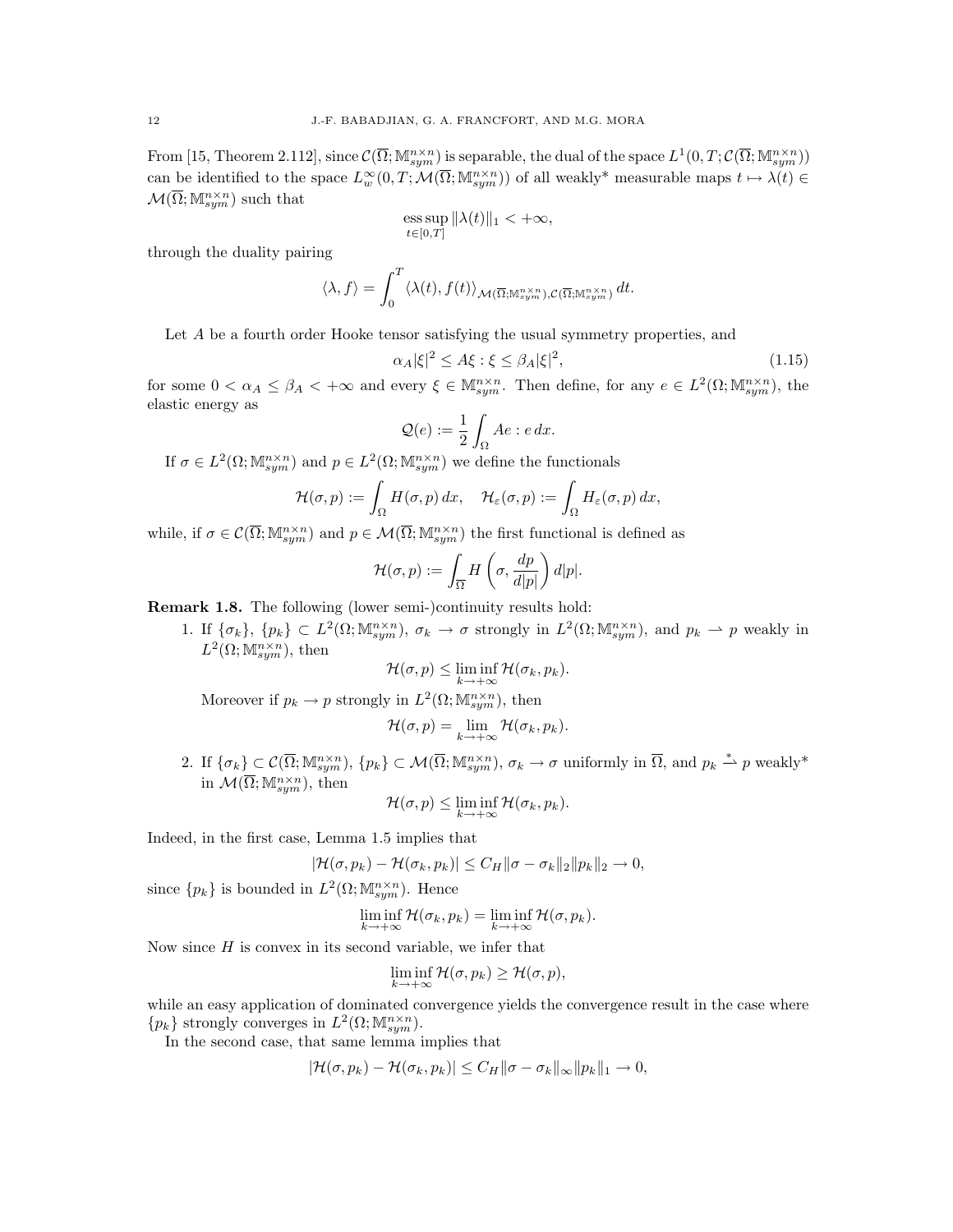From [15, Theorem 2.112], since $\mathcal{C}(\overline{\Omega};\mathbb{M}^{n\times n}_{sym})$ is separable, the dual of the space $L^1(0,T;\mathcal{C}(\overline{\Omega};\mathbb{M}^{n\times n}_{sym}))$ can be identified to the space $L^\infty_w(0,T;\mathcal{M}(\overline{\Omega};\mathbb{M}^{n\times n}_{sym}))$ of all weakly* measurable maps $t\mapsto \lambda(t)\in \mathcal{M}(\overline{\Omega};\mathbb{M}^{n\times n}_{sym})$ such that

$$\operatorname*{ess\,sup}_{t\in[0,T]} \|\lambda(t)\|_1 < +\infty,$$

through the duality pairing

$$\langle \lambda, f\rangle = \int_0^T \langle \lambda(t), f(t)\rangle_{\mathcal{M}(\overline{\Omega};\mathbb{M}^{n\times n}_{sym}),\mathcal{C}(\overline{\Omega};\mathbb{M}^{n\times n}_{sym})}\,dt.$$

Let $A$ be a fourth order Hooke tensor satisfying the usual symmetry properties, and

$$\alpha_A|\xi|^2 \le A\xi:\xi \le \beta_A|\xi|^2, \tag{1.15}$$

for some $0<\alpha_A\le\beta_A<+\infty$ and every $\xi\in\mathbb{M}^{n\times n}_{sym}$. Then define, for any $e\in L^2(\Omega;\mathbb{M}^{n\times n}_{sym})$, the elastic energy as

$$\mathcal{Q}(e) := \frac{1}{2}\int_\Omega Ae:e\,dx.$$

If $\sigma\in L^2(\Omega;\mathbb{M}^{n\times n}_{sym})$ and $p\in L^2(\Omega;\mathbb{M}^{n\times n}_{sym})$ we define the functionals

$$\mathcal{H}(\sigma,p) := \int_\Omega H(\sigma,p)\,dx, \quad \mathcal{H}_\varepsilon(\sigma,p) := \int_\Omega H_\varepsilon(\sigma,p)\,dx,$$

while, if $\sigma\in\mathcal{C}(\overline{\Omega};\mathbb{M}^{n\times n}_{sym})$ and $p\in\mathcal{M}(\overline{\Omega};\mathbb{M}^{n\times n}_{sym})$ the first functional is defined as

$$\mathcal{H}(\sigma,p) := \int_{\overline{\Omega}} H\left(\sigma,\frac{dp}{d|p|}\right)d|p|.$$

**Remark 1.8.** The following (lower semi-)continuity results hold:

1. If $\{\sigma_k\}$, $\{p_k\}\subset L^2(\Omega;\mathbb{M}^{n\times n}_{sym})$, $\sigma_k\to\sigma$ strongly in $L^2(\Omega;\mathbb{M}^{n\times n}_{sym})$, and $p_k\rightharpoonup p$ weakly in $L^2(\Omega;\mathbb{M}^{n\times n}_{sym})$, then
$$\mathcal{H}(\sigma,p)\le\liminf_{k\to+\infty}\mathcal{H}(\sigma_k,p_k).$$
Moreover if $p_k\to p$ strongly in $L^2(\Omega;\mathbb{M}^{n\times n}_{sym})$, then
$$\mathcal{H}(\sigma,p)=\lim_{k\to+\infty}\mathcal{H}(\sigma_k,p_k).$$
2. If $\{\sigma_k\}\subset\mathcal{C}(\overline{\Omega};\mathbb{M}^{n\times n}_{sym})$, $\{p_k\}\subset\mathcal{M}(\overline{\Omega};\mathbb{M}^{n\times n}_{sym})$, $\sigma_k\to\sigma$ uniformly in $\overline{\Omega}$, and $p_k\overset{*}{\rightharpoonup}p$ weakly* in $\mathcal{M}(\overline{\Omega};\mathbb{M}^{n\times n}_{sym})$, then
$$\mathcal{H}(\sigma,p)\le\liminf_{k\to+\infty}\mathcal{H}(\sigma_k,p_k).$$

Indeed, in the first case, Lemma 1.5 implies that

$$|\mathcal{H}(\sigma,p_k)-\mathcal{H}(\sigma_k,p_k)|\le C_H\|\sigma-\sigma_k\|_2\|p_k\|_2\to 0,$$

since $\{p_k\}$ is bounded in $L^2(\Omega;\mathbb{M}^{n\times n}_{sym})$. Hence

$$\liminf_{k\to+\infty}\mathcal{H}(\sigma_k,p_k)=\liminf_{k\to+\infty}\mathcal{H}(\sigma,p_k).$$

Now since $H$ is convex in its second variable, we infer that

$$\liminf_{k\to+\infty}\mathcal{H}(\sigma,p_k)\ge\mathcal{H}(\sigma,p),$$

while an easy application of dominated convergence yields the convergence result in the case where $\{p_k\}$ strongly converges in $L^2(\Omega;\mathbb{M}^{n\times n}_{sym})$.

In the second case, that same lemma implies that

$$|\mathcal{H}(\sigma,p_k)-\mathcal{H}(\sigma_k,p_k)|\le C_H\|\sigma-\sigma_k\|_\infty\|p_k\|_1\to 0,$$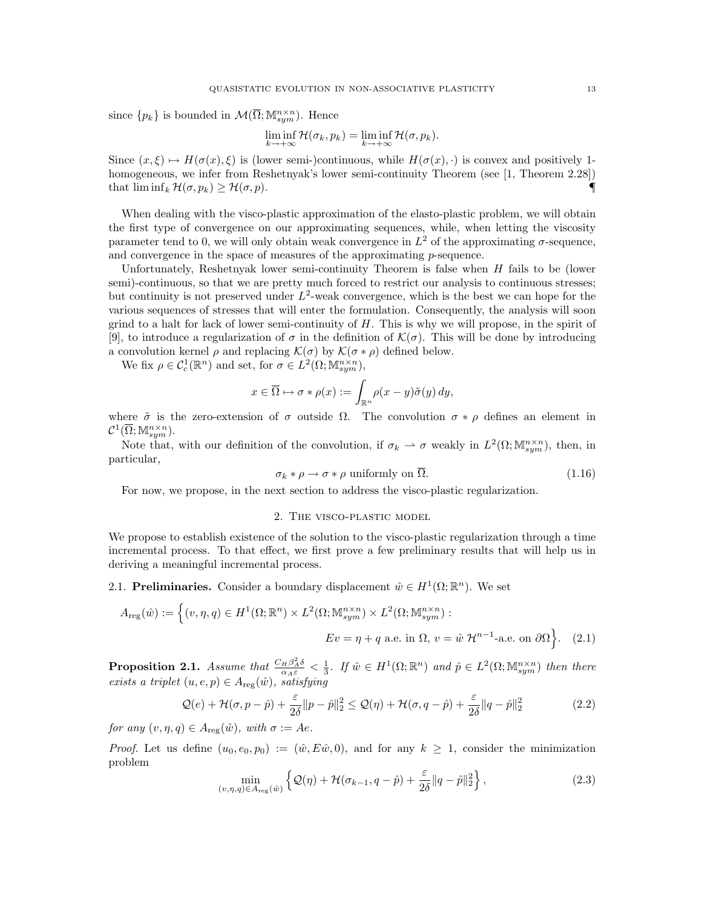since $\{p_k\}$ is bounded in $\mathcal{M}(\overline{\Omega}; \mathbb{M}^{n\times n}_{sym})$. Hence

$$\liminf_{k\to+\infty} \mathcal{H}(\sigma_k, p_k) = \liminf_{k\to+\infty} \mathcal{H}(\sigma, p_k).$$

Since $(x, \xi) \mapsto H(\sigma(x), \xi)$ is (lower semi-)continuous, while $H(\sigma(x), \cdot)$ is convex and positively 1-homogeneous, we infer from Reshetnyak's lower semi-continuity Theorem (see [1, Theorem 2.28]) that $\liminf_k \mathcal{H}(\sigma, p_k) \geq \mathcal{H}(\sigma, p)$. ¶

When dealing with the visco-plastic approximation of the elasto-plastic problem, we will obtain the first type of convergence on our approximating sequences, while, when letting the viscosity parameter tend to 0, we will only obtain weak convergence in $L^2$ of the approximating $\sigma$-sequence, and convergence in the space of measures of the approximating $p$-sequence.

Unfortunately, Reshetnyak lower semi-continuity Theorem is false when $H$ fails to be (lower semi)-continuous, so that we are pretty much forced to restrict our analysis to continuous stresses; but continuity is not preserved under $L^2$-weak convergence, which is the best we can hope for the various sequences of stresses that will enter the formulation. Consequently, the analysis will soon grind to a halt for lack of lower semi-continuity of $H$. This is why we will propose, in the spirit of [9], to introduce a regularization of $\sigma$ in the definition of $\mathcal{K}(\sigma)$. This will be done by introducing a convolution kernel $\rho$ and replacing $\mathcal{K}(\sigma)$ by $\mathcal{K}(\sigma * \rho)$ defined below.

We fix $\rho \in \mathcal{C}^1_c(\mathbb{R}^n)$ and set, for $\sigma \in L^2(\Omega; \mathbb{M}^{n\times n}_{sym})$,

$$x \in \overline{\Omega} \mapsto \sigma * \rho(x) := \int_{\mathbb{R}^n} \rho(x-y)\tilde{\sigma}(y)\, dy,$$

where $\tilde{\sigma}$ is the zero-extension of $\sigma$ outside $\Omega$. The convolution $\sigma * \rho$ defines an element in $\mathcal{C}^1(\overline{\Omega}; \mathbb{M}^{n\times n}_{sym})$.

Note that, with our definition of the convolution, if $\sigma_k \rightharpoonup \sigma$ weakly in $L^2(\Omega; \mathbb{M}^{n\times n}_{sym})$, then, in particular,

$$\sigma_k * \rho \to \sigma * \rho \text{ uniformly on } \overline{\Omega}. \tag{1.16}$$

For now, we propose, in the next section to address the visco-plastic regularization.

## 2. The visco-plastic model

We propose to establish existence of the solution to the visco-plastic regularization through a time incremental process. To that effect, we first prove a few preliminary results that will help us in deriving a meaningful incremental process.

### 2.1. Preliminaries.

Consider a boundary displacement $\hat{w} \in H^1(\Omega; \mathbb{R}^n)$. We set

$$A_{\mathrm{reg}}(\hat{w}) := \Big\{(v, \eta, q) \in H^1(\Omega; \mathbb{R}^n) \times L^2(\Omega; \mathbb{M}^{n\times n}_{sym}) \times L^2(\Omega; \mathbb{M}^{n\times n}_{sym}) : \\ Ev = \eta + q \text{ a.e. in } \Omega,\ v = \hat{w}\ \mathcal{H}^{n-1}\text{-a.e. on } \partial\Omega\Big\}. \tag{2.1}$$

**Proposition 2.1.** *Assume that* $\frac{C_H \beta_A^2 \delta}{\alpha_A \varepsilon} < \frac{1}{3}$. *If* $\hat{w} \in H^1(\Omega; \mathbb{R}^n)$ *and* $\hat{p} \in L^2(\Omega; \mathbb{M}^{n\times n}_{sym})$ *then there exists a triplet* $(u, e, p) \in A_{\mathrm{reg}}(\hat{w})$, *satisfying*

$$\mathcal{Q}(e) + \mathcal{H}(\sigma, p - \hat{p}) + \frac{\varepsilon}{2\delta}\|p - \hat{p}\|_2^2 \leq \mathcal{Q}(\eta) + \mathcal{H}(\sigma, q - \hat{p}) + \frac{\varepsilon}{2\delta}\|q - \hat{p}\|_2^2 \tag{2.2}$$

*for any* $(v, \eta, q) \in A_{\mathrm{reg}}(\hat{w})$, *with* $\sigma := Ae$.

*Proof.* Let us define $(u_0, e_0, p_0) := (\hat{w}, E\hat{w}, 0)$, and for any $k \geq 1$, consider the minimization problem

$$\min_{(v,\eta,q)\in A_{\mathrm{reg}}(\hat{w})} \Big\{ \mathcal{Q}(\eta) + \mathcal{H}(\sigma_{k-1}, q - \hat{p}) + \frac{\varepsilon}{2\delta}\|q - \hat{p}\|_2^2 \Big\}, \tag{2.3}$$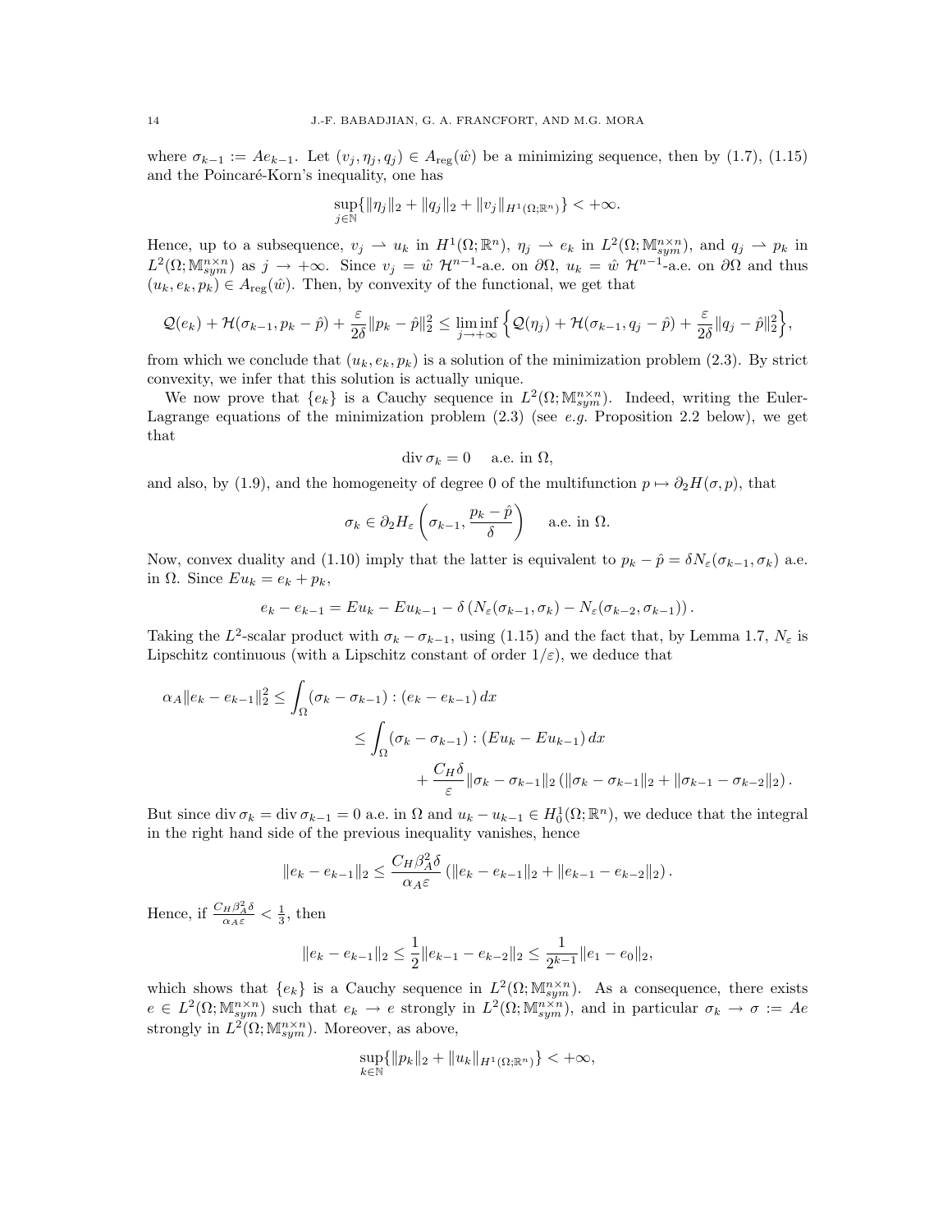where $\sigma_{k-1} := Ae_{k-1}$. Let $(v_j, \eta_j, q_j) \in A_{\rm reg}(\hat w)$ be a minimizing sequence, then by (1.7), (1.15) and the Poincaré-Korn's inequality, one has

$$\sup_{j\in\mathbb{N}}\{\|\eta_j\|_2 + \|q_j\|_2 + \|v_j\|_{H^1(\Omega;\mathbb{R}^n)}\} < +\infty.$$

Hence, up to a subsequence, $v_j \rightharpoonup u_k$ in $H^1(\Omega;\mathbb{R}^n)$, $\eta_j \rightharpoonup e_k$ in $L^2(\Omega;\mathbb{M}^{n\times n}_{sym})$, and $q_j \rightharpoonup p_k$ in $L^2(\Omega;\mathbb{M}^{n\times n}_{sym})$ as $j \to +\infty$. Since $v_j = \hat w$ $\mathcal{H}^{n-1}$-a.e. on $\partial\Omega$, $u_k = \hat w$ $\mathcal{H}^{n-1}$-a.e. on $\partial\Omega$ and thus $(u_k, e_k, p_k) \in A_{\rm reg}(\hat w)$. Then, by convexity of the functional, we get that

$$\mathcal{Q}(e_k) + \mathcal{H}(\sigma_{k-1}, p_k - \hat p) + \frac{\varepsilon}{2\delta}\|p_k - \hat p\|_2^2 \le \liminf_{j\to+\infty}\Big\{\mathcal{Q}(\eta_j) + \mathcal{H}(\sigma_{k-1}, q_j - \hat p) + \frac{\varepsilon}{2\delta}\|q_j - \hat p\|_2^2\Big\},$$

from which we conclude that $(u_k, e_k, p_k)$ is a solution of the minimization problem (2.3). By strict convexity, we infer that this solution is actually unique.

We now prove that $\{e_k\}$ is a Cauchy sequence in $L^2(\Omega;\mathbb{M}^{n\times n}_{sym})$. Indeed, writing the Euler-Lagrange equations of the minimization problem (2.3) (see *e.g.* Proposition 2.2 below), we get that

$$\operatorname{div}\sigma_k = 0 \quad \text{ a.e. in } \Omega,$$

and also, by (1.9), and the homogeneity of degree 0 of the multifunction $p \mapsto \partial_2 H(\sigma, p)$, that

$$\sigma_k \in \partial_2 H_\varepsilon\left(\sigma_{k-1}, \frac{p_k - \hat p}{\delta}\right) \quad \text{ a.e. in } \Omega.$$

Now, convex duality and (1.10) imply that the latter is equivalent to $p_k - \hat p = \delta N_\varepsilon(\sigma_{k-1}, \sigma_k)$ a.e. in $\Omega$. Since $Eu_k = e_k + p_k$,

$$e_k - e_{k-1} = Eu_k - Eu_{k-1} - \delta\left(N_\varepsilon(\sigma_{k-1}, \sigma_k) - N_\varepsilon(\sigma_{k-2}, \sigma_{k-1})\right).$$

Taking the $L^2$-scalar product with $\sigma_k - \sigma_{k-1}$, using (1.15) and the fact that, by Lemma 1.7, $N_\varepsilon$ is Lipschitz continuous (with a Lipschitz constant of order $1/\varepsilon$), we deduce that

$$\begin{aligned}
\alpha_A\|e_k - e_{k-1}\|_2^2 &\le \int_\Omega (\sigma_k - \sigma_{k-1}) : (e_k - e_{k-1})\,dx \\
&\le \int_\Omega (\sigma_k - \sigma_{k-1}) : (Eu_k - Eu_{k-1})\,dx \\
&\qquad + \frac{C_H\delta}{\varepsilon}\|\sigma_k - \sigma_{k-1}\|_2\left(\|\sigma_k - \sigma_{k-1}\|_2 + \|\sigma_{k-1} - \sigma_{k-2}\|_2\right).
\end{aligned}$$

But since $\operatorname{div}\sigma_k = \operatorname{div}\sigma_{k-1} = 0$ a.e. in $\Omega$ and $u_k - u_{k-1} \in H^1_0(\Omega;\mathbb{R}^n)$, we deduce that the integral in the right hand side of the previous inequality vanishes, hence

$$\|e_k - e_{k-1}\|_2 \le \frac{C_H\beta_A^2\delta}{\alpha_A\varepsilon}\left(\|e_k - e_{k-1}\|_2 + \|e_{k-1} - e_{k-2}\|_2\right).$$

Hence, if $\frac{C_H\beta_A^2\delta}{\alpha_A\varepsilon} < \frac{1}{3}$, then

$$\|e_k - e_{k-1}\|_2 \le \frac{1}{2}\|e_{k-1} - e_{k-2}\|_2 \le \frac{1}{2^{k-1}}\|e_1 - e_0\|_2,$$

which shows that $\{e_k\}$ is a Cauchy sequence in $L^2(\Omega;\mathbb{M}^{n\times n}_{sym})$. As a consequence, there exists $e \in L^2(\Omega;\mathbb{M}^{n\times n}_{sym})$ such that $e_k \to e$ strongly in $L^2(\Omega;\mathbb{M}^{n\times n}_{sym})$, and in particular $\sigma_k \to \sigma := Ae$ strongly in $L^2(\Omega;\mathbb{M}^{n\times n}_{sym})$. Moreover, as above,

$$\sup_{k\in\mathbb{N}}\{\|p_k\|_2 + \|u_k\|_{H^1(\Omega;\mathbb{R}^n)}\} < +\infty,$$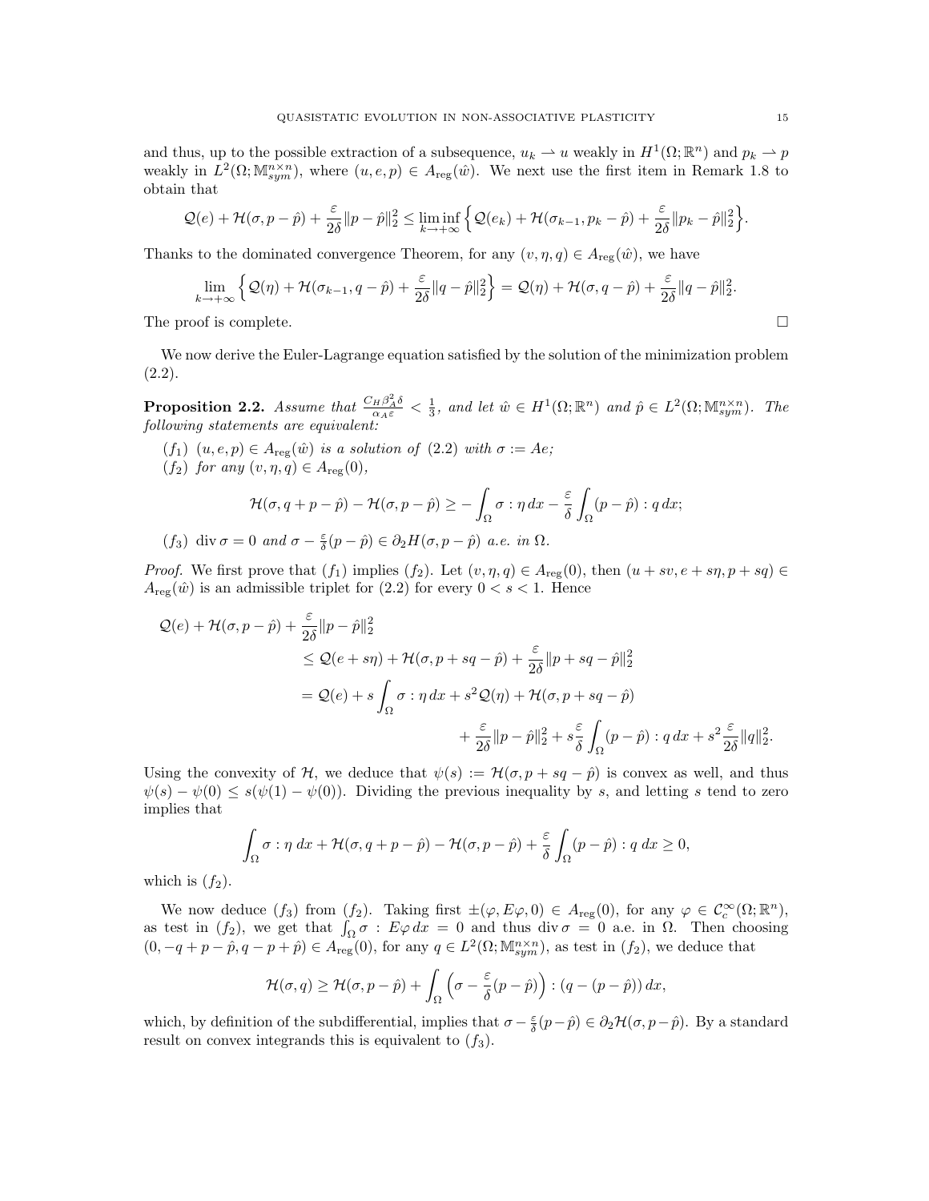and thus, up to the possible extraction of a subsequence, $u_k \rightharpoonup u$ weakly in $H^1(\Omega;\mathbb{R}^n)$ and $p_k \rightharpoonup p$ weakly in $L^2(\Omega;\mathbb{M}^{n\times n}_{sym})$, where $(u,e,p) \in A_{\rm reg}(\hat w)$. We next use the first item in Remark 1.8 to obtain that

$$\mathcal{Q}(e) + \mathcal{H}(\sigma, p-\hat p) + \frac{\varepsilon}{2\delta}\|p-\hat p\|_2^2 \le \liminf_{k\to+\infty}\Big\{ \mathcal{Q}(e_k) + \mathcal{H}(\sigma_{k-1}, p_k - \hat p) + \frac{\varepsilon}{2\delta}\|p_k - \hat p\|_2^2\Big\}.$$

Thanks to the dominated convergence Theorem, for any $(v,\eta,q) \in A_{\rm reg}(\hat w)$, we have

$$\lim_{k\to+\infty}\Big\{ \mathcal{Q}(\eta) + \mathcal{H}(\sigma_{k-1}, q-\hat p) + \frac{\varepsilon}{2\delta}\|q-\hat p\|_2^2\Big\} = \mathcal{Q}(\eta) + \mathcal{H}(\sigma, q-\hat p) + \frac{\varepsilon}{2\delta}\|q-\hat p\|_2^2.$$

The proof is complete. □

We now derive the Euler-Lagrange equation satisfied by the solution of the minimization problem (2.2).

**Proposition 2.2.** *Assume that $\frac{C_H \beta_A^2 \delta}{\alpha_A \varepsilon} < \frac{1}{3}$, and let $\hat w \in H^1(\Omega;\mathbb{R}^n)$ and $\hat p \in L^2(\Omega;\mathbb{M}^{n\times n}_{sym})$. The following statements are equivalent:*

- *$(f_1)$ $(u,e,p) \in A_{\rm reg}(\hat w)$ is a solution of (2.2) with $\sigma := Ae$;*
- *$(f_2)$ for any $(v,\eta,q) \in A_{\rm reg}(0)$,*

$$\mathcal{H}(\sigma, q+p-\hat p) - \mathcal{H}(\sigma, p-\hat p) \ge -\int_\Omega \sigma : \eta\, dx - \frac{\varepsilon}{\delta}\int_\Omega (p-\hat p) : q\, dx;$$

- *$(f_3)$ $\operatorname{div}\sigma = 0$ and $\sigma - \frac{\varepsilon}{\delta}(p-\hat p) \in \partial_2 H(\sigma, p-\hat p)$ a.e. in $\Omega$.*

*Proof.* We first prove that $(f_1)$ implies $(f_2)$. Let $(v,\eta,q) \in A_{\rm reg}(0)$, then $(u+sv, e+s\eta, p+sq) \in A_{\rm reg}(\hat w)$ is an admissible triplet for (2.2) for every $0<s<1$. Hence

$$\begin{aligned}
\mathcal{Q}(e) &+ \mathcal{H}(\sigma, p-\hat p) + \frac{\varepsilon}{2\delta}\|p-\hat p\|_2^2 \\
&\le \mathcal{Q}(e+s\eta) + \mathcal{H}(\sigma, p+sq-\hat p) + \frac{\varepsilon}{2\delta}\|p+sq-\hat p\|_2^2 \\
&= \mathcal{Q}(e) + s\int_\Omega \sigma:\eta\, dx + s^2\mathcal{Q}(\eta) + \mathcal{H}(\sigma, p+sq-\hat p) \\
&\qquad + \frac{\varepsilon}{2\delta}\|p-\hat p\|_2^2 + s\frac{\varepsilon}{\delta}\int_\Omega (p-\hat p):q\, dx + s^2\frac{\varepsilon}{2\delta}\|q\|_2^2.
\end{aligned}$$

Using the convexity of $\mathcal{H}$, we deduce that $\psi(s) := \mathcal{H}(\sigma, p+sq-\hat p)$ is convex as well, and thus $\psi(s)-\psi(0) \le s(\psi(1)-\psi(0))$. Dividing the previous inequality by $s$, and letting $s$ tend to zero implies that

$$\int_\Omega \sigma:\eta\, dx + \mathcal{H}(\sigma, q+p-\hat p) - \mathcal{H}(\sigma, p-\hat p) + \frac{\varepsilon}{\delta}\int_\Omega (p-\hat p):q\, dx \ge 0,$$

which is $(f_2)$.

We now deduce $(f_3)$ from $(f_2)$. Taking first $\pm(\varphi, E\varphi, 0) \in A_{\rm reg}(0)$, for any $\varphi \in \mathcal{C}^\infty_c(\Omega;\mathbb{R}^n)$, as test in $(f_2)$, we get that $\int_\Omega \sigma : E\varphi\, dx = 0$ and thus $\operatorname{div}\sigma = 0$ a.e. in $\Omega$. Then choosing $(0, -q+p-\hat p, q-p+\hat p) \in A_{\rm reg}(0)$, for any $q \in L^2(\Omega;\mathbb{M}^{n\times n}_{sym})$, as test in $(f_2)$, we deduce that

$$\mathcal{H}(\sigma, q) \ge \mathcal{H}(\sigma, p-\hat p) + \int_\Omega \Big(\sigma - \frac{\varepsilon}{\delta}(p-\hat p)\Big) : (q-(p-\hat p))\, dx,$$

which, by definition of the subdifferential, implies that $\sigma - \frac{\varepsilon}{\delta}(p-\hat p) \in \partial_2\mathcal{H}(\sigma, p-\hat p)$. By a standard result on convex integrands this is equivalent to $(f_3)$.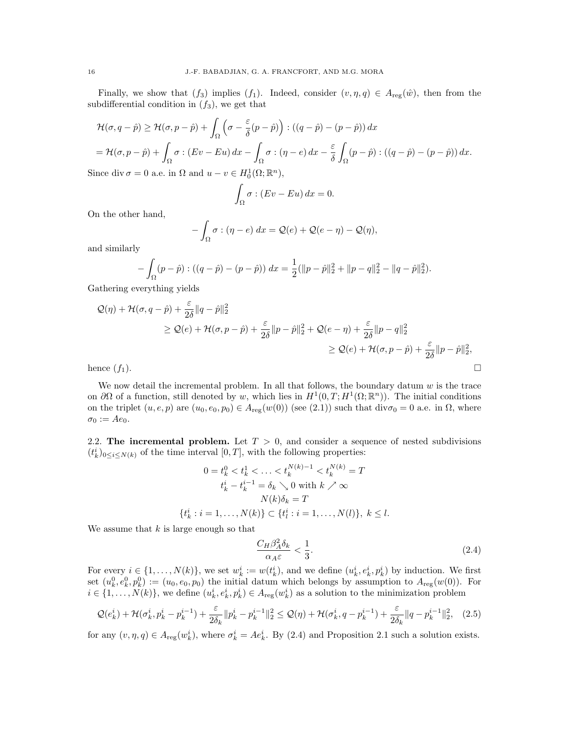Finally, we show that $(f_3)$ implies $(f_1)$. Indeed, consider $(v,\eta,q) \in A_{\rm reg}(\hat w)$, then from the subdifferential condition in $(f_3)$, we get that

$$
\begin{aligned}
&\mathcal{H}(\sigma, q-\hat p) \geq \mathcal{H}(\sigma, p-\hat p) + \int_\Omega \Big(\sigma - \frac{\varepsilon}{\delta}(p-\hat p)\Big) : ((q-\hat p)-(p-\hat p))\, dx \\
&= \mathcal{H}(\sigma, p-\hat p) + \int_\Omega \sigma : (Ev - Eu)\, dx - \int_\Omega \sigma : (\eta - e)\, dx - \frac{\varepsilon}{\delta}\int_\Omega (p-\hat p) : ((q-\hat p)-(p-\hat p))\, dx.
\end{aligned}
$$

Since $\operatorname{div}\sigma = 0$ a.e. in $\Omega$ and $u - v \in H^1_0(\Omega;\mathbb{R}^n)$,

$$
\int_\Omega \sigma : (Ev - Eu)\, dx = 0.
$$

On the other hand,

$$
-\int_\Omega \sigma : (\eta - e)\; dx = \mathcal{Q}(e) + \mathcal{Q}(e-\eta) - \mathcal{Q}(\eta),
$$

and similarly

$$
-\int_\Omega (p-\hat p) : ((q-\hat p)-(p-\hat p))\; dx = \frac{1}{2}(\|p-\hat p\|_2^2 + \|p-q\|_2^2 - \|q-\hat p\|_2^2).
$$

Gathering everything yields

$$
\begin{aligned}
\mathcal{Q}(\eta) &+ \mathcal{H}(\sigma, q-\hat p) + \frac{\varepsilon}{2\delta}\|q-\hat p\|_2^2 \\
&\geq \mathcal{Q}(e) + \mathcal{H}(\sigma, p-\hat p) + \frac{\varepsilon}{2\delta}\|p-\hat p\|_2^2 + \mathcal{Q}(e-\eta) + \frac{\varepsilon}{2\delta}\|p-q\|_2^2 \\
&\geq \mathcal{Q}(e) + \mathcal{H}(\sigma, p-\hat p) + \frac{\varepsilon}{2\delta}\|p-\hat p\|_2^2,
\end{aligned}
$$

hence $(f_1)$. □

We now detail the incremental problem. In all that follows, the boundary datum $w$ is the trace on $\partial\Omega$ of a function, still denoted by $w$, which lies in $H^1(0,T;H^1(\Omega;\mathbb{R}^n))$. The initial conditions on the triplet $(u,e,p)$ are $(u_0,e_0,p_0) \in A_{\rm reg}(w(0))$ (see (2.1)) such that $\operatorname{div}\sigma_0 = 0$ a.e. in $\Omega$, where $\sigma_0 := Ae_0$.

## 2.2. The incremental problem.

Let $T > 0$, and consider a sequence of nested subdivisions $(t_k^i)_{0\leq i\leq N(k)}$ of the time interval $[0,T]$, with the following properties:

$$
\begin{gathered}
0 = t_k^0 < t_k^1 < \ldots < t_k^{N(k)-1} < t_k^{N(k)} = T \\
t_k^i - t_k^{i-1} = \delta_k \searrow 0 \text{ with } k \nearrow \infty \\
N(k)\delta_k = T \\
\{t_k^i : i = 1,\ldots,N(k)\} \subset \{t_l^i : i = 1,\ldots,N(l)\},\ k \leq l.
\end{gathered}
$$

We assume that $k$ is large enough so that

$$
\frac{C_H \beta_A^2 \delta_k}{\alpha_A \varepsilon} < \frac{1}{3}. \tag{2.4}
$$

For every $i \in \{1,\ldots,N(k)\}$, we set $w_k^i := w(t_k^i)$, and we define $(u_k^i, e_k^i, p_k^i)$ by induction. We first set $(u_k^0, e_k^0, p_k^0) := (u_0, e_0, p_0)$ the initial datum which belongs by assumption to $A_{\rm reg}(w(0))$. For $i \in \{1,\ldots,N(k)\}$, we define $(u_k^i, e_k^i, p_k^i) \in A_{\rm reg}(w_k^i)$ as a solution to the minimization problem

$$
\mathcal{Q}(e_k^i) + \mathcal{H}(\sigma_k^i, p_k^i - p_k^{i-1}) + \frac{\varepsilon}{2\delta_k}\|p_k^i - p_k^{i-1}\|_2^2 \leq \mathcal{Q}(\eta) + \mathcal{H}(\sigma_k^i, q - p_k^{i-1}) + \frac{\varepsilon}{2\delta_k}\|q - p_k^{i-1}\|_2^2, \tag{2.5}
$$

for any $(v,\eta,q) \in A_{\rm reg}(w_k^i)$, where $\sigma_k^i = Ae_k^i$. By (2.4) and Proposition 2.1 such a solution exists.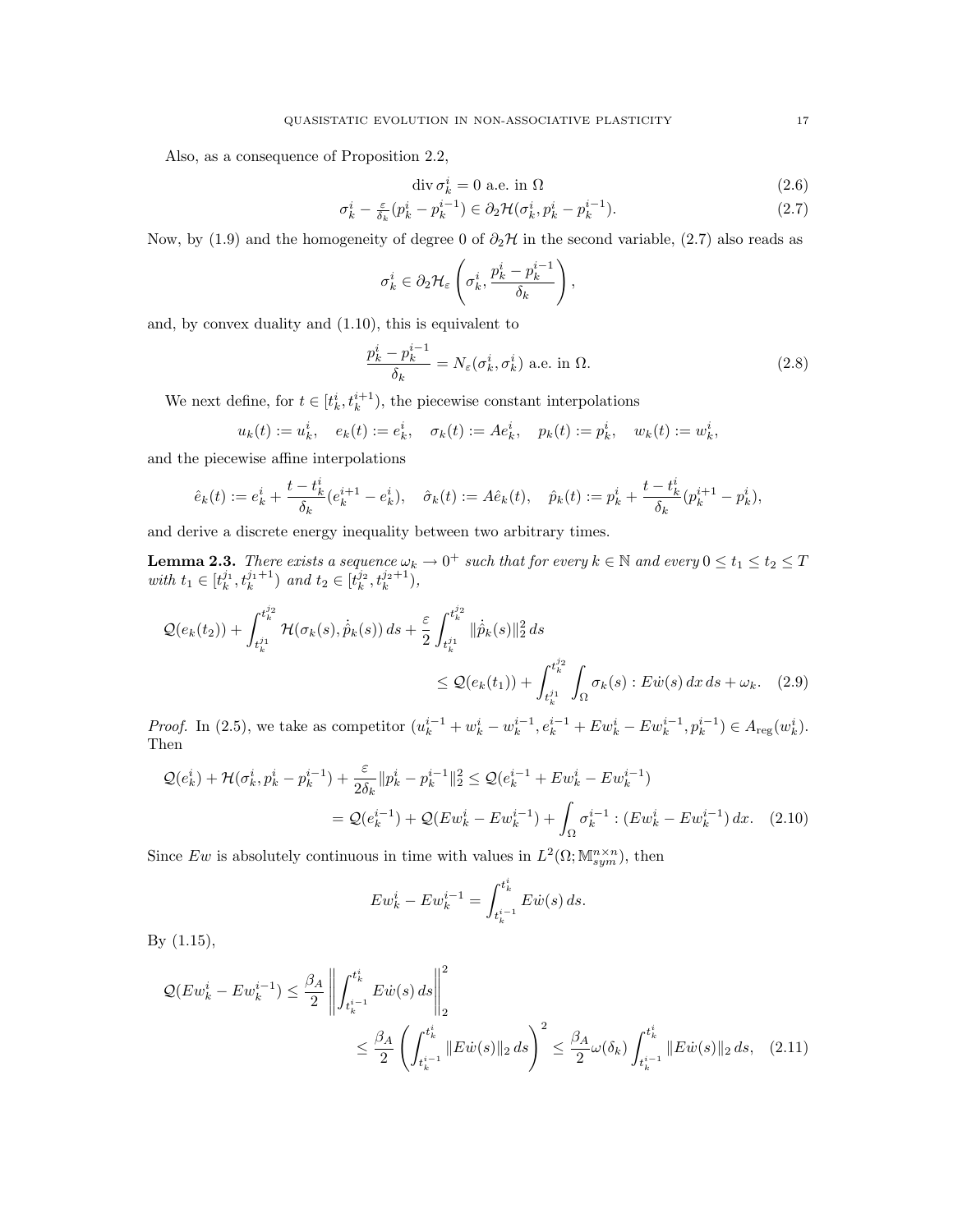Also, as a consequence of Proposition 2.2,

$$\operatorname{div}\sigma_k^i = 0 \text{ a.e. in } \Omega \tag{2.6}$$

$$\sigma_k^i - \tfrac{\varepsilon}{\delta_k}(p_k^i - p_k^{i-1}) \in \partial_2\mathcal{H}(\sigma_k^i, p_k^i - p_k^{i-1}). \tag{2.7}$$

Now, by (1.9) and the homogeneity of degree 0 of $\partial_2\mathcal{H}$ in the second variable, (2.7) also reads as

$$\sigma_k^i \in \partial_2\mathcal{H}_\varepsilon\left(\sigma_k^i, \frac{p_k^i - p_k^{i-1}}{\delta_k}\right),$$

and, by convex duality and (1.10), this is equivalent to

$$\frac{p_k^i - p_k^{i-1}}{\delta_k} = N_\varepsilon(\sigma_k^i, \sigma_k^i) \text{ a.e. in } \Omega. \tag{2.8}$$

We next define, for $t \in [t_k^i, t_k^{i+1})$, the piecewise constant interpolations

$$u_k(t) := u_k^i, \quad e_k(t) := e_k^i, \quad \sigma_k(t) := Ae_k^i, \quad p_k(t) := p_k^i, \quad w_k(t) := w_k^i,$$

and the piecewise affine interpolations

$$\hat{e}_k(t) := e_k^i + \frac{t - t_k^i}{\delta_k}(e_k^{i+1} - e_k^i), \quad \hat{\sigma}_k(t) := A\hat{e}_k(t), \quad \hat{p}_k(t) := p_k^i + \frac{t - t_k^i}{\delta_k}(p_k^{i+1} - p_k^i),$$

and derive a discrete energy inequality between two arbitrary times.

**Lemma 2.3.** *There exists a sequence $\omega_k \to 0^+$ such that for every $k \in \mathbb{N}$ and every $0 \le t_1 \le t_2 \le T$ with $t_1 \in [t_k^{j_1}, t_k^{j_1+1})$ and $t_2 \in [t_k^{j_2}, t_k^{j_2+1})$,*

$$\mathcal{Q}(e_k(t_2)) + \int_{t_k^{j_1}}^{t_k^{j_2}} \mathcal{H}(\sigma_k(s), \dot{\hat{p}}_k(s))\,ds + \frac{\varepsilon}{2}\int_{t_k^{j_1}}^{t_k^{j_2}} \|\dot{\hat{p}}_k(s)\|_2^2\,ds \\ \le \mathcal{Q}(e_k(t_1)) + \int_{t_k^{j_1}}^{t_k^{j_2}}\int_\Omega \sigma_k(s) : E\dot{w}(s)\,dx\,ds + \omega_k. \tag{2.9}$$

*Proof.* In (2.5), we take as competitor $(u_k^{i-1} + w_k^i - w_k^{i-1}, e_k^{i-1} + Ew_k^i - Ew_k^{i-1}, p_k^{i-1}) \in A_{\rm reg}(w_k^i)$. Then

$$\mathcal{Q}(e_k^i) + \mathcal{H}(\sigma_k^i, p_k^i - p_k^{i-1}) + \frac{\varepsilon}{2\delta_k}\|p_k^i - p_k^{i-1}\|_2^2 \le \mathcal{Q}(e_k^{i-1} + Ew_k^i - Ew_k^{i-1}) \\ = \mathcal{Q}(e_k^{i-1}) + \mathcal{Q}(Ew_k^i - Ew_k^{i-1}) + \int_\Omega \sigma_k^{i-1} : (Ew_k^i - Ew_k^{i-1})\,dx. \tag{2.10}$$

Since $Ew$ is absolutely continuous in time with values in $L^2(\Omega; \mathbb{M}^{n\times n}_{sym})$, then

$$Ew_k^i - Ew_k^{i-1} = \int_{t_k^{i-1}}^{t_k^i} E\dot{w}(s)\,ds.$$

By (1.15),

$$\mathcal{Q}(Ew_k^i - Ew_k^{i-1}) \le \frac{\beta_A}{2}\left\|\int_{t_k^{i-1}}^{t_k^i} E\dot{w}(s)\,ds\right\|_2^2 \\ \le \frac{\beta_A}{2}\left(\int_{t_k^{i-1}}^{t_k^i}\|E\dot{w}(s)\|_2\,ds\right)^2 \le \frac{\beta_A}{2}\omega(\delta_k)\int_{t_k^{i-1}}^{t_k^i}\|E\dot{w}(s)\|_2\,ds, \tag{2.11}$$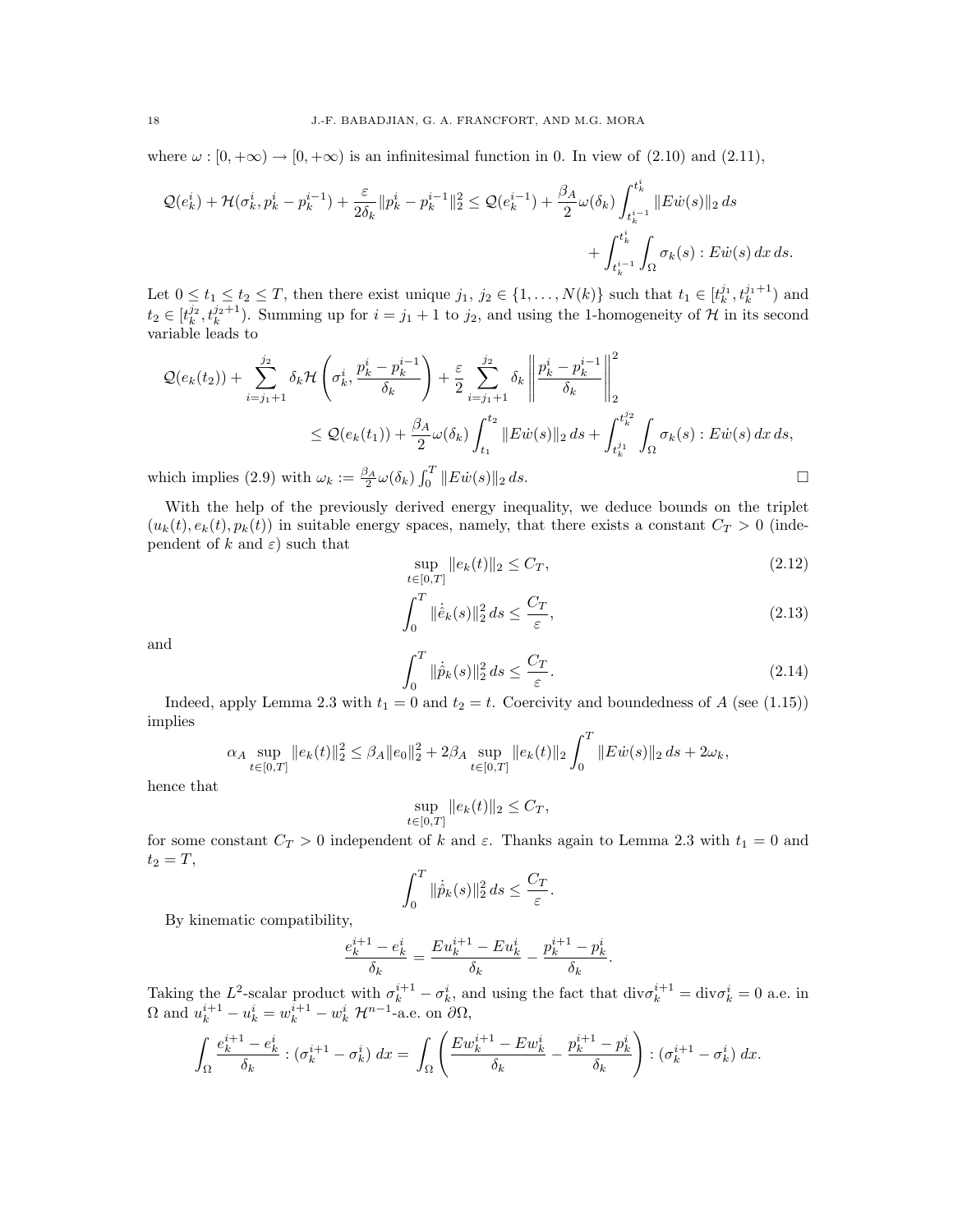where $\omega : [0,+\infty) \to [0,+\infty)$ is an infinitesimal function in 0. In view of (2.10) and (2.11),

$$\mathcal{Q}(e_k^i) + \mathcal{H}(\sigma_k^i, p_k^i - p_k^{i-1}) + \frac{\varepsilon}{2\delta_k}\|p_k^i - p_k^{i-1}\|_2^2 \le \mathcal{Q}(e_k^{i-1}) + \frac{\beta_A}{2}\omega(\delta_k)\int_{t_k^{i-1}}^{t_k^i} \|E\dot{w}(s)\|_2\,ds + \int_{t_k^{i-1}}^{t_k^i}\int_\Omega \sigma_k(s) : E\dot{w}(s)\,dx\,ds.$$

Let $0 \le t_1 \le t_2 \le T$, then there exist unique $j_1,\, j_2 \in \{1,\dots,N(k)\}$ such that $t_1 \in [t_k^{j_1}, t_k^{j_1+1})$ and $t_2 \in [t_k^{j_2}, t_k^{j_2+1})$. Summing up for $i = j_1+1$ to $j_2$, and using the 1-homogeneity of $\mathcal{H}$ in its second variable leads to

$$\mathcal{Q}(e_k(t_2)) + \sum_{i=j_1+1}^{j_2} \delta_k \mathcal{H}\left(\sigma_k^i, \frac{p_k^i - p_k^{i-1}}{\delta_k}\right) + \frac{\varepsilon}{2}\sum_{i=j_1+1}^{j_2}\delta_k \left\|\frac{p_k^i - p_k^{i-1}}{\delta_k}\right\|_2^2 \le \mathcal{Q}(e_k(t_1)) + \frac{\beta_A}{2}\omega(\delta_k)\int_{t_1}^{t_2}\|E\dot{w}(s)\|_2\,ds + \int_{t_k^{j_1}}^{t_k^{j_2}}\int_\Omega \sigma_k(s) : E\dot{w}(s)\,dx\,ds,$$

which implies (2.9) with $\omega_k := \frac{\beta_A}{2}\omega(\delta_k)\int_0^T \|E\dot{w}(s)\|_2\,ds$. $\square$

With the help of the previously derived energy inequality, we deduce bounds on the triplet $(u_k(t), e_k(t), p_k(t))$ in suitable energy spaces, namely, that there exists a constant $C_T > 0$ (independent of $k$ and $\varepsilon$) such that

$$\sup_{t\in[0,T]} \|e_k(t)\|_2 \le C_T, \tag{2.12}$$

$$\int_0^T \|\dot{\hat{e}}_k(s)\|_2^2\,ds \le \frac{C_T}{\varepsilon}, \tag{2.13}$$

and

$$\int_0^T \|\dot{\hat{p}}_k(s)\|_2^2\,ds \le \frac{C_T}{\varepsilon}. \tag{2.14}$$

Indeed, apply Lemma 2.3 with $t_1 = 0$ and $t_2 = t$. Coercivity and boundedness of $A$ (see (1.15)) implies

$$\alpha_A \sup_{t\in[0,T]}\|e_k(t)\|_2^2 \le \beta_A\|e_0\|_2^2 + 2\beta_A \sup_{t\in[0,T]}\|e_k(t)\|_2 \int_0^T \|E\dot{w}(s)\|_2\,ds + 2\omega_k,$$

hence that

$$\sup_{t\in[0,T]}\|e_k(t)\|_2 \le C_T,$$

for some constant $C_T > 0$ independent of $k$ and $\varepsilon$. Thanks again to Lemma 2.3 with $t_1 = 0$ and $t_2 = T$,

$$\int_0^T \|\dot{\hat{p}}_k(s)\|_2^2\,ds \le \frac{C_T}{\varepsilon}.$$

By kinematic compatibility,

$$\frac{e_k^{i+1} - e_k^i}{\delta_k} = \frac{Eu_k^{i+1} - Eu_k^i}{\delta_k} - \frac{p_k^{i+1} - p_k^i}{\delta_k}.$$

Taking the $L^2$-scalar product with $\sigma_k^{i+1} - \sigma_k^i$, and using the fact that $\mathrm{div}\sigma_k^{i+1} = \mathrm{div}\sigma_k^i = 0$ a.e. in $\Omega$ and $u_k^{i+1} - u_k^i = w_k^{i+1} - w_k^i$ $\mathcal{H}^{n-1}$-a.e. on $\partial\Omega$,

$$\int_\Omega \frac{e_k^{i+1} - e_k^i}{\delta_k} : (\sigma_k^{i+1} - \sigma_k^i)\,dx = \int_\Omega \left(\frac{Ew_k^{i+1} - Ew_k^i}{\delta_k} - \frac{p_k^{i+1} - p_k^i}{\delta_k}\right) : (\sigma_k^{i+1} - \sigma_k^i)\,dx.$$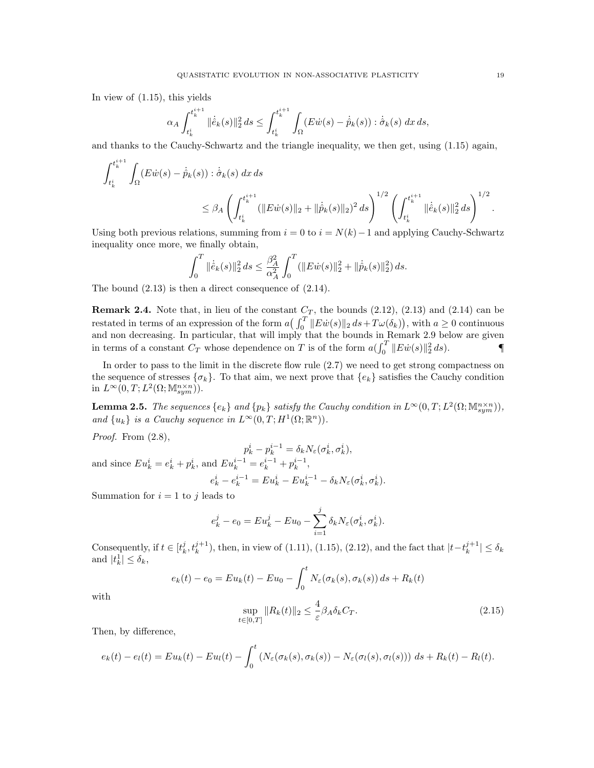In view of (1.15), this yields

$$\alpha_A \int_{t_k^i}^{t_k^{i+1}} \|\dot{\hat{e}}_k(s)\|_2^2\, ds \leq \int_{t_k^i}^{t_k^{i+1}} \int_\Omega (E\dot{w}(s) - \dot{\hat{p}}_k(s)) : \dot{\hat{\sigma}}_k(s)\; dx\, ds,$$

and thanks to the Cauchy-Schwartz and the triangle inequality, we then get, using (1.15) again,

$$\int_{t_k^i}^{t_k^{i+1}} \int_\Omega (E\dot{w}(s) - \dot{\hat{p}}_k(s)) : \dot{\hat{\sigma}}_k(s)\; dx\, ds$$
$$\leq \beta_A \left( \int_{t_k^i}^{t_k^{i+1}} (\|E\dot{w}(s)\|_2 + \|\dot{\hat{p}}_k(s)\|_2)^2\, ds \right)^{1/2} \left( \int_{t_k^i}^{t_k^{i+1}} \|\dot{\hat{e}}_k(s)\|_2^2\, ds \right)^{1/2}.$$

Using both previous relations, summing from $i = 0$ to $i = N(k) - 1$ and applying Cauchy-Schwartz inequality once more, we finally obtain,

$$\int_0^T \|\dot{\hat{e}}_k(s)\|_2^2\, ds \leq \frac{\beta_A^2}{\alpha_A^2} \int_0^T (\|E\dot{w}(s)\|_2^2 + \|\dot{\hat{p}}_k(s)\|_2^2)\, ds.$$

The bound (2.13) is then a direct consequence of (2.14).

**Remark 2.4.** Note that, in lieu of the constant $C_T$, the bounds (2.12), (2.13) and (2.14) can be restated in terms of an expression of the form $a\big(\int_0^T \|E\dot{w}(s)\|_2\, ds + T\omega(\delta_k)\big)$, with $a \geq 0$ continuous and non decreasing. In particular, that will imply that the bounds in Remark 2.9 below are given in terms of a constant $C_T$ whose dependence on $T$ is of the form $a(\int_0^T \|E\dot{w}(s)\|_2^2\, ds)$. ¶

In order to pass to the limit in the discrete flow rule (2.7) we need to get strong compactness on the sequence of stresses $\{\sigma_k\}$. To that aim, we next prove that $\{e_k\}$ satisfies the Cauchy condition in $L^\infty(0,T; L^2(\Omega; \mathbb{M}^{n\times n}_{sym}))$.

**Lemma 2.5.** *The sequences $\{e_k\}$ and $\{p_k\}$ satisfy the Cauchy condition in $L^\infty(0,T; L^2(\Omega; \mathbb{M}^{n\times n}_{sym}))$, and $\{u_k\}$ is a Cauchy sequence in $L^\infty(0,T; H^1(\Omega; \mathbb{R}^n))$.*

*Proof.* From (2.8),

$$p_k^i - p_k^{i-1} = \delta_k N_\varepsilon(\sigma_k^i, \sigma_k^i),$$

and since $Eu_k^i = e_k^i + p_k^i$, and $Eu_k^{i-1} = e_k^{i-1} + p_k^{i-1}$,

$$e_k^i - e_k^{i-1} = Eu_k^i - Eu_k^{i-1} - \delta_k N_\varepsilon(\sigma_k^i, \sigma_k^i).$$

Summation for $i = 1$ to $j$ leads to

$$e_k^j - e_0 = Eu_k^j - Eu_0 - \sum_{i=1}^j \delta_k N_\varepsilon(\sigma_k^i, \sigma_k^i).$$

Consequently, if $t \in [t_k^j, t_k^{j+1})$, then, in view of (1.11), (1.15), (2.12), and the fact that $|t - t_k^{j+1}| \leq \delta_k$ and $|t_k^1| \leq \delta_k$,

$$e_k(t) - e_0 = Eu_k(t) - Eu_0 - \int_0^t N_\varepsilon(\sigma_k(s), \sigma_k(s))\, ds + R_k(t)$$

with

$$\sup_{t\in[0,T]} \|R_k(t)\|_2 \leq \frac{4}{\varepsilon}\beta_A \delta_k C_T. \tag{2.15}$$

Then, by difference,

$$e_k(t) - e_l(t) = Eu_k(t) - Eu_l(t) - \int_0^t \left(N_\varepsilon(\sigma_k(s), \sigma_k(s)) - N_\varepsilon(\sigma_l(s), \sigma_l(s))\right)\, ds + R_k(t) - R_l(t).$$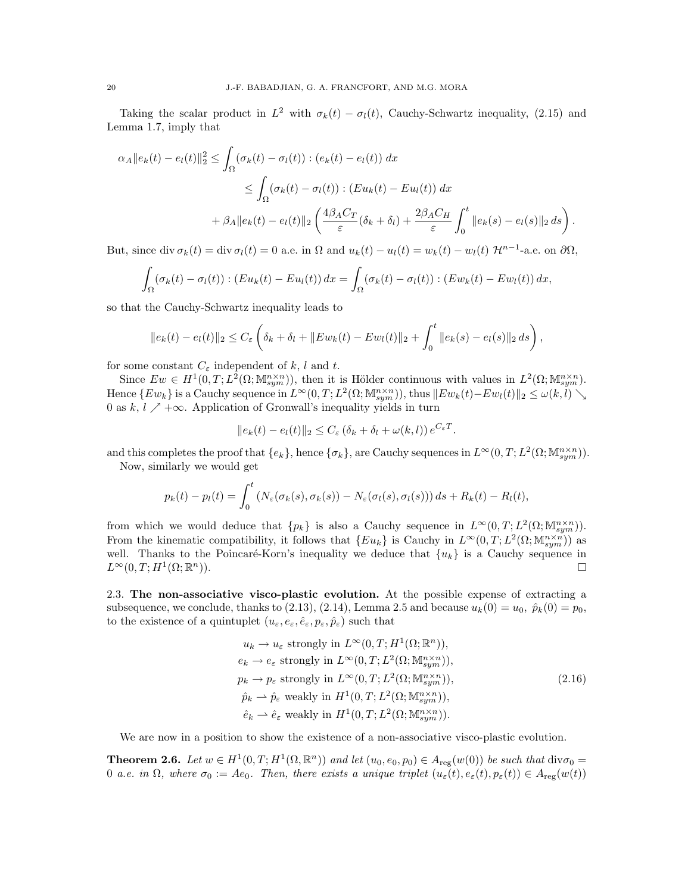Taking the scalar product in $L^2$ with $\sigma_k(t) - \sigma_l(t)$, Cauchy-Schwartz inequality, (2.15) and Lemma 1.7, imply that

$$\alpha_A \|e_k(t) - e_l(t)\|_2^2 \leq \int_\Omega (\sigma_k(t) - \sigma_l(t)) : (e_k(t) - e_l(t))\, dx$$

$$\leq \int_\Omega (\sigma_k(t) - \sigma_l(t)) : (Eu_k(t) - Eu_l(t))\, dx$$

$$+ \beta_A \|e_k(t) - e_l(t)\|_2 \left( \frac{4\beta_A C_T}{\varepsilon}(\delta_k + \delta_l) + \frac{2\beta_A C_H}{\varepsilon} \int_0^t \|e_k(s) - e_l(s)\|_2\, ds \right).$$

But, since $\operatorname{div} \sigma_k(t) = \operatorname{div} \sigma_l(t) = 0$ a.e. in $\Omega$ and $u_k(t) - u_l(t) = w_k(t) - w_l(t)$ $\mathcal{H}^{n-1}$-a.e. on $\partial\Omega$,

$$\int_\Omega (\sigma_k(t) - \sigma_l(t)) : (Eu_k(t) - Eu_l(t))\, dx = \int_\Omega (\sigma_k(t) - \sigma_l(t)) : (Ew_k(t) - Ew_l(t))\, dx,$$

so that the Cauchy-Schwartz inequality leads to

$$\|e_k(t) - e_l(t)\|_2 \leq C_\varepsilon \left( \delta_k + \delta_l + \|Ew_k(t) - Ew_l(t)\|_2 + \int_0^t \|e_k(s) - e_l(s)\|_2\, ds \right),$$

for some constant $C_\varepsilon$ independent of $k$, $l$ and $t$.

Since $Ew \in H^1(0,T; L^2(\Omega; \mathbb{M}^{n\times n}_{sym}))$, then it is Hölder continuous with values in $L^2(\Omega; \mathbb{M}^{n\times n}_{sym})$. Hence $\{Ew_k\}$ is a Cauchy sequence in $L^\infty(0,T; L^2(\Omega; \mathbb{M}^{n\times n}_{sym}))$, thus $\|Ew_k(t) - Ew_l(t)\|_2 \leq \omega(k,l) \searrow 0$ as $k, l \nearrow +\infty$. Application of Gronwall's inequality yields in turn

$$\|e_k(t) - e_l(t)\|_2 \leq C_\varepsilon \left(\delta_k + \delta_l + \omega(k,l)\right) e^{C_\varepsilon T}.$$

and this completes the proof that $\{e_k\}$, hence $\{\sigma_k\}$, are Cauchy sequences in $L^\infty(0,T; L^2(\Omega; \mathbb{M}^{n\times n}_{sym}))$.

Now, similarly we would get

$$p_k(t) - p_l(t) = \int_0^t \left(N_\varepsilon(\sigma_k(s), \sigma_k(s)) - N_\varepsilon(\sigma_l(s), \sigma_l(s))\right) ds + R_k(t) - R_l(t),$$

from which we would deduce that $\{p_k\}$ is also a Cauchy sequence in $L^\infty(0,T; L^2(\Omega; \mathbb{M}^{n\times n}_{sym}))$. From the kinematic compatibility, it follows that $\{Eu_k\}$ is Cauchy in $L^\infty(0,T; L^2(\Omega; \mathbb{M}^{n\times n}_{sym}))$ as well. Thanks to the Poincaré-Korn's inequality we deduce that $\{u_k\}$ is a Cauchy sequence in $L^\infty(0,T; H^1(\Omega; \mathbb{R}^n))$. □

## 2.3. The non-associative visco-plastic evolution.

At the possible expense of extracting a subsequence, we conclude, thanks to (2.13), (2.14), Lemma 2.5 and because $u_k(0) = u_0$, $\hat{p}_k(0) = p_0$, to the existence of a quintuplet $(u_\varepsilon, e_\varepsilon, \hat{e}_\varepsilon, p_\varepsilon, \hat{p}_\varepsilon)$ such that

$$\begin{aligned}
&u_k \to u_\varepsilon \text{ strongly in } L^\infty(0,T; H^1(\Omega; \mathbb{R}^n)),\\
&e_k \to e_\varepsilon \text{ strongly in } L^\infty(0,T; L^2(\Omega; \mathbb{M}^{n\times n}_{sym})),\\
&p_k \to p_\varepsilon \text{ strongly in } L^\infty(0,T; L^2(\Omega; \mathbb{M}^{n\times n}_{sym})),\\
&\hat{p}_k \rightharpoonup \hat{p}_\varepsilon \text{ weakly in } H^1(0,T; L^2(\Omega; \mathbb{M}^{n\times n}_{sym})),\\
&\hat{e}_k \rightharpoonup \hat{e}_\varepsilon \text{ weakly in } H^1(0,T; L^2(\Omega; \mathbb{M}^{n\times n}_{sym})).
\end{aligned} \tag{2.16}$$

We are now in a position to show the existence of a non-associative visco-plastic evolution.

**Theorem 2.6.** *Let $w \in H^1(0,T; H^1(\Omega, \mathbb{R}^n))$ and let $(u_0, e_0, p_0) \in A_{\rm reg}(w(0))$ be such that $\operatorname{div}\sigma_0 = 0$ a.e. in $\Omega$, where $\sigma_0 := Ae_0$. Then, there exists a unique triplet $(u_\varepsilon(t), e_\varepsilon(t), p_\varepsilon(t)) \in A_{\rm reg}(w(t))$*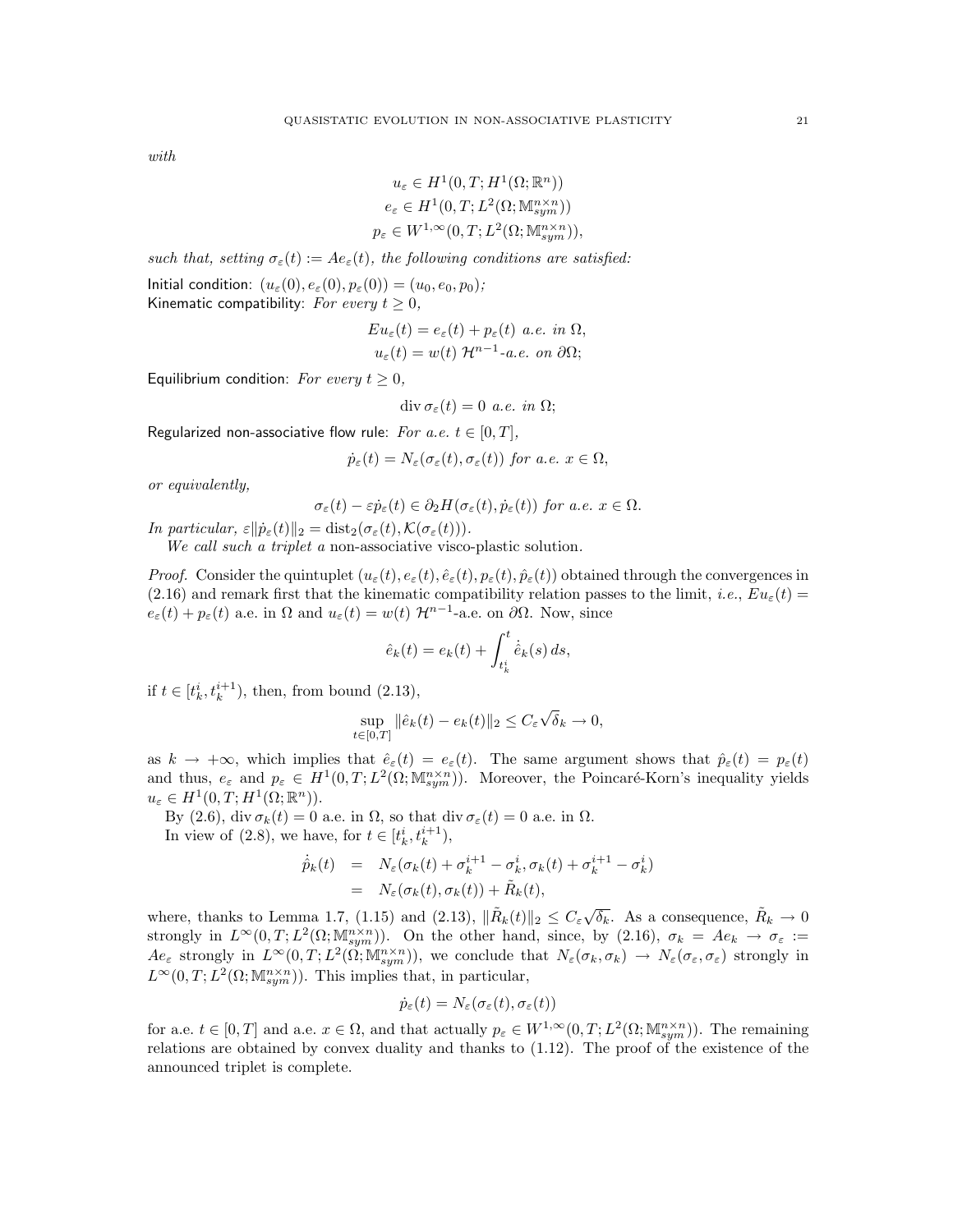*with*

$$
\begin{gathered}
u_\varepsilon \in H^1(0,T;H^1(\Omega;\mathbb{R}^n)) \\
e_\varepsilon \in H^1(0,T;L^2(\Omega;\mathbb{M}^{n\times n}_{sym})) \\
p_\varepsilon \in W^{1,\infty}(0,T;L^2(\Omega;\mathbb{M}^{n\times n}_{sym})),
\end{gathered}
$$

*such that, setting $\sigma_\varepsilon(t) := Ae_\varepsilon(t)$, the following conditions are satisfied:*

Initial condition: $(u_\varepsilon(0), e_\varepsilon(0), p_\varepsilon(0)) = (u_0, e_0, p_0)$*;*
Kinematic compatibility: *For every $t \geq 0$,*

$$
\begin{gathered}
Eu_\varepsilon(t) = e_\varepsilon(t) + p_\varepsilon(t) \text{ a.e. in } \Omega, \\
u_\varepsilon(t) = w(t) \ \mathcal{H}^{n-1}\text{-a.e. on } \partial\Omega;
\end{gathered}
$$

Equilibrium condition: *For every $t \geq 0$,*

$$
\operatorname{div} \sigma_\varepsilon(t) = 0 \text{ a.e. in } \Omega;
$$

Regularized non-associative flow rule: *For a.e. $t \in [0,T]$,*

$$
\dot{p}_\varepsilon(t) = N_\varepsilon(\sigma_\varepsilon(t), \sigma_\varepsilon(t)) \text{ for a.e. } x \in \Omega,
$$

*or equivalently,*

$$
\sigma_\varepsilon(t) - \varepsilon \dot{p}_\varepsilon(t) \in \partial_2 H(\sigma_\varepsilon(t), \dot{p}_\varepsilon(t)) \text{ for a.e. } x \in \Omega.
$$

*In particular, $\varepsilon \|\dot{p}_\varepsilon(t)\|_2 = \operatorname{dist}_2(\sigma_\varepsilon(t), \mathcal{K}(\sigma_\varepsilon(t)))$.*

*We call such a triplet a* non-associative visco-plastic solution.

*Proof.* Consider the quintuplet $(u_\varepsilon(t), e_\varepsilon(t), \hat{e}_\varepsilon(t), p_\varepsilon(t), \hat{p}_\varepsilon(t))$ obtained through the convergences in (2.16) and remark first that the kinematic compatibility relation passes to the limit, *i.e.*, $Eu_\varepsilon(t) = e_\varepsilon(t) + p_\varepsilon(t)$ a.e. in $\Omega$ and $u_\varepsilon(t) = w(t)$ $\mathcal{H}^{n-1}$-a.e. on $\partial\Omega$. Now, since

$$
\hat{e}_k(t) = e_k(t) + \int_{t_k^i}^t \dot{\hat{e}}_k(s)\, ds,
$$

if $t \in [t_k^i, t_k^{i+1})$, then, from bound (2.13),

$$
\sup_{t\in[0,T]} \|\hat{e}_k(t) - e_k(t)\|_2 \leq C_\varepsilon \sqrt{\delta_k} \to 0,
$$

as $k \to +\infty$, which implies that $\hat{e}_\varepsilon(t) = e_\varepsilon(t)$. The same argument shows that $\hat{p}_\varepsilon(t) = p_\varepsilon(t)$ and thus, $e_\varepsilon$ and $p_\varepsilon \in H^1(0,T;L^2(\Omega;\mathbb{M}^{n\times n}_{sym}))$. Moreover, the Poincaré-Korn's inequality yields $u_\varepsilon \in H^1(0,T;H^1(\Omega;\mathbb{R}^n))$.

By (2.6), $\operatorname{div} \sigma_k(t) = 0$ a.e. in $\Omega$, so that $\operatorname{div} \sigma_\varepsilon(t) = 0$ a.e. in $\Omega$.

In view of (2.8), we have, for $t \in [t_k^i, t_k^{i+1})$,

$$
\begin{aligned}
\dot{\hat{p}}_k(t) &= N_\varepsilon(\sigma_k(t) + \sigma_k^{i+1} - \sigma_k^i, \sigma_k(t) + \sigma_k^{i+1} - \sigma_k^i) \\
&= N_\varepsilon(\sigma_k(t), \sigma_k(t)) + \tilde{R}_k(t),
\end{aligned}
$$

where, thanks to Lemma 1.7, (1.15) and (2.13), $\|\tilde{R}_k(t)\|_2 \leq C_\varepsilon \sqrt{\delta_k}$. As a consequence, $\tilde{R}_k \to 0$ strongly in $L^\infty(0,T;L^2(\Omega;\mathbb{M}^{n\times n}_{sym}))$. On the other hand, since, by (2.16), $\sigma_k = Ae_k \to \sigma_\varepsilon := Ae_\varepsilon$ strongly in $L^\infty(0,T;L^2(\Omega;\mathbb{M}^{n\times n}_{sym}))$, we conclude that $N_\varepsilon(\sigma_k, \sigma_k) \to N_\varepsilon(\sigma_\varepsilon, \sigma_\varepsilon)$ strongly in $L^\infty(0,T;L^2(\Omega;\mathbb{M}^{n\times n}_{sym}))$. This implies that, in particular,

$$
\dot{p}_\varepsilon(t) = N_\varepsilon(\sigma_\varepsilon(t), \sigma_\varepsilon(t))
$$

for a.e. $t \in [0,T]$ and a.e. $x \in \Omega$, and that actually $p_\varepsilon \in W^{1,\infty}(0,T;L^2(\Omega;\mathbb{M}^{n\times n}_{sym}))$. The remaining relations are obtained by convex duality and thanks to (1.12). The proof of the existence of the announced triplet is complete.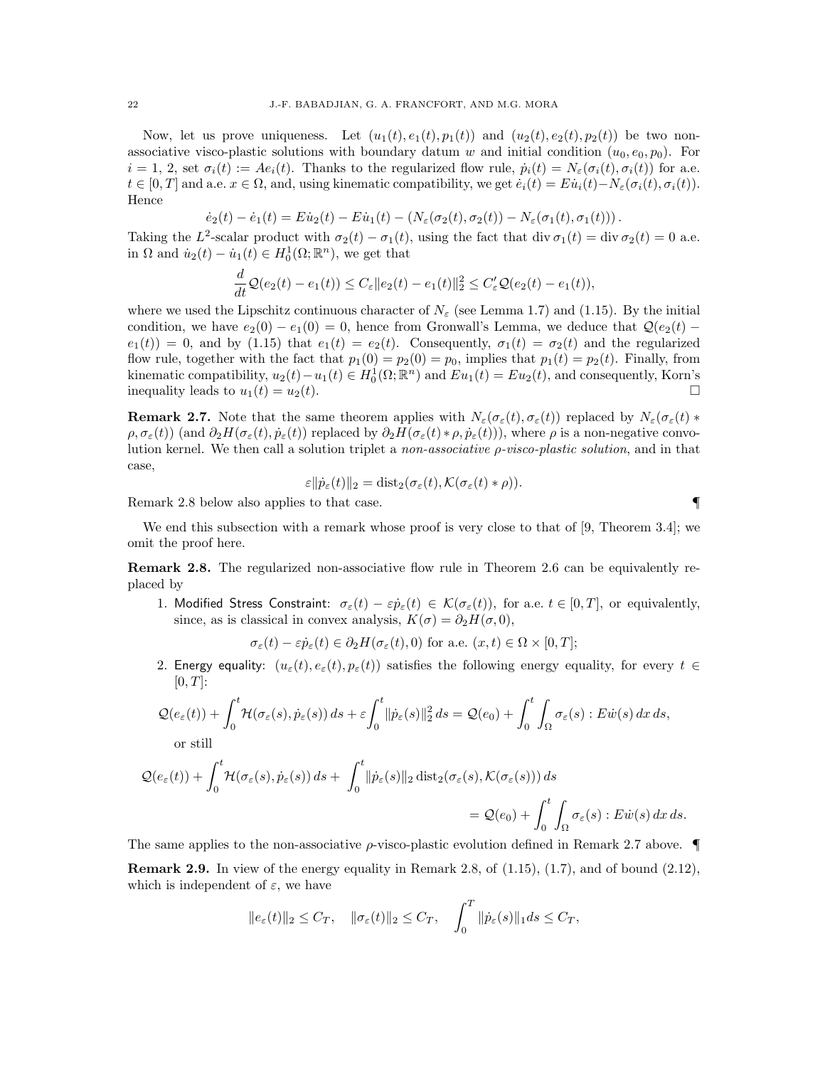Now, let us prove uniqueness. Let $(u_1(t), e_1(t), p_1(t))$ and $(u_2(t), e_2(t), p_2(t))$ be two non-associative visco-plastic solutions with boundary datum $w$ and initial condition $(u_0, e_0, p_0)$. For $i = 1, 2$, set $\sigma_i(t) := Ae_i(t)$. Thanks to the regularized flow rule, $\dot p_i(t) = N_\varepsilon(\sigma_i(t), \sigma_i(t))$ for a.e. $t \in [0, T]$ and a.e. $x \in \Omega$, and, using kinematic compatibility, we get $\dot e_i(t) = E\dot u_i(t) - N_\varepsilon(\sigma_i(t), \sigma_i(t))$. Hence

$$\dot e_2(t) - \dot e_1(t) = E\dot u_2(t) - E\dot u_1(t) - (N_\varepsilon(\sigma_2(t), \sigma_2(t)) - N_\varepsilon(\sigma_1(t), \sigma_1(t))).$$

Taking the $L^2$-scalar product with $\sigma_2(t) - \sigma_1(t)$, using the fact that $\operatorname{div} \sigma_1(t) = \operatorname{div} \sigma_2(t) = 0$ a.e. in $\Omega$ and $\dot u_2(t) - \dot u_1(t) \in H^1_0(\Omega; \mathbb{R}^n)$, we get that

$$\frac{d}{dt} \mathcal{Q}(e_2(t) - e_1(t)) \le C_\varepsilon \|e_2(t) - e_1(t)\|_2^2 \le C'_\varepsilon \mathcal{Q}(e_2(t) - e_1(t)),$$

where we used the Lipschitz continuous character of $N_\varepsilon$ (see Lemma 1.7) and (1.15). By the initial condition, we have $e_2(0) - e_1(0) = 0$, hence from Gronwall's Lemma, we deduce that $\mathcal{Q}(e_2(t) - e_1(t)) = 0$, and by (1.15) that $e_1(t) = e_2(t)$. Consequently, $\sigma_1(t) = \sigma_2(t)$ and the regularized flow rule, together with the fact that $p_1(0) = p_2(0) = p_0$, implies that $p_1(t) = p_2(t)$. Finally, from kinematic compatibility, $u_2(t) - u_1(t) \in H^1_0(\Omega; \mathbb{R}^n)$ and $Eu_1(t) = Eu_2(t)$, and consequently, Korn's inequality leads to $u_1(t) = u_2(t)$. $\square$

**Remark 2.7.** Note that the same theorem applies with $N_\varepsilon(\sigma_\varepsilon(t), \sigma_\varepsilon(t))$ replaced by $N_\varepsilon(\sigma_\varepsilon(t) * \rho, \sigma_\varepsilon(t))$ (and $\partial_2 H(\sigma_\varepsilon(t), \dot p_\varepsilon(t))$ replaced by $\partial_2 H(\sigma_\varepsilon(t) * \rho, \dot p_\varepsilon(t))$), where $\rho$ is a non-negative convolution kernel. We then call a solution triplet a *non-associative $\rho$-visco-plastic solution*, and in that case,

$$\varepsilon \|\dot p_\varepsilon(t)\|_2 = \operatorname{dist}_2(\sigma_\varepsilon(t), \mathcal{K}(\sigma_\varepsilon(t) * \rho)).$$

Remark 2.8 below also applies to that case. ¶

We end this subsection with a remark whose proof is very close to that of [9, Theorem 3.4]; we omit the proof here.

**Remark 2.8.** The regularized non-associative flow rule in Theorem 2.6 can be equivalently replaced by

1. Modified Stress Constraint: $\sigma_\varepsilon(t) - \varepsilon \dot p_\varepsilon(t) \in \mathcal{K}(\sigma_\varepsilon(t))$, for a.e. $t \in [0, T]$, or equivalently, since, as is classical in convex analysis, $K(\sigma) = \partial_2 H(\sigma, 0)$,

$$\sigma_\varepsilon(t) - \varepsilon \dot p_\varepsilon(t) \in \partial_2 H(\sigma_\varepsilon(t), 0) \text{ for a.e. } (x, t) \in \Omega \times [0, T];$$

2. Energy equality: $(u_\varepsilon(t), e_\varepsilon(t), p_\varepsilon(t))$ satisfies the following energy equality, for every $t \in [0, T]$:

$$\mathcal{Q}(e_\varepsilon(t)) + \int_0^t \mathcal{H}(\sigma_\varepsilon(s), \dot p_\varepsilon(s))\, ds + \varepsilon \int_0^t \|\dot p_\varepsilon(s)\|_2^2\, ds = \mathcal{Q}(e_0) + \int_0^t \int_\Omega \sigma_\varepsilon(s) : E\dot w(s)\, dx\, ds,$$

or still

$$\mathcal{Q}(e_\varepsilon(t)) + \int_0^t \mathcal{H}(\sigma_\varepsilon(s), \dot p_\varepsilon(s))\, ds + \int_0^t \|\dot p_\varepsilon(s)\|_2 \operatorname{dist}_2(\sigma_\varepsilon(s), \mathcal{K}(\sigma_\varepsilon(s)))\, ds$$
$$= \mathcal{Q}(e_0) + \int_0^t \int_\Omega \sigma_\varepsilon(s) : E\dot w(s)\, dx\, ds.$$

The same applies to the non-associative $\rho$-visco-plastic evolution defined in Remark 2.7 above. ¶

**Remark 2.9.** In view of the energy equality in Remark 2.8, of (1.15), (1.7), and of bound (2.12), which is independent of $\varepsilon$, we have

$$\|e_\varepsilon(t)\|_2 \le C_T, \quad \|\sigma_\varepsilon(t)\|_2 \le C_T, \quad \int_0^T \|\dot p_\varepsilon(s)\|_1 ds \le C_T,$$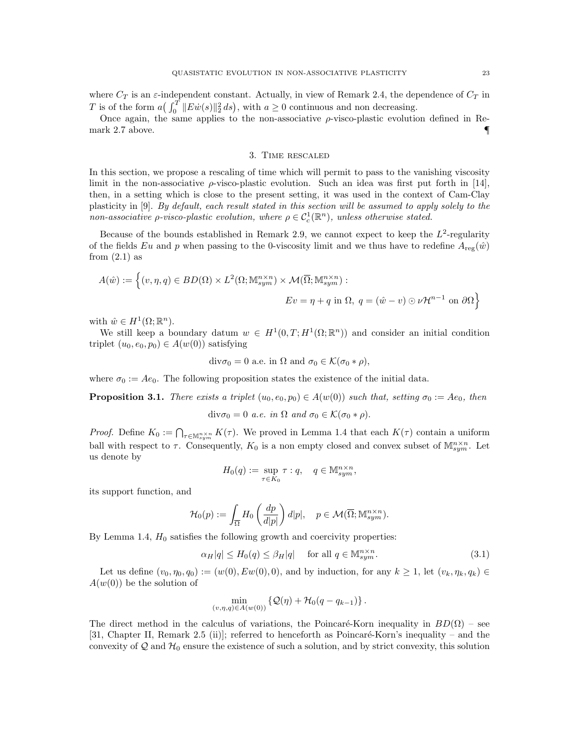where $C_T$ is an $\varepsilon$-independent constant. Actually, in view of Remark 2.4, the dependence of $C_T$ in $T$ is of the form $a\big(\int_0^T \|E\dot{w}(s)\|_2^2\,ds\big)$, with $a \geq 0$ continuous and non decreasing.

Once again, the same applies to the non-associative $\rho$-visco-plastic evolution defined in Remark 2.7 above. ¶

## 3. Time rescaled

In this section, we propose a rescaling of time which will permit to pass to the vanishing viscosity limit in the non-associative $\rho$-visco-plastic evolution. Such an idea was first put forth in [14], then, in a setting which is close to the present setting, it was used in the context of Cam-Clay plasticity in [9]. *By default, each result stated in this section will be assumed to apply solely to the non-associative $\rho$-visco-plastic evolution, where $\rho \in \mathcal{C}^1_c(\mathbb{R}^n)$, unless otherwise stated.*

Because of the bounds established in Remark 2.9, we cannot expect to keep the $L^2$-regularity of the fields $Eu$ and $p$ when passing to the 0-viscosity limit and we thus have to redefine $A_{\text{reg}}(\hat{w})$ from (2.1) as

$$A(\hat{w}) := \Big\{(v,\eta,q) \in BD(\Omega) \times L^2(\Omega;\mathbb{M}^{n\times n}_{sym}) \times \mathcal{M}(\overline{\Omega};\mathbb{M}^{n\times n}_{sym}) : \\ Ev = \eta + q \text{ in } \Omega,\ q = (\hat{w} - v) \odot \nu \mathcal{H}^{n-1} \text{ on } \partial\Omega\Big\}$$

with $\hat{w} \in H^1(\Omega;\mathbb{R}^n)$.

We still keep a boundary datum $w \in H^1(0,T;H^1(\Omega;\mathbb{R}^n))$ and consider an initial condition triplet $(u_0,e_0,p_0) \in A(w(0))$ satisfying

$$\text{div}\sigma_0 = 0 \text{ a.e. in } \Omega \text{ and } \sigma_0 \in \mathcal{K}(\sigma_0 * \rho),$$

where $\sigma_0 := Ae_0$. The following proposition states the existence of the initial data.

**Proposition 3.1.** *There exists a triplet $(u_0,e_0,p_0) \in A(w(0))$ such that, setting $\sigma_0 := Ae_0$, then*

$$\text{div}\sigma_0 = 0 \text{ a.e. in } \Omega \text{ and } \sigma_0 \in \mathcal{K}(\sigma_0 * \rho).$$

*Proof.* Define $K_0 := \bigcap_{\tau \in \mathbb{M}^{n\times n}_{sym}} K(\tau)$. We proved in Lemma 1.4 that each $K(\tau)$ contain a uniform ball with respect to $\tau$. Consequently, $K_0$ is a non empty closed and convex subset of $\mathbb{M}^{n\times n}_{sym}$. Let us denote by

$$H_0(q) := \sup_{\tau \in K_0} \tau : q, \quad q \in \mathbb{M}^{n\times n}_{sym},$$

its support function, and

$$\mathcal{H}_0(p) := \int_{\overline{\Omega}} H_0\left(\frac{dp}{d|p|}\right) d|p|, \quad p \in \mathcal{M}(\overline{\Omega};\mathbb{M}^{n\times n}_{sym}).$$

By Lemma 1.4, $H_0$ satisfies the following growth and coercivity properties:

$$\alpha_H|q| \leq H_0(q) \leq \beta_H|q| \quad \text{for all } q \in \mathbb{M}^{n\times n}_{sym}. \tag{3.1}$$

Let us define $(v_0,\eta_0,q_0) := (w(0), Ew(0), 0)$, and by induction, for any $k \geq 1$, let $(v_k,\eta_k,q_k) \in A(w(0))$ be the solution of

$$\min_{(v,\eta,q)\in A(w(0))} \left\{\mathcal{Q}(\eta) + \mathcal{H}_0(q - q_{k-1})\right\}.$$

The direct method in the calculus of variations, the Poincaré-Korn inequality in $BD(\Omega)$ – see [31, Chapter II, Remark 2.5 (ii)]; referred to henceforth as Poincaré-Korn's inequality – and the convexity of $\mathcal{Q}$ and $\mathcal{H}_0$ ensure the existence of such a solution, and by strict convexity, this solution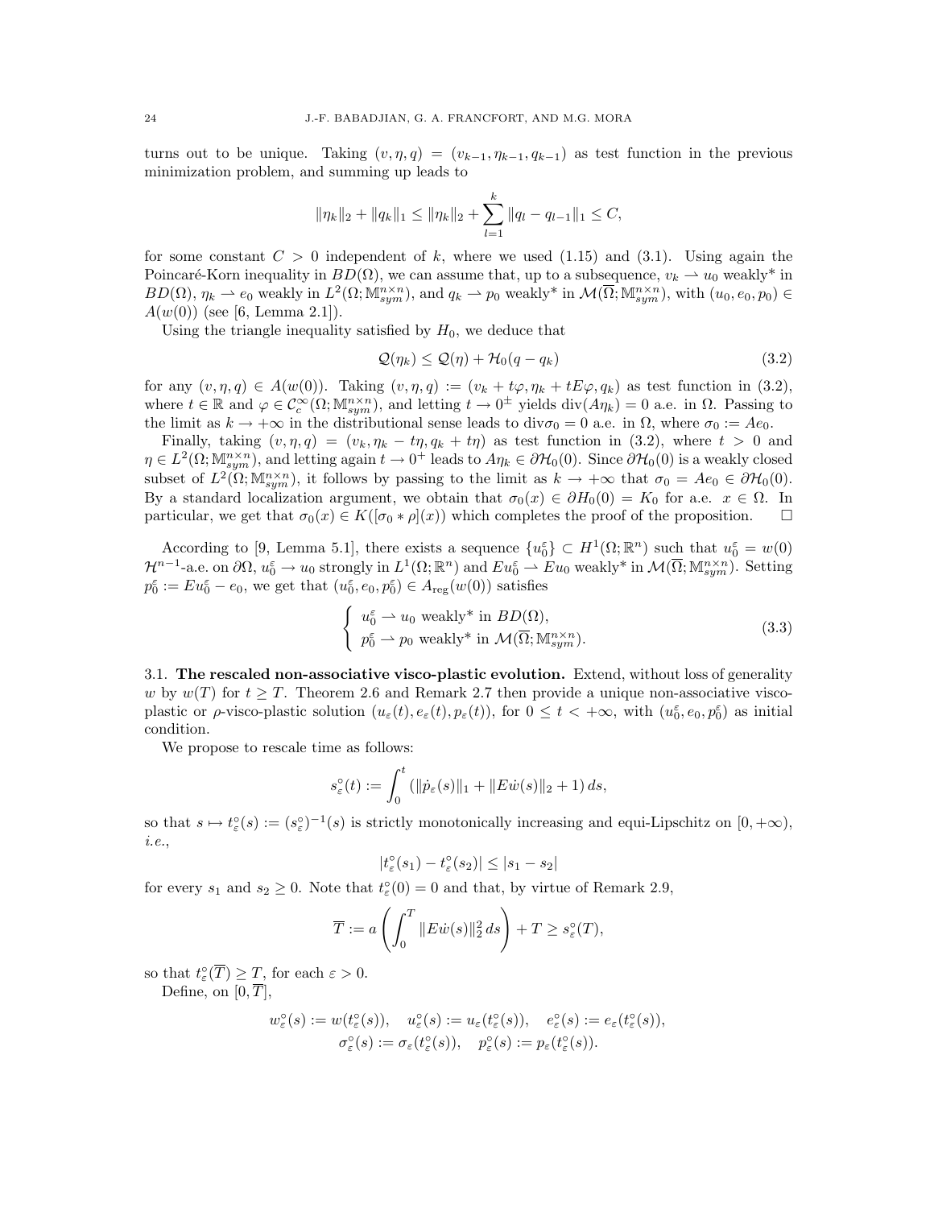turns out to be unique. Taking $(v, \eta, q) = (v_{k-1}, \eta_{k-1}, q_{k-1})$ as test function in the previous minimization problem, and summing up leads to

$$\|\eta_k\|_2 + \|q_k\|_1 \leq \|\eta_k\|_2 + \sum_{l=1}^{k} \|q_l - q_{l-1}\|_1 \leq C,$$

for some constant $C > 0$ independent of $k$, where we used (1.15) and (3.1). Using again the Poincaré-Korn inequality in $BD(\Omega)$, we can assume that, up to a subsequence, $v_k \rightharpoonup u_0$ weakly* in $BD(\Omega)$, $\eta_k \rightharpoonup e_0$ weakly in $L^2(\Omega; \mathbb{M}^{n\times n}_{sym})$, and $q_k \rightharpoonup p_0$ weakly* in $\mathcal{M}(\overline{\Omega}; \mathbb{M}^{n\times n}_{sym})$, with $(u_0, e_0, p_0) \in A(w(0))$ (see [6, Lemma 2.1]).

Using the triangle inequality satisfied by $H_0$, we deduce that

$$\mathcal{Q}(\eta_k) \leq \mathcal{Q}(\eta) + \mathcal{H}_0(q - q_k) \tag{3.2}$$

for any $(v, \eta, q) \in A(w(0))$. Taking $(v, \eta, q) := (v_k + t\varphi, \eta_k + tE\varphi, q_k)$ as test function in (3.2), where $t \in \mathbb{R}$ and $\varphi \in \mathcal{C}^\infty_c(\Omega; \mathbb{M}^{n\times n}_{sym})$, and letting $t \to 0^\pm$ yields $\mathrm{div}(A\eta_k) = 0$ a.e. in $\Omega$. Passing to the limit as $k \to +\infty$ in the distributional sense leads to $\mathrm{div}\sigma_0 = 0$ a.e. in $\Omega$, where $\sigma_0 := Ae_0$.

Finally, taking $(v, \eta, q) = (v_k, \eta_k - t\eta, q_k + t\eta)$ as test function in (3.2), where $t > 0$ and $\eta \in L^2(\Omega; \mathbb{M}^{n\times n}_{sym})$, and letting again $t \to 0^+$ leads to $A\eta_k \in \partial\mathcal{H}_0(0)$. Since $\partial\mathcal{H}_0(0)$ is a weakly closed subset of $L^2(\Omega; \mathbb{M}^{n\times n}_{sym})$, it follows by passing to the limit as $k \to +\infty$ that $\sigma_0 = Ae_0 \in \partial\mathcal{H}_0(0)$. By a standard localization argument, we obtain that $\sigma_0(x) \in \partial H_0(0) = K_0$ for a.e. $x \in \Omega$. In particular, we get that $\sigma_0(x) \in K([\sigma_0 * \rho](x))$ which completes the proof of the proposition. $\square$

According to [9, Lemma 5.1], there exists a sequence $\{u_0^\varepsilon\} \subset H^1(\Omega; \mathbb{R}^n)$ such that $u_0^\varepsilon = w(0)$ $\mathcal{H}^{n-1}$-a.e. on $\partial\Omega$, $u_0^\varepsilon \to u_0$ strongly in $L^1(\Omega; \mathbb{R}^n)$ and $Eu_0^\varepsilon \rightharpoonup Eu_0$ weakly* in $\mathcal{M}(\overline{\Omega}; \mathbb{M}^{n\times n}_{sym})$. Setting $p_0^\varepsilon := Eu_0^\varepsilon - e_0$, we get that $(u_0^\varepsilon, e_0, p_0^\varepsilon) \in A_{\mathrm{reg}}(w(0))$ satisfies

$$\begin{cases} u_0^\varepsilon \rightharpoonup u_0 \text{ weakly* in } BD(\Omega), \\ p_0^\varepsilon \rightharpoonup p_0 \text{ weakly* in } \mathcal{M}(\overline{\Omega}; \mathbb{M}^{n\times n}_{sym}). \end{cases} \tag{3.3}$$

### 3.1. The rescaled non-associative visco-plastic evolution.

Extend, without loss of generality $w$ by $w(T)$ for $t \geq T$. Theorem 2.6 and Remark 2.7 then provide a unique non-associative visco-plastic or $\rho$-visco-plastic solution $(u_\varepsilon(t), e_\varepsilon(t), p_\varepsilon(t))$, for $0 \leq t < +\infty$, with $(u_0^\varepsilon, e_0, p_0^\varepsilon)$ as initial condition.

We propose to rescale time as follows:

$$s^\circ_\varepsilon(t) := \int_0^t (\|\dot{p}_\varepsilon(s)\|_1 + \|E\dot{w}(s)\|_2 + 1)\, ds,$$

so that $s \mapsto t^\circ_\varepsilon(s) := (s^\circ_\varepsilon)^{-1}(s)$ is strictly monotonically increasing and equi-Lipschitz on $[0, +\infty)$, *i.e.*,

$$|t^\circ_\varepsilon(s_1) - t^\circ_\varepsilon(s_2)| \leq |s_1 - s_2|$$

for every $s_1$ and $s_2 \geq 0$. Note that $t^\circ_\varepsilon(0) = 0$ and that, by virtue of Remark 2.9,

$$\overline{T} := a\left(\int_0^T \|E\dot{w}(s)\|_2^2\, ds\right) + T \geq s^\circ_\varepsilon(T),$$

so that $t^\circ_\varepsilon(\overline{T}) \geq T$, for each $\varepsilon > 0$.

Define, on $[0, \overline{T}]$,

$$w^\circ_\varepsilon(s) := w(t^\circ_\varepsilon(s)), \quad u^\circ_\varepsilon(s) := u_\varepsilon(t^\circ_\varepsilon(s)), \quad e^\circ_\varepsilon(s) := e_\varepsilon(t^\circ_\varepsilon(s)),$$
$$\sigma^\circ_\varepsilon(s) := \sigma_\varepsilon(t^\circ_\varepsilon(s)), \quad p^\circ_\varepsilon(s) := p_\varepsilon(t^\circ_\varepsilon(s)).$$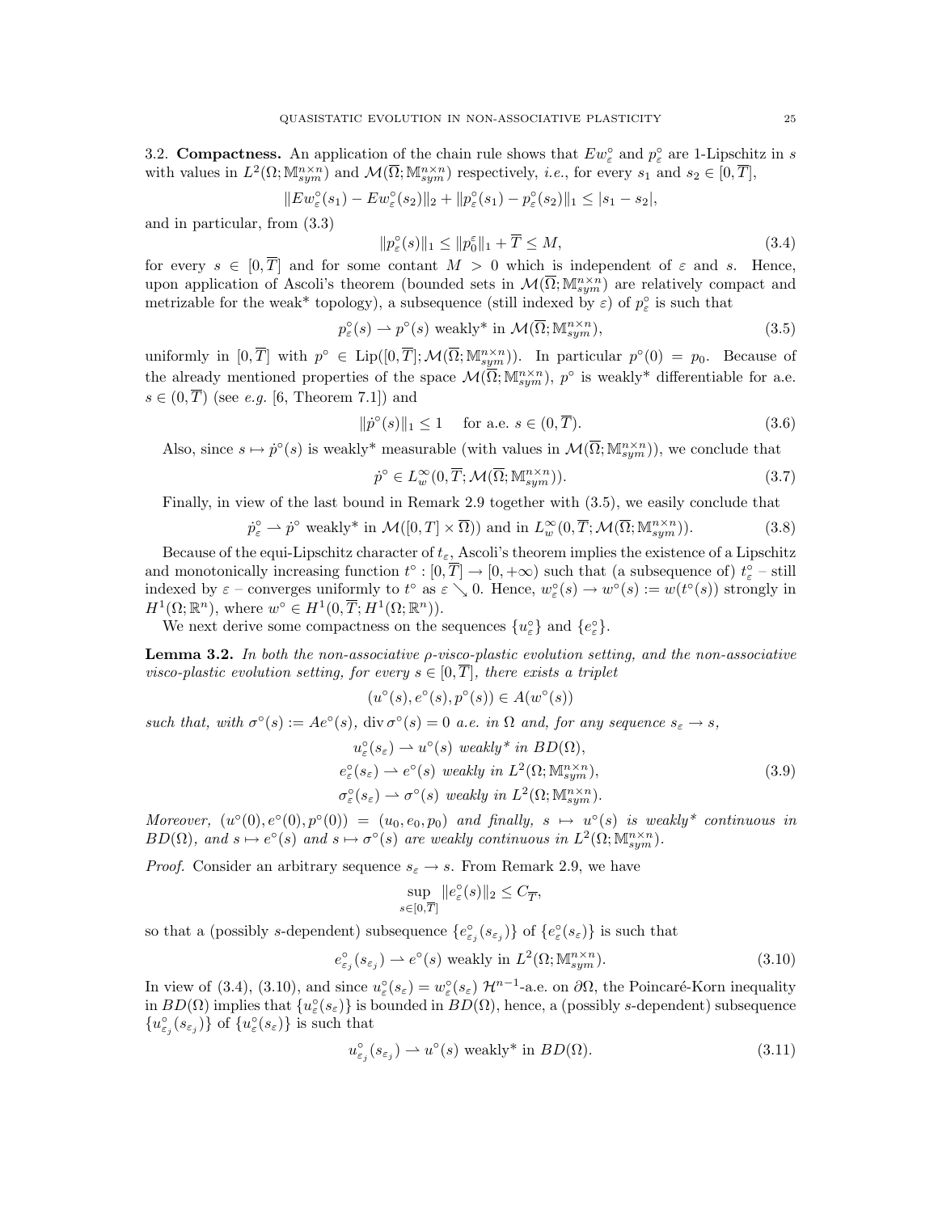3.2. **Compactness.** An application of the chain rule shows that $Ew^\circ_\varepsilon$ and $p^\circ_\varepsilon$ are 1-Lipschitz in $s$ with values in $L^2(\Omega;\mathbb{M}^{n\times n}_{sym})$ and $\mathcal{M}(\overline{\Omega};\mathbb{M}^{n\times n}_{sym})$ respectively, *i.e.*, for every $s_1$ and $s_2 \in [0,\overline{T}]$,

$$\|Ew^\circ_\varepsilon(s_1) - Ew^\circ_\varepsilon(s_2)\|_2 + \|p^\circ_\varepsilon(s_1) - p^\circ_\varepsilon(s_2)\|_1 \le |s_1 - s_2|,$$

and in particular, from (3.3)

$$\|p^\circ_\varepsilon(s)\|_1 \le \|p^\varepsilon_0\|_1 + \overline{T} \le M, \tag{3.4}$$

for every $s \in [0,\overline{T}]$ and for some contant $M > 0$ which is independent of $\varepsilon$ and $s$. Hence, upon application of Ascoli's theorem (bounded sets in $\mathcal{M}(\overline{\Omega};\mathbb{M}^{n\times n}_{sym})$ are relatively compact and metrizable for the weak* topology), a subsequence (still indexed by $\varepsilon$) of $p^\circ_\varepsilon$ is such that

$$p^\circ_\varepsilon(s) \rightharpoonup p^\circ(s) \text{ weakly* in } \mathcal{M}(\overline{\Omega};\mathbb{M}^{n\times n}_{sym}), \tag{3.5}$$

uniformly in $[0,\overline{T}]$ with $p^\circ \in \mathrm{Lip}([0,\overline{T}];\mathcal{M}(\overline{\Omega};\mathbb{M}^{n\times n}_{sym}))$. In particular $p^\circ(0) = p_0$. Because of the already mentioned properties of the space $\mathcal{M}(\overline{\Omega};\mathbb{M}^{n\times n}_{sym})$, $p^\circ$ is weakly* differentiable for a.e. $s \in (0,\overline{T})$ (see *e.g.* [6, Theorem 7.1]) and

$$\|\dot{p}^\circ(s)\|_1 \le 1 \quad \text{ for a.e. } s \in (0,\overline{T}). \tag{3.6}$$

Also, since $s \mapsto \dot{p}^\circ(s)$ is weakly* measurable (with values in $\mathcal{M}(\overline{\Omega};\mathbb{M}^{n\times n}_{sym})$), we conclude that

$$\dot{p}^\circ \in L^\infty_w(0,\overline{T};\mathcal{M}(\overline{\Omega};\mathbb{M}^{n\times n}_{sym})). \tag{3.7}$$

Finally, in view of the last bound in Remark 2.9 together with (3.5), we easily conclude that

$$\dot{p}^\circ_\varepsilon \rightharpoonup \dot{p}^\circ \text{ weakly* in } \mathcal{M}([0,T]\times\overline{\Omega})) \text{ and in } L^\infty_w(0,\overline{T};\mathcal{M}(\overline{\Omega};\mathbb{M}^{n\times n}_{sym})). \tag{3.8}$$

Because of the equi-Lipschitz character of $t_\varepsilon$, Ascoli's theorem implies the existence of a Lipschitz and monotonically increasing function $t^\circ : [0,\overline{T}] \to [0,+\infty)$ such that (a subsequence of) $t^\circ_\varepsilon$ – still indexed by $\varepsilon$ – converges uniformly to $t^\circ$ as $\varepsilon \searrow 0$. Hence, $w^\circ_\varepsilon(s) \to w^\circ(s) := w(t^\circ(s))$ strongly in $H^1(\Omega;\mathbb{R}^n)$, where $w^\circ \in H^1(0,\overline{T};H^1(\Omega;\mathbb{R}^n))$.

We next derive some compactness on the sequences $\{u^\circ_\varepsilon\}$ and $\{e^\circ_\varepsilon\}$.

**Lemma 3.2.** *In both the non-associative $\rho$-visco-plastic evolution setting, and the non-associative visco-plastic evolution setting, for every $s \in [0,\overline{T}]$, there exists a triplet*

$$(u^\circ(s), e^\circ(s), p^\circ(s)) \in A(w^\circ(s))$$

*such that, with $\sigma^\circ(s) := Ae^\circ(s)$, $\operatorname{div}\sigma^\circ(s) = 0$ a.e. in $\Omega$ and, for any sequence $s_\varepsilon \to s$,*

$$\begin{aligned}
&u^\circ_\varepsilon(s_\varepsilon) \rightharpoonup u^\circ(s) \text{ weakly* in } BD(\Omega),\\
&e^\circ_\varepsilon(s_\varepsilon) \rightharpoonup e^\circ(s) \text{ weakly in } L^2(\Omega;\mathbb{M}^{n\times n}_{sym}),\\
&\sigma^\circ_\varepsilon(s_\varepsilon) \rightharpoonup \sigma^\circ(s) \text{ weakly in } L^2(\Omega;\mathbb{M}^{n\times n}_{sym}).
\end{aligned} \tag{3.9}$$

*Moreover, $(u^\circ(0), e^\circ(0), p^\circ(0)) = (u_0, e_0, p_0)$ and finally, $s \mapsto u^\circ(s)$ is weakly* continuous in $BD(\Omega)$, and $s \mapsto e^\circ(s)$ and $s \mapsto \sigma^\circ(s)$ are weakly continuous in $L^2(\Omega;\mathbb{M}^{n\times n}_{sym})$.*

*Proof.* Consider an arbitrary sequence $s_\varepsilon \to s$. From Remark 2.9, we have

$$\sup_{s\in[0,\overline{T}]} \|e^\circ_\varepsilon(s)\|_2 \le C_{\overline{T}},$$

so that a (possibly $s$-dependent) subsequence $\{e^\circ_{\varepsilon_j}(s_{\varepsilon_j})\}$ of $\{e^\circ_\varepsilon(s_\varepsilon)\}$ is such that

$$e^\circ_{\varepsilon_j}(s_{\varepsilon_j}) \rightharpoonup e^\circ(s) \text{ weakly in } L^2(\Omega;\mathbb{M}^{n\times n}_{sym}). \tag{3.10}$$

In view of (3.4), (3.10), and since $u^\circ_\varepsilon(s_\varepsilon) = w^\circ_\varepsilon(s_\varepsilon)$ $\mathcal{H}^{n-1}$-a.e. on $\partial\Omega$, the Poincaré-Korn inequality in $BD(\Omega)$ implies that $\{u^\circ_\varepsilon(s_\varepsilon)\}$ is bounded in $BD(\Omega)$, hence, a (possibly $s$-dependent) subsequence $\{u^\circ_{\varepsilon_j}(s_{\varepsilon_j})\}$ of $\{u^\circ_\varepsilon(s_\varepsilon)\}$ is such that

$$u^\circ_{\varepsilon_j}(s_{\varepsilon_j}) \rightharpoonup u^\circ(s) \text{ weakly* in } BD(\Omega). \tag{3.11}$$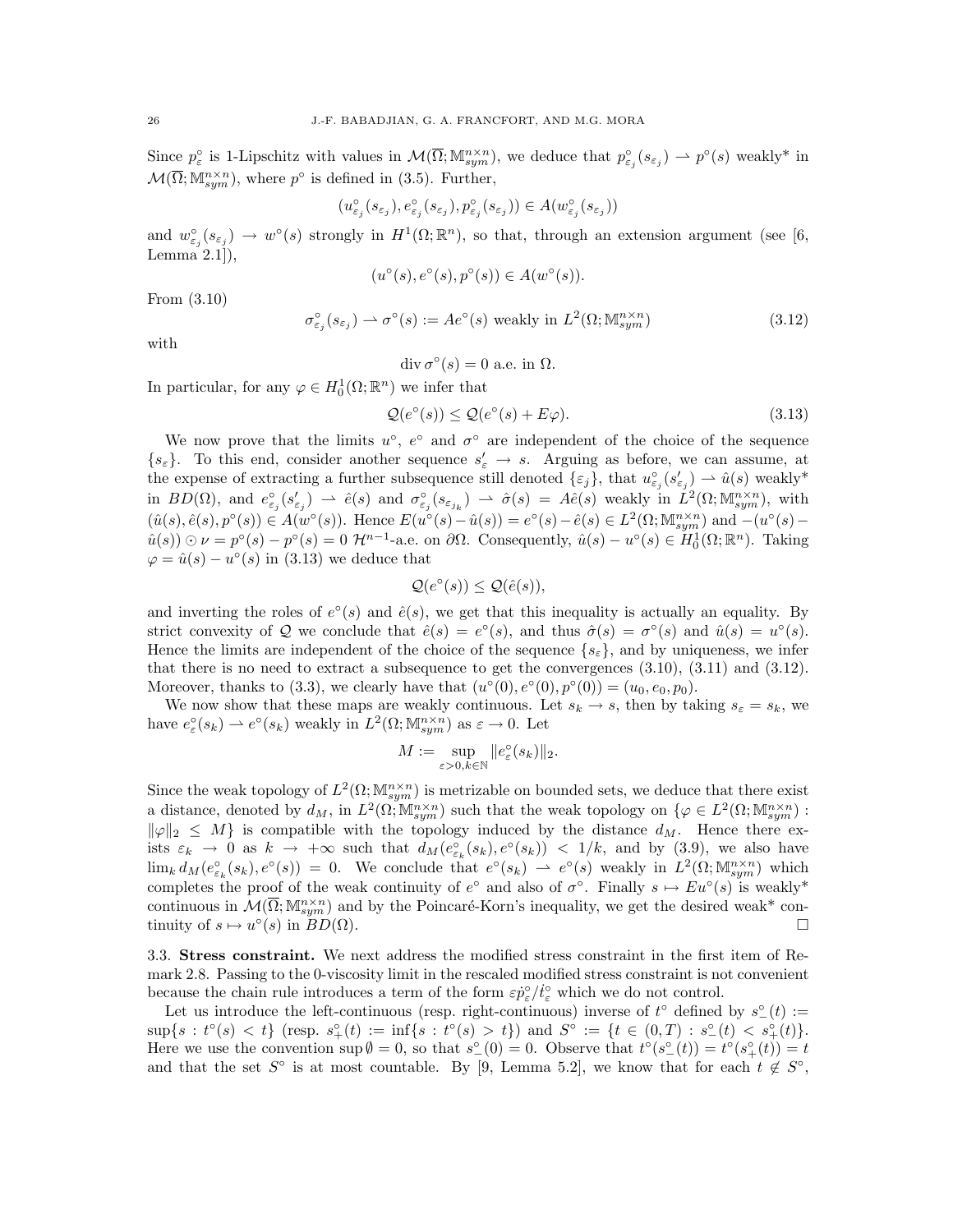Since $p^\circ_\varepsilon$ is 1-Lipschitz with values in $\mathcal{M}(\overline{\Omega};\mathbb{M}^{n\times n}_{sym})$, we deduce that $p^\circ_{\varepsilon_j}(s_{\varepsilon_j}) \rightharpoonup p^\circ(s)$ weakly* in $\mathcal{M}(\overline{\Omega};\mathbb{M}^{n\times n}_{sym})$, where $p^\circ$ is defined in (3.5). Further,

$$(u^\circ_{\varepsilon_j}(s_{\varepsilon_j}), e^\circ_{\varepsilon_j}(s_{\varepsilon_j}), p^\circ_{\varepsilon_j}(s_{\varepsilon_j})) \in A(w^\circ_{\varepsilon_j}(s_{\varepsilon_j}))$$

and $w^\circ_{\varepsilon_j}(s_{\varepsilon_j}) \to w^\circ(s)$ strongly in $H^1(\Omega;\mathbb{R}^n)$, so that, through an extension argument (see [6, Lemma 2.1]),

$$(u^\circ(s), e^\circ(s), p^\circ(s)) \in A(w^\circ(s)).$$

From (3.10)

$$\sigma^\circ_{\varepsilon_j}(s_{\varepsilon_j}) \rightharpoonup \sigma^\circ(s) := Ae^\circ(s) \text{ weakly in } L^2(\Omega;\mathbb{M}^{n\times n}_{sym}) \tag{3.12}$$

with

$$\operatorname{div} \sigma^\circ(s) = 0 \text{ a.e. in } \Omega.$$

In particular, for any $\varphi \in H^1_0(\Omega;\mathbb{R}^n)$ we infer that

$$\mathcal{Q}(e^\circ(s)) \le \mathcal{Q}(e^\circ(s) + E\varphi). \tag{3.13}$$

We now prove that the limits $u^\circ$, $e^\circ$ and $\sigma^\circ$ are independent of the choice of the sequence $\{s_\varepsilon\}$. To this end, consider another sequence $s'_\varepsilon \to s$. Arguing as before, we can assume, at the expense of extracting a further subsequence still denoted $\{\varepsilon_j\}$, that $u^\circ_{\varepsilon_j}(s'_{\varepsilon_j}) \rightharpoonup \hat{u}(s)$ weakly* in $BD(\Omega)$, and $e^\circ_{\varepsilon_j}(s'_{\varepsilon_j}) \rightharpoonup \hat{e}(s)$ and $\sigma^\circ_{\varepsilon_{j_k}}(s_{\varepsilon_{j_k}}) \rightharpoonup \hat{\sigma}(s) = A\hat{e}(s)$ weakly in $L^2(\Omega;\mathbb{M}^{n\times n}_{sym})$, with $(\hat{u}(s), \hat{e}(s), p^\circ(s)) \in A(w^\circ(s))$. Hence $E(u^\circ(s) - \hat{u}(s)) = e^\circ(s) - \hat{e}(s) \in L^2(\Omega;\mathbb{M}^{n\times n}_{sym})$ and $-(u^\circ(s) - \hat{u}(s)) \odot \nu = p^\circ(s) - p^\circ(s) = 0$ $\mathcal{H}^{n-1}$-a.e. on $\partial\Omega$. Consequently, $\hat{u}(s) - u^\circ(s) \in H^1_0(\Omega;\mathbb{R}^n)$. Taking $\varphi = \hat{u}(s) - u^\circ(s)$ in (3.13) we deduce that

$$\mathcal{Q}(e^\circ(s)) \le \mathcal{Q}(\hat{e}(s)),$$

and inverting the roles of $e^\circ(s)$ and $\hat{e}(s)$, we get that this inequality is actually an equality. By strict convexity of $\mathcal{Q}$ we conclude that $\hat{e}(s) = e^\circ(s)$, and thus $\hat{\sigma}(s) = \sigma^\circ(s)$ and $\hat{u}(s) = u^\circ(s)$. Hence the limits are independent of the choice of the sequence $\{s_\varepsilon\}$, and by uniqueness, we infer that there is no need to extract a subsequence to get the convergences (3.10), (3.11) and (3.12). Moreover, thanks to (3.3), we clearly have that $(u^\circ(0), e^\circ(0), p^\circ(0)) = (u_0, e_0, p_0)$.

We now show that these maps are weakly continuous. Let $s_k \to s$, then by taking $s_\varepsilon = s_k$, we have $e^\circ_\varepsilon(s_k) \rightharpoonup e^\circ(s_k)$ weakly in $L^2(\Omega;\mathbb{M}^{n\times n}_{sym})$ as $\varepsilon \to 0$. Let

$$M := \sup_{\varepsilon>0, k\in\mathbb{N}} \|e^\circ_\varepsilon(s_k)\|_2.$$

Since the weak topology of $L^2(\Omega;\mathbb{M}^{n\times n}_{sym})$ is metrizable on bounded sets, we deduce that there exist a distance, denoted by $d_M$, in $L^2(\Omega;\mathbb{M}^{n\times n}_{sym})$ such that the weak topology on $\{\varphi \in L^2(\Omega;\mathbb{M}^{n\times n}_{sym}) : \|\varphi\|_2 \le M\}$ is compatible with the topology induced by the distance $d_M$. Hence there exists $\varepsilon_k \to 0$ as $k \to +\infty$ such that $d_M(e^\circ_{\varepsilon_k}(s_k), e^\circ(s_k)) < 1/k$, and by (3.9), we also have $\lim_k d_M(e^\circ_{\varepsilon_k}(s_k), e^\circ(s)) = 0$. We conclude that $e^\circ(s_k) \rightharpoonup e^\circ(s)$ weakly in $L^2(\Omega;\mathbb{M}^{n\times n}_{sym})$ which completes the proof of the weak continuity of $e^\circ$ and also of $\sigma^\circ$. Finally $s \mapsto Eu^\circ(s)$ is weakly* continuous in $\mathcal{M}(\overline{\Omega};\mathbb{M}^{n\times n}_{sym})$ and by the Poincaré-Korn's inequality, we get the desired weak* continuity of $s \mapsto u^\circ(s)$ in $BD(\Omega)$. $\square$

### 3.3. Stress constraint.

We next address the modified stress constraint in the first item of Remark 2.8. Passing to the 0-viscosity limit in the rescaled modified stress constraint is not convenient because the chain rule introduces a term of the form $\varepsilon\dot{p}^\circ_\varepsilon/\dot{t}^\circ_\varepsilon$ which we do not control.

Let us introduce the left-continuous (resp. right-continuous) inverse of $t^\circ$ defined by $s^\circ_-(t) := \sup\{s : t^\circ(s) < t\}$ (resp. $s^\circ_+(t) := \inf\{s : t^\circ(s) > t\}$) and $S^\circ := \{t \in (0,T) : s^\circ_-(t) < s^\circ_+(t)\}$. Here we use the convention $\sup\emptyset = 0$, so that $s^\circ_-(0) = 0$. Observe that $t^\circ(s^\circ_-(t)) = t^\circ(s^\circ_+(t)) = t$ and that the set $S^\circ$ is at most countable. By [9, Lemma 5.2], we know that for each $t \notin S^\circ$,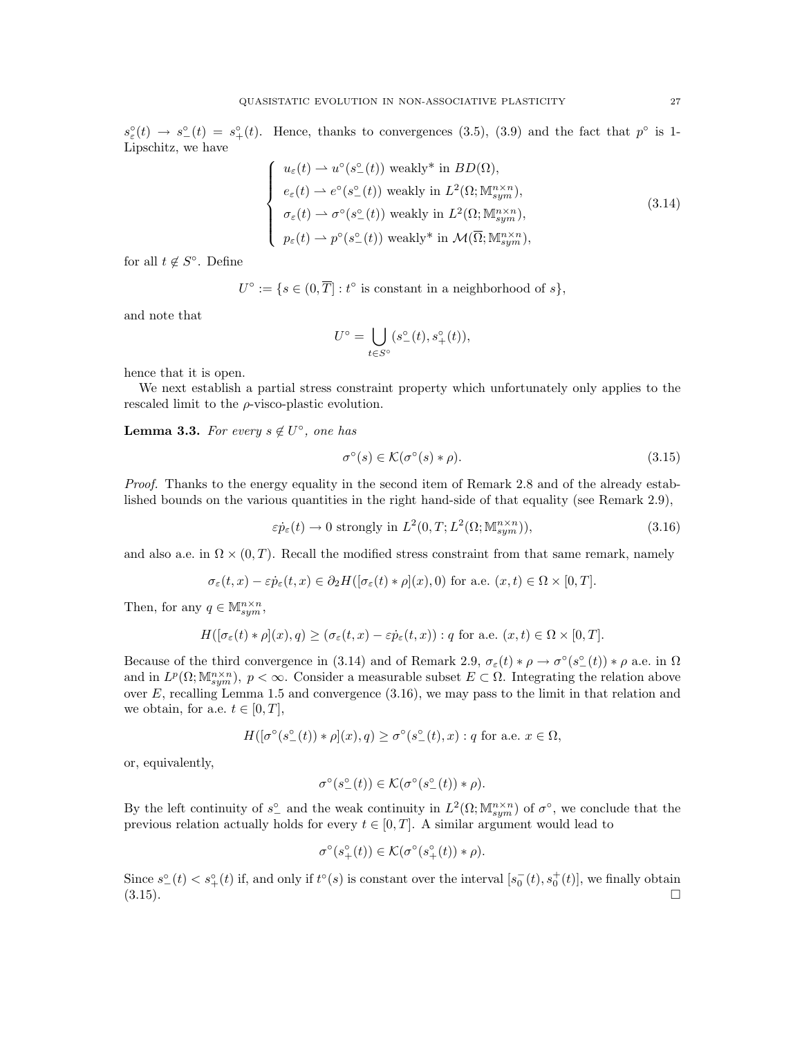$s^\circ_\varepsilon(t) \to s^\circ_-(t) = s^\circ_+(t)$. Hence, thanks to convergences (3.5), (3.9) and the fact that $p^\circ$ is 1-Lipschitz, we have

$$
\left\{
\begin{array}{l}
u_\varepsilon(t) \rightharpoonup u^\circ(s^\circ_-(t)) \text{ weakly* in } BD(\Omega), \\
e_\varepsilon(t) \rightharpoonup e^\circ(s^\circ_-(t)) \text{ weakly in } L^2(\Omega;\mathbb{M}^{n\times n}_{sym}), \\
\sigma_\varepsilon(t) \rightharpoonup \sigma^\circ(s^\circ_-(t)) \text{ weakly in } L^2(\Omega;\mathbb{M}^{n\times n}_{sym}), \\
p_\varepsilon(t) \rightharpoonup p^\circ(s^\circ_-(t)) \text{ weakly* in } \mathcal{M}(\overline{\Omega};\mathbb{M}^{n\times n}_{sym}),
\end{array}
\right.
\tag{3.14}
$$

for all $t \notin S^\circ$. Define

$$
U^\circ := \{s \in (0,\overline{T}] : t^\circ \text{ is constant in a neighborhood of } s\},
$$

and note that

$$
U^\circ = \bigcup_{t\in S^\circ} (s^\circ_-(t), s^\circ_+(t)),
$$

hence that it is open.

We next establish a partial stress constraint property which unfortunately only applies to the rescaled limit to the $\rho$-visco-plastic evolution.

**Lemma 3.3.** *For every $s \notin U^\circ$, one has*

$$
\sigma^\circ(s) \in \mathcal{K}(\sigma^\circ(s) * \rho). \tag{3.15}
$$

*Proof.* Thanks to the energy equality in the second item of Remark 2.8 and of the already established bounds on the various quantities in the right hand-side of that equality (see Remark 2.9),

$$
\varepsilon\dot{p}_\varepsilon(t) \to 0 \text{ strongly in } L^2(0,T;L^2(\Omega;\mathbb{M}^{n\times n}_{sym})), \tag{3.16}
$$

and also a.e. in $\Omega\times(0,T)$. Recall the modified stress constraint from that same remark, namely

$$
\sigma_\varepsilon(t,x) - \varepsilon\dot{p}_\varepsilon(t,x) \in \partial_2 H([\sigma_\varepsilon(t)*\rho](x),0) \text{ for a.e. } (x,t)\in\Omega\times[0,T].
$$

Then, for any $q \in \mathbb{M}^{n\times n}_{sym}$,

$$
H([\sigma_\varepsilon(t)*\rho](x),q) \geq (\sigma_\varepsilon(t,x) - \varepsilon\dot{p}_\varepsilon(t,x)) : q \text{ for a.e. } (x,t)\in\Omega\times[0,T].
$$

Because of the third convergence in (3.14) and of Remark 2.9, $\sigma_\varepsilon(t)*\rho \to \sigma^\circ(s^\circ_-(t))*\rho$ a.e. in $\Omega$ and in $L^p(\Omega;\mathbb{M}^{n\times n}_{sym})$, $p<\infty$. Consider a measurable subset $E\subset\Omega$. Integrating the relation above over $E$, recalling Lemma 1.5 and convergence (3.16), we may pass to the limit in that relation and we obtain, for a.e. $t\in[0,T]$,

$$
H([\sigma^\circ(s^\circ_-(t))*\rho](x),q) \geq \sigma^\circ(s^\circ_-(t),x) : q \text{ for a.e. } x\in\Omega,
$$

or, equivalently,

$$
\sigma^\circ(s^\circ_-(t)) \in \mathcal{K}(\sigma^\circ(s^\circ_-(t))*\rho).
$$

By the left continuity of $s^\circ_-$ and the weak continuity in $L^2(\Omega;\mathbb{M}^{n\times n}_{sym})$ of $\sigma^\circ$, we conclude that the previous relation actually holds for every $t\in[0,T]$. A similar argument would lead to

$$
\sigma^\circ(s^\circ_+(t)) \in \mathcal{K}(\sigma^\circ(s^\circ_+(t))*\rho).
$$

Since $s^\circ_-(t) < s^\circ_+(t)$ if, and only if $t^\circ(s)$ is constant over the interval $[s^-_0(t), s^+_0(t)]$, we finally obtain (3.15). $\square$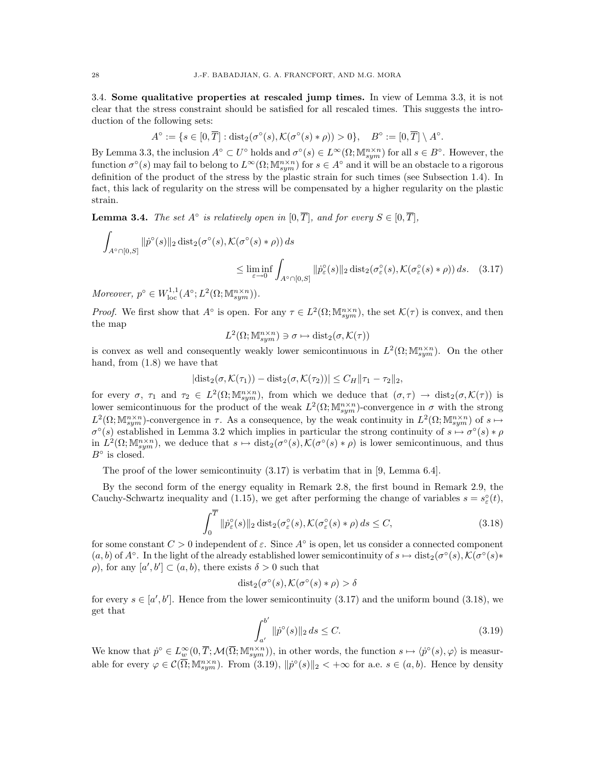**3.4. Some qualitative properties at rescaled jump times.** In view of Lemma 3.3, it is not clear that the stress constraint should be satisfied for all rescaled times. This suggests the introduction of the following sets:

$$A^\circ := \{s \in [0, \overline{T}] : \mathrm{dist}_2(\sigma^\circ(s), \mathcal{K}(\sigma^\circ(s) * \rho)) > 0\}, \quad B^\circ := [0, \overline{T}] \setminus A^\circ.$$

By Lemma 3.3, the inclusion $A^\circ \subset U^\circ$ holds and $\sigma^\circ(s) \in L^\infty(\Omega; \mathbb{M}^{n\times n}_{sym})$ for all $s \in B^\circ$. However, the function $\sigma^\circ(s)$ may fail to belong to $L^\infty(\Omega; \mathbb{M}^{n\times n}_{sym})$ for $s \in A^\circ$ and it will be an obstacle to a rigorous definition of the product of the stress by the plastic strain for such times (see Subsection 1.4). In fact, this lack of regularity on the stress will be compensated by a higher regularity on the plastic strain.

**Lemma 3.4.** *The set $A^\circ$ is relatively open in $[0, \overline{T}]$, and for every $S \in [0, \overline{T}]$,*

$$\int_{A^\circ \cap [0,S]} \|\dot{p}^\circ(s)\|_2 \, \mathrm{dist}_2(\sigma^\circ(s), \mathcal{K}(\sigma^\circ(s) * \rho)) \, ds \\ \leq \liminf_{\varepsilon \to 0} \int_{A^\circ \cap [0,S]} \|\dot{p}^\circ_\varepsilon(s)\|_2 \, \mathrm{dist}_2(\sigma^\circ_\varepsilon(s), \mathcal{K}(\sigma^\circ_\varepsilon(s) * \rho)) \, ds. \quad (3.17)$$

*Moreover, $p^\circ \in W^{1,1}_{\mathrm{loc}}(A^\circ; L^2(\Omega; \mathbb{M}^{n\times n}_{sym}))$.*

*Proof.* We first show that $A^\circ$ is open. For any $\tau \in L^2(\Omega; \mathbb{M}^{n\times n}_{sym})$, the set $\mathcal{K}(\tau)$ is convex, and then the map

$$L^2(\Omega; \mathbb{M}^{n\times n}_{sym}) \ni \sigma \mapsto \mathrm{dist}_2(\sigma, \mathcal{K}(\tau))$$

is convex as well and consequently weakly lower semicontinuous in $L^2(\Omega; \mathbb{M}^{n\times n}_{sym})$. On the other hand, from (1.8) we have that

$$|\mathrm{dist}_2(\sigma, \mathcal{K}(\tau_1)) - \mathrm{dist}_2(\sigma, \mathcal{K}(\tau_2))| \leq C_H \|\tau_1 - \tau_2\|_2,$$

for every $\sigma$, $\tau_1$ and $\tau_2 \in L^2(\Omega; \mathbb{M}^{n\times n}_{sym})$, from which we deduce that $(\sigma, \tau) \to \mathrm{dist}_2(\sigma, \mathcal{K}(\tau))$ is lower semicontinuous for the product of the weak $L^2(\Omega; \mathbb{M}^{n\times n}_{sym})$-convergence in $\sigma$ with the strong $L^2(\Omega; \mathbb{M}^{n\times n}_{sym})$-convergence in $\tau$. As a consequence, by the weak continuity in $L^2(\Omega; \mathbb{M}^{n\times n}_{sym})$ of $s \mapsto \sigma^\circ(s)$ established in Lemma 3.2 which implies in particular the strong continuity of $s \mapsto \sigma^\circ(s) * \rho$ in $L^2(\Omega; \mathbb{M}^{n\times n}_{sym})$, we deduce that $s \mapsto \mathrm{dist}_2(\sigma^\circ(s), \mathcal{K}(\sigma^\circ(s) * \rho)$ is lower semicontinuous, and thus $B^\circ$ is closed.

The proof of the lower semicontinuity (3.17) is verbatim that in [9, Lemma 6.4].

By the second form of the energy equality in Remark 2.8, the first bound in Remark 2.9, the Cauchy-Schwartz inequality and (1.15), we get after performing the change of variables $s = s^\circ_\varepsilon(t)$,

$$\int_0^{\overline{T}} \|\dot{p}^\circ_\varepsilon(s)\|_2 \, \mathrm{dist}_2(\sigma^\circ_\varepsilon(s), \mathcal{K}(\sigma^\circ_\varepsilon(s) * \rho)) \, ds \leq C, \quad (3.18)$$

for some constant $C > 0$ independent of $\varepsilon$. Since $A^\circ$ is open, let us consider a connected component $(a, b)$ of $A^\circ$. In the light of the already established lower semicontinuity of $s \mapsto \mathrm{dist}_2(\sigma^\circ(s), \mathcal{K}(\sigma^\circ(s) * \rho)$, for any $[a', b'] \subset (a, b)$, there exists $\delta > 0$ such that

$$\mathrm{dist}_2(\sigma^\circ(s), \mathcal{K}(\sigma^\circ(s) * \rho) > \delta$$

for every $s \in [a', b']$. Hence from the lower semicontinuity (3.17) and the uniform bound (3.18), we get that

$$\int_{a'}^{b'} \|\dot{p}^\circ(s)\|_2 \, ds \leq C. \quad (3.19)$$

We know that $\dot{p}^\circ \in L^\infty_w(0, \overline{T}; \mathcal{M}(\overline{\Omega}; \mathbb{M}^{n\times n}_{sym}))$, in other words, the function $s \mapsto \langle \dot{p}^\circ(s), \varphi \rangle$ is measurable for every $\varphi \in \mathcal{C}(\overline{\Omega}; \mathbb{M}^{n\times n}_{sym})$. From (3.19), $\|\dot{p}^\circ(s)\|_2 < +\infty$ for a.e. $s \in (a, b)$. Hence by density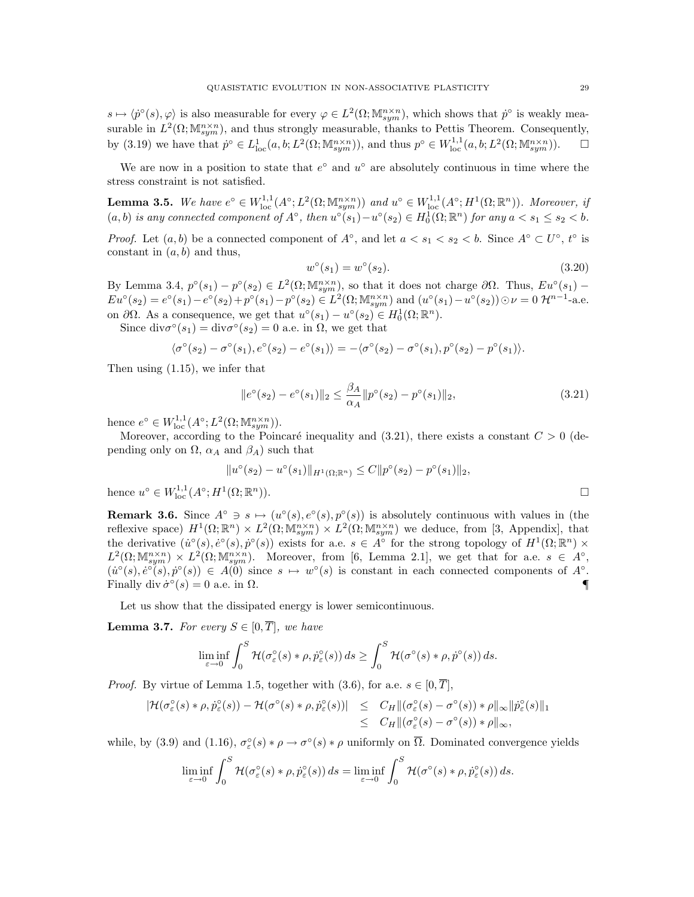$s \mapsto \langle \dot{p}^\circ(s), \varphi \rangle$ is also measurable for every $\varphi \in L^2(\Omega; \mathbb{M}^{n\times n}_{sym})$, which shows that $\dot{p}^\circ$ is weakly measurable in $L^2(\Omega; \mathbb{M}^{n\times n}_{sym})$, and thus strongly measurable, thanks to Pettis Theorem. Consequently, by (3.19) we have that $\dot{p}^\circ \in L^1_{\rm loc}(a, b; L^2(\Omega; \mathbb{M}^{n\times n}_{sym}))$, and thus $p^\circ \in W^{1,1}_{\rm loc}(a, b; L^2(\Omega; \mathbb{M}^{n\times n}_{sym}))$. $\square$

We are now in a position to state that $e^\circ$ and $u^\circ$ are absolutely continuous in time where the stress constraint is not satisfied.

**Lemma 3.5.** *We have $e^\circ \in W^{1,1}_{\rm loc}(A^\circ; L^2(\Omega; \mathbb{M}^{n\times n}_{sym}))$ and $u^\circ \in W^{1,1}_{\rm loc}(A^\circ; H^1(\Omega; \mathbb{R}^n))$. Moreover, if $(a, b)$ is any connected component of $A^\circ$, then $u^\circ(s_1) - u^\circ(s_2) \in H^1_0(\Omega; \mathbb{R}^n)$ for any $a < s_1 \le s_2 < b$.*

*Proof.* Let $(a, b)$ be a connected component of $A^\circ$, and let $a < s_1 < s_2 < b$. Since $A^\circ \subset U^\circ$, $t^\circ$ is constant in $(a, b)$ and thus,

$$w^\circ(s_1) = w^\circ(s_2). \tag{3.20}$$

By Lemma 3.4, $p^\circ(s_1) - p^\circ(s_2) \in L^2(\Omega; \mathbb{M}^{n\times n}_{sym})$, so that it does not charge $\partial\Omega$. Thus, $Eu^\circ(s_1) - Eu^\circ(s_2) = e^\circ(s_1) - e^\circ(s_2) + p^\circ(s_1) - p^\circ(s_2) \in L^2(\Omega; \mathbb{M}^{n\times n}_{sym})$ and $(u^\circ(s_1) - u^\circ(s_2)) \odot \nu = 0$ $\mathcal{H}^{n-1}$-a.e. on $\partial\Omega$. As a consequence, we get that $u^\circ(s_1) - u^\circ(s_2) \in H^1_0(\Omega; \mathbb{R}^n)$.

Since $\mathrm{div}\sigma^\circ(s_1) = \mathrm{div}\sigma^\circ(s_2) = 0$ a.e. in $\Omega$, we get that

$$\langle \sigma^\circ(s_2) - \sigma^\circ(s_1), e^\circ(s_2) - e^\circ(s_1) \rangle = -\langle \sigma^\circ(s_2) - \sigma^\circ(s_1), p^\circ(s_2) - p^\circ(s_1) \rangle.$$

Then using (1.15), we infer that

$$\|e^\circ(s_2) - e^\circ(s_1)\|_2 \le \frac{\beta_A}{\alpha_A} \|p^\circ(s_2) - p^\circ(s_1)\|_2, \tag{3.21}$$

hence $e^\circ \in W^{1,1}_{\rm loc}(A^\circ; L^2(\Omega; \mathbb{M}^{n\times n}_{sym}))$.

Moreover, according to the Poincaré inequality and (3.21), there exists a constant $C > 0$ (depending only on $\Omega$, $\alpha_A$ and $\beta_A$) such that

$$\|u^\circ(s_2) - u^\circ(s_1)\|_{H^1(\Omega;\mathbb{R}^n)} \le C \|p^\circ(s_2) - p^\circ(s_1)\|_2,$$

hence $u^\circ \in W^{1,1}_{\rm loc}(A^\circ; H^1(\Omega; \mathbb{R}^n))$. $\square$

**Remark 3.6.** Since $A^\circ \ni s \mapsto (u^\circ(s), e^\circ(s), p^\circ(s))$ is absolutely continuous with values in (the reflexive space) $H^1(\Omega; \mathbb{R}^n) \times L^2(\Omega; \mathbb{M}^{n\times n}_{sym}) \times L^2(\Omega; \mathbb{M}^{n\times n}_{sym})$ we deduce, from [3, Appendix], that the derivative $(\dot{u}^\circ(s), \dot{e}^\circ(s), \dot{p}^\circ(s))$ exists for a.e. $s \in A^\circ$ for the strong topology of $H^1(\Omega; \mathbb{R}^n) \times L^2(\Omega; \mathbb{M}^{n\times n}_{sym}) \times L^2(\Omega; \mathbb{M}^{n\times n}_{sym})$. Moreover, from [6, Lemma 2.1], we get that for a.e. $s \in A^\circ$, $(\dot{u}^\circ(s), \dot{e}^\circ(s), \dot{p}^\circ(s)) \in A(0)$ since $s \mapsto w^\circ(s)$ is constant in each connected components of $A^\circ$. Finally $\mathrm{div}\, \dot{\sigma}^\circ(s) = 0$ a.e. in $\Omega$. ¶

Let us show that the dissipated energy is lower semicontinuous.

**Lemma 3.7.** *For every $S \in [0, \overline{T}]$, we have*

$$\liminf_{\varepsilon \to 0} \int_0^S \mathcal{H}(\sigma^\circ_\varepsilon(s) * \rho, \dot{p}^\circ_\varepsilon(s))\, ds \ge \int_0^S \mathcal{H}(\sigma^\circ(s) * \rho, \dot{p}^\circ(s))\, ds.$$

*Proof.* By virtue of Lemma 1.5, together with (3.6), for a.e. $s \in [0, \overline{T}]$,

$$\begin{aligned} |\mathcal{H}(\sigma^\circ_\varepsilon(s) * \rho, \dot{p}^\circ_\varepsilon(s)) - \mathcal{H}(\sigma^\circ(s) * \rho, \dot{p}^\circ_\varepsilon(s))| &\le C_H \|(\sigma^\circ_\varepsilon(s) - \sigma^\circ(s)) * \rho\|_\infty \|\dot{p}^\circ_\varepsilon(s)\|_1 \\ &\le C_H \|(\sigma^\circ_\varepsilon(s) - \sigma^\circ(s)) * \rho\|_\infty, \end{aligned}$$

while, by (3.9) and (1.16), $\sigma^\circ_\varepsilon(s) * \rho \to \sigma^\circ(s) * \rho$ uniformly on $\overline{\Omega}$. Dominated convergence yields

$$\liminf_{\varepsilon \to 0} \int_0^S \mathcal{H}(\sigma^\circ_\varepsilon(s) * \rho, \dot{p}^\circ_\varepsilon(s))\, ds = \liminf_{\varepsilon \to 0} \int_0^S \mathcal{H}(\sigma^\circ(s) * \rho, \dot{p}^\circ_\varepsilon(s))\, ds.$$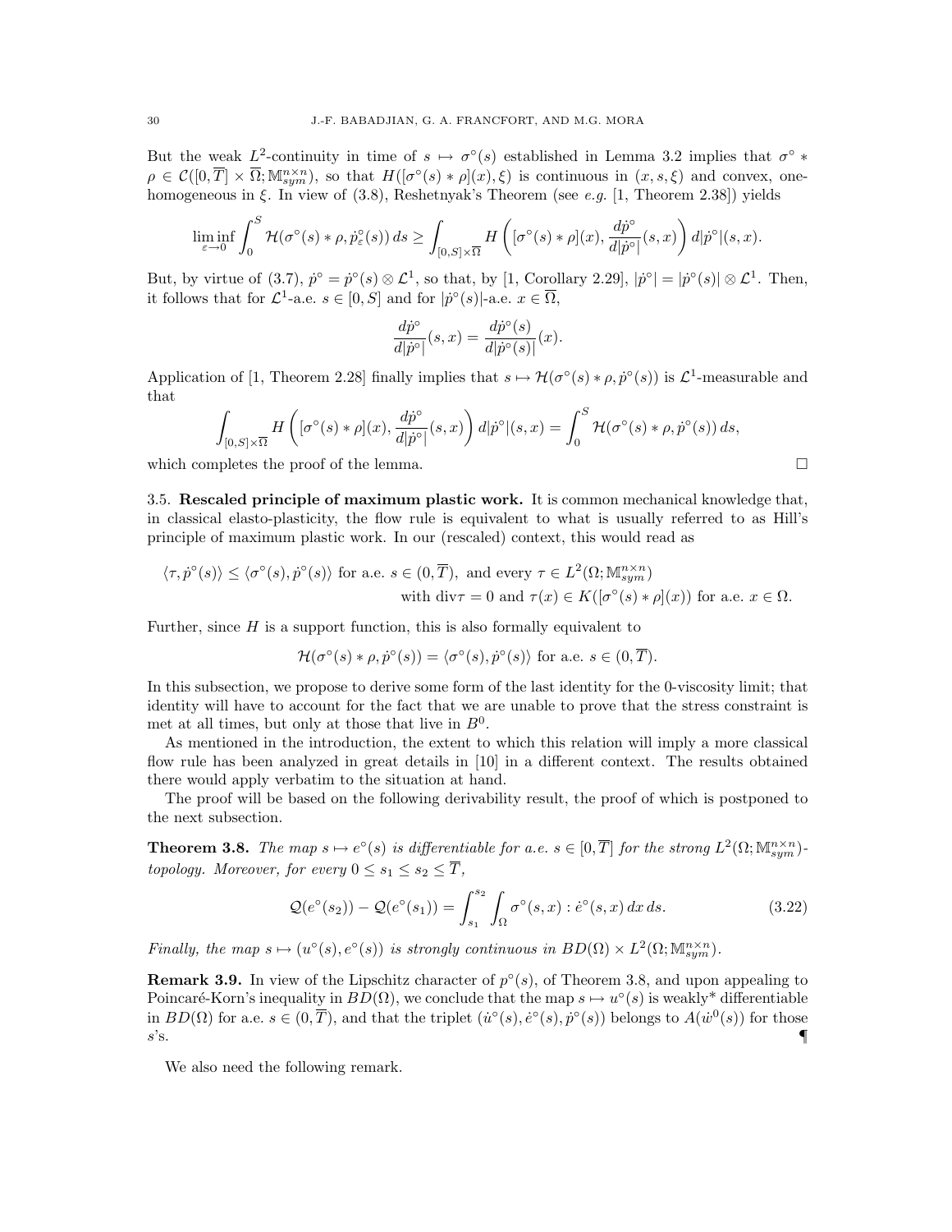But the weak $L^2$-continuity in time of $s \mapsto \sigma^\circ(s)$ established in Lemma 3.2 implies that $\sigma^\circ * \rho \in \mathcal{C}([0,\overline{T}] \times \overline{\Omega}; \mathbb{M}^{n\times n}_{sym})$, so that $H([\sigma^\circ(s) * \rho](x), \xi)$ is continuous in $(x, s, \xi)$ and convex, one-homogeneous in $\xi$. In view of (3.8), Reshetnyak's Theorem (see *e.g.* [1, Theorem 2.38]) yields

$$\liminf_{\varepsilon \to 0} \int_0^S \mathcal{H}(\sigma^\circ(s) * \rho, \dot{p}^\circ_\varepsilon(s))\, ds \geq \int_{[0,S]\times\overline{\Omega}} H\left([\sigma^\circ(s) * \rho](x), \frac{d\dot{p}^\circ}{d|\dot{p}^\circ|}(s,x)\right) d|\dot{p}^\circ|(s,x).$$

But, by virtue of (3.7), $\dot{p}^\circ = \dot{p}^\circ(s) \otimes \mathcal{L}^1$, so that, by [1, Corollary 2.29], $|\dot{p}^\circ| = |\dot{p}^\circ(s)| \otimes \mathcal{L}^1$. Then, it follows that for $\mathcal{L}^1$-a.e. $s \in [0, S]$ and for $|\dot{p}^\circ(s)|$-a.e. $x \in \overline{\Omega}$,

$$\frac{d\dot{p}^\circ}{d|\dot{p}^\circ|}(s,x) = \frac{d\dot{p}^\circ(s)}{d|\dot{p}^\circ(s)|}(x).$$

Application of [1, Theorem 2.28] finally implies that $s \mapsto \mathcal{H}(\sigma^\circ(s) * \rho, \dot{p}^\circ(s))$ is $\mathcal{L}^1$-measurable and that

$$\int_{[0,S]\times\overline{\Omega}} H\left([\sigma^\circ(s) * \rho](x), \frac{d\dot{p}^\circ}{d|\dot{p}^\circ|}(s,x)\right) d|\dot{p}^\circ|(s,x) = \int_0^S \mathcal{H}(\sigma^\circ(s) * \rho, \dot{p}^\circ(s))\, ds,$$

which completes the proof of the lemma. □

3.5. **Rescaled principle of maximum plastic work.** It is common mechanical knowledge that, in classical elasto-plasticity, the flow rule is equivalent to what is usually referred to as Hill's principle of maximum plastic work. In our (rescaled) context, this would read as

$$\langle \tau, \dot{p}^\circ(s)\rangle \leq \langle \sigma^\circ(s), \dot{p}^\circ(s)\rangle \text{ for a.e. } s \in (0, \overline{T}), \text{ and every } \tau \in L^2(\Omega; \mathbb{M}^{n\times n}_{sym})$$
$$\text{with div}\tau = 0 \text{ and } \tau(x) \in K([\sigma^\circ(s) * \rho](x)) \text{ for a.e. } x \in \Omega.$$

Further, since $H$ is a support function, this is also formally equivalent to

$$\mathcal{H}(\sigma^\circ(s) * \rho, \dot{p}^\circ(s)) = \langle \sigma^\circ(s), \dot{p}^\circ(s)\rangle \text{ for a.e. } s \in (0, \overline{T}).$$

In this subsection, we propose to derive some form of the last identity for the 0-viscosity limit; that identity will have to account for the fact that we are unable to prove that the stress constraint is met at all times, but only at those that live in $B^0$.

As mentioned in the introduction, the extent to which this relation will imply a more classical flow rule has been analyzed in great details in [10] in a different context. The results obtained there would apply verbatim to the situation at hand.

The proof will be based on the following derivability result, the proof of which is postponed to the next subsection.

**Theorem 3.8.** *The map $s \mapsto e^\circ(s)$ is differentiable for a.e. $s \in [0, \overline{T}]$ for the strong $L^2(\Omega; \mathbb{M}^{n\times n}_{sym})$-topology. Moreover, for every $0 \leq s_1 \leq s_2 \leq \overline{T}$,*

$$\mathcal{Q}(e^\circ(s_2)) - \mathcal{Q}(e^\circ(s_1)) = \int_{s_1}^{s_2} \int_\Omega \sigma^\circ(s,x) : \dot{e}^\circ(s,x)\, dx\, ds. \tag{3.22}$$

*Finally, the map $s \mapsto (u^\circ(s), e^\circ(s))$ is strongly continuous in $BD(\Omega) \times L^2(\Omega; \mathbb{M}^{n\times n}_{sym})$.*

**Remark 3.9.** In view of the Lipschitz character of $p^\circ(s)$, of Theorem 3.8, and upon appealing to Poincaré-Korn's inequality in $BD(\Omega)$, we conclude that the map $s \mapsto u^\circ(s)$ is weakly* differentiable in $BD(\Omega)$ for a.e. $s \in (0, \overline{T})$, and that the triplet $(\dot{u}^\circ(s), \dot{e}^\circ(s), \dot{p}^\circ(s))$ belongs to $A(\dot{w}^0(s))$ for those $s$'s. ¶

We also need the following remark.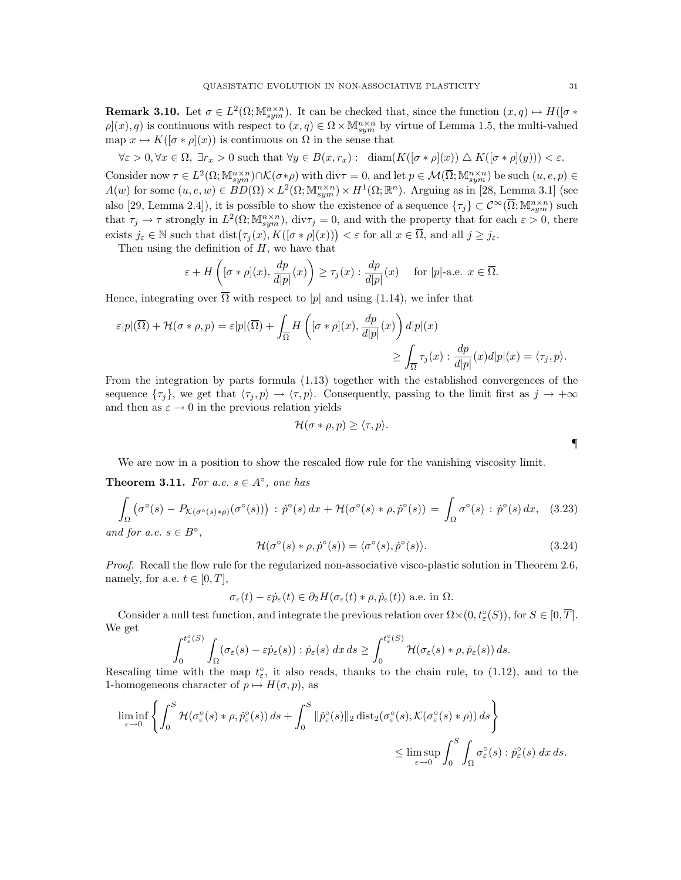**Remark 3.10.** Let $\sigma \in L^2(\Omega; \mathbb{M}^{n\times n}_{sym})$. It can be checked that, since the function $(x, q) \mapsto H([\sigma * \rho](x), q)$ is continuous with respect to $(x, q) \in \Omega \times \mathbb{M}^{n\times n}_{sym}$ by virtue of Lemma 1.5, the multi-valued map $x \mapsto K([\sigma * \rho](x))$ is continuous on $\Omega$ in the sense that

$$\forall \varepsilon > 0, \forall x \in \Omega, \; \exists r_x > 0 \text{ such that } \forall y \in B(x, r_x) : \; \operatorname{diam}(K([\sigma * \rho](x)) \bigtriangleup K([\sigma * \rho](y))) < \varepsilon.$$

Consider now $\tau \in L^2(\Omega; \mathbb{M}^{n\times n}_{sym}) \cap \mathcal{K}(\sigma * \rho)$ with $\operatorname{div}\tau = 0$, and let $p \in \mathcal{M}(\overline{\Omega}; \mathbb{M}^{n\times n}_{sym})$ be such $(u, e, p) \in A(w)$ for some $(u, e, w) \in BD(\Omega) \times L^2(\Omega; \mathbb{M}^{n\times n}_{sym}) \times H^1(\Omega; \mathbb{R}^n)$. Arguing as in [28, Lemma 3.1] (see also [29, Lemma 2.4]), it is possible to show the existence of a sequence $\{\tau_j\} \subset \mathcal{C}^\infty(\overline{\Omega}; \mathbb{M}^{n\times n}_{sym})$ such that $\tau_j \to \tau$ strongly in $L^2(\Omega; \mathbb{M}^{n\times n}_{sym})$, $\operatorname{div}\tau_j = 0$, and with the property that for each $\varepsilon > 0$, there exists $j_\varepsilon \in \mathbb{N}$ such that $\operatorname{dist}\big(\tau_j(x), K([\sigma * \rho](x))\big) < \varepsilon$ for all $x \in \overline{\Omega}$, and all $j \geq j_\varepsilon$.

Then using the definition of $H$, we have that

$$\varepsilon + H\left([\sigma * \rho](x), \frac{dp}{d|p|}(x)\right) \geq \tau_j(x) : \frac{dp}{d|p|}(x) \quad \text{ for } |p|\text{-a.e. } x \in \overline{\Omega}.$$

Hence, integrating over $\overline{\Omega}$ with respect to $|p|$ and using (1.14), we infer that

$$\begin{aligned}
\varepsilon|p|(\overline{\Omega}) + \mathcal{H}(\sigma * \rho, p) = \varepsilon|p|(\overline{\Omega}) + \int_{\overline{\Omega}} H\left([\sigma * \rho](x), \frac{dp}{d|p|}(x)\right) d|p|(x) \\
\geq \int_{\overline{\Omega}} \tau_j(x) : \frac{dp}{d|p|}(x) d|p|(x) = \langle \tau_j, p\rangle.
\end{aligned}$$

From the integration by parts formula (1.13) together with the established convergences of the sequence $\{\tau_j\}$, we get that $\langle \tau_j, p\rangle \to \langle \tau, p\rangle$. Consequently, passing to the limit first as $j \to +\infty$ and then as $\varepsilon \to 0$ in the previous relation yields

$$\mathcal{H}(\sigma * \rho, p) \geq \langle \tau, p\rangle.$$

¶

We are now in a position to show the rescaled flow rule for the vanishing viscosity limit.

**Theorem 3.11.** *For a.e. $s \in A^\circ$, one has*

$$\int_\Omega \big(\sigma^\circ(s) - P_{\mathcal{K}(\sigma^\circ(s)*\rho)}(\sigma^\circ(s))\big) : \dot{p}^\circ(s)\, dx + \mathcal{H}(\sigma^\circ(s) * \rho, \dot{p}^\circ(s)) = \int_\Omega \sigma^\circ(s) : \dot{p}^\circ(s)\, dx, \quad (3.23)$$

*and for a.e. $s \in B^\circ$,*

$$\mathcal{H}(\sigma^\circ(s) * \rho, \dot{p}^\circ(s)) = \langle \sigma^\circ(s), \dot{p}^\circ(s)\rangle. \quad (3.24)$$

*Proof.* Recall the flow rule for the regularized non-associative visco-plastic solution in Theorem 2.6, namely, for a.e. $t \in [0, T]$,

$$\sigma_\varepsilon(t) - \varepsilon\dot{p}_\varepsilon(t) \in \partial_2 H(\sigma_\varepsilon(t) * \rho, \dot{p}_\varepsilon(t)) \text{ a.e. in } \Omega.$$

Consider a null test function, and integrate the previous relation over $\Omega \times (0, t^\circ_\varepsilon(S))$, for $S \in [0, \overline{T}]$. We get

$$\int_0^{t^\circ_\varepsilon(S)} \int_\Omega (\sigma_\varepsilon(s) - \varepsilon\dot{p}_\varepsilon(s)) : \dot{p}_\varepsilon(s)\, dx\, ds \geq \int_0^{t^\circ_\varepsilon(S)} \mathcal{H}(\sigma_\varepsilon(s) * \rho, \dot{p}_\varepsilon(s))\, ds.$$

Rescaling time with the map $t^\circ_\varepsilon$, it also reads, thanks to the chain rule, to (1.12), and to the 1-homogeneous character of $p \mapsto H(\sigma, p)$, as

$$\begin{aligned}
\liminf_{\varepsilon\to 0} \left\{ \int_0^S \mathcal{H}(\sigma^\circ_\varepsilon(s) * \rho, \dot{p}^\circ_\varepsilon(s))\, ds + \int_0^S \|\dot{p}^\circ_\varepsilon(s)\|_2 \operatorname{dist}_2(\sigma^\circ_\varepsilon(s), \mathcal{K}(\sigma^\circ_\varepsilon(s) * \rho))\, ds \right\} \\
\leq \limsup_{\varepsilon\to 0} \int_0^S \int_\Omega \sigma^\circ_\varepsilon(s) : \dot{p}^\circ_\varepsilon(s)\, dx\, ds.
\end{aligned}$$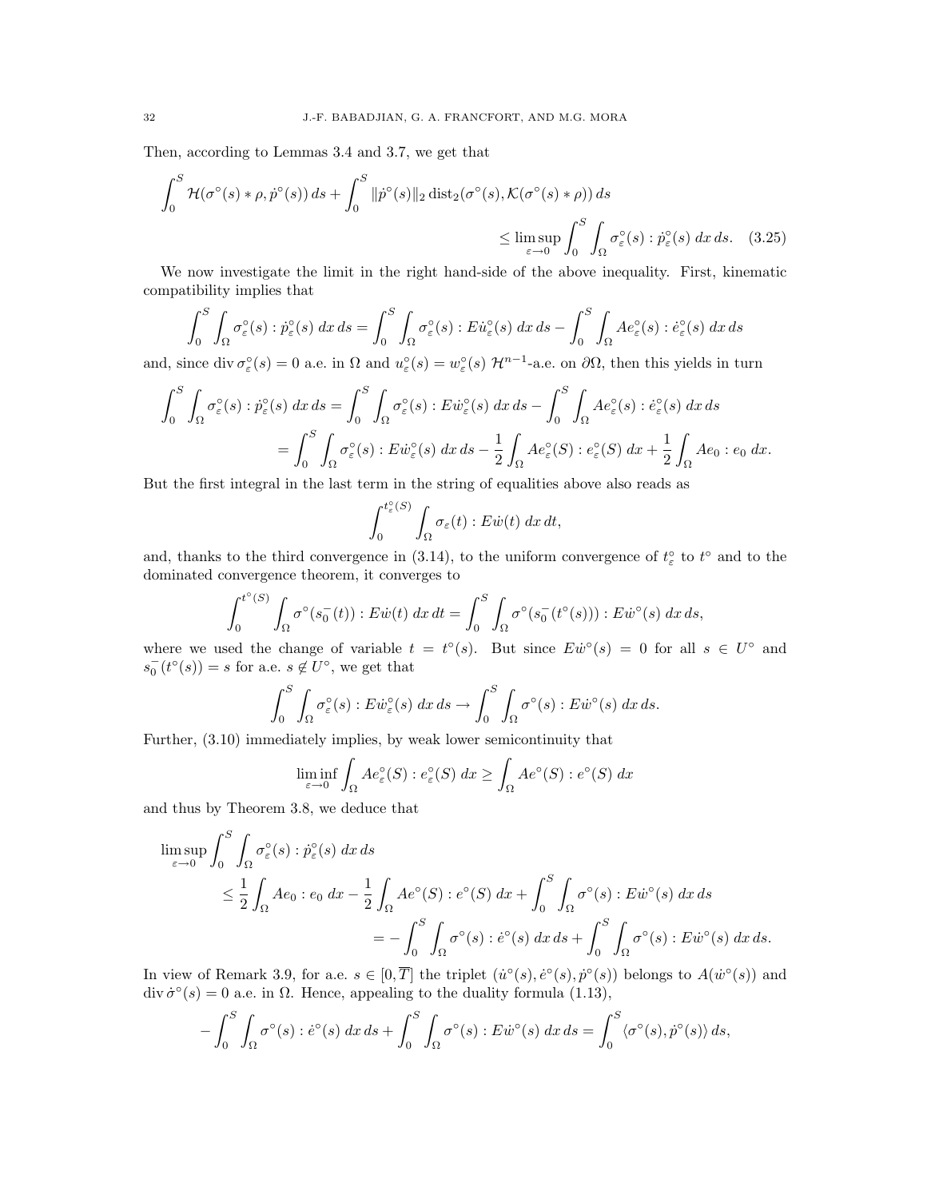Then, according to Lemmas 3.4 and 3.7, we get that

$$\int_0^S \mathcal{H}(\sigma^\circ(s) * \rho, \dot p^\circ(s))\, ds + \int_0^S \|\dot p^\circ(s)\|_2 \operatorname{dist}_2(\sigma^\circ(s), \mathcal{K}(\sigma^\circ(s)*\rho))\, ds \leq \limsup_{\varepsilon \to 0} \int_0^S \int_\Omega \sigma^\circ_\varepsilon(s) : \dot p^\circ_\varepsilon(s)\, dx\, ds. \quad (3.25)$$

We now investigate the limit in the right hand-side of the above inequality. First, kinematic compatibility implies that

$$\int_0^S \int_\Omega \sigma^\circ_\varepsilon(s) : \dot p^\circ_\varepsilon(s)\, dx\, ds = \int_0^S \int_\Omega \sigma^\circ_\varepsilon(s) : E\dot u^\circ_\varepsilon(s)\, dx\, ds - \int_0^S \int_\Omega A e^\circ_\varepsilon(s) : \dot e^\circ_\varepsilon(s)\, dx\, ds$$

and, since $\operatorname{div} \sigma^\circ_\varepsilon(s) = 0$ a.e. in $\Omega$ and $u^\circ_\varepsilon(s) = w^\circ_\varepsilon(s)$ $\mathcal{H}^{n-1}$-a.e. on $\partial\Omega$, then this yields in turn

$$\begin{aligned}\int_0^S \int_\Omega \sigma^\circ_\varepsilon(s) : \dot p^\circ_\varepsilon(s)\, dx\, ds &= \int_0^S \int_\Omega \sigma^\circ_\varepsilon(s) : E\dot w^\circ_\varepsilon(s)\, dx\, ds - \int_0^S \int_\Omega A e^\circ_\varepsilon(s) : \dot e^\circ_\varepsilon(s)\, dx\, ds \\ &= \int_0^S \int_\Omega \sigma^\circ_\varepsilon(s) : E\dot w^\circ_\varepsilon(s)\, dx\, ds - \frac{1}{2}\int_\Omega A e^\circ_\varepsilon(S) : e^\circ_\varepsilon(S)\, dx + \frac{1}{2}\int_\Omega A e_0 : e_0\, dx.\end{aligned}$$

But the first integral in the last term in the string of equalities above also reads as

$$\int_0^{t^\circ_\varepsilon(S)} \int_\Omega \sigma_\varepsilon(t) : E\dot w(t)\, dx\, dt,$$

and, thanks to the third convergence in (3.14), to the uniform convergence of $t^\circ_\varepsilon$ to $t^\circ$ and to the dominated convergence theorem, it converges to

$$\int_0^{t^\circ(S)} \int_\Omega \sigma^\circ(s_0^-(t)) : E\dot w(t)\, dx\, dt = \int_0^S \int_\Omega \sigma^\circ(s_0^-(t^\circ(s))) : E\dot w^\circ(s)\, dx\, ds,$$

where we used the change of variable $t = t^\circ(s)$. But since $E\dot w^\circ(s) = 0$ for all $s \in U^\circ$ and $s_0^-(t^\circ(s)) = s$ for a.e. $s \notin U^\circ$, we get that

$$\int_0^S \int_\Omega \sigma^\circ_\varepsilon(s) : E\dot w^\circ_\varepsilon(s)\, dx\, ds \to \int_0^S \int_\Omega \sigma^\circ(s) : E\dot w^\circ(s)\, dx\, ds.$$

Further, (3.10) immediately implies, by weak lower semicontinuity that

$$\liminf_{\varepsilon \to 0} \int_\Omega A e^\circ_\varepsilon(S) : e^\circ_\varepsilon(S)\, dx \geq \int_\Omega A e^\circ(S) : e^\circ(S)\, dx$$

and thus by Theorem 3.8, we deduce that

$$\begin{aligned}\limsup_{\varepsilon\to 0} &\int_0^S \int_\Omega \sigma^\circ_\varepsilon(s) : \dot p^\circ_\varepsilon(s)\, dx\, ds \\ &\leq \frac{1}{2}\int_\Omega A e_0 : e_0\, dx - \frac{1}{2}\int_\Omega A e^\circ(S) : e^\circ(S)\, dx + \int_0^S \int_\Omega \sigma^\circ(s) : E\dot w^\circ(s)\, dx\, ds \\ &= -\int_0^S \int_\Omega \sigma^\circ(s) : \dot e^\circ(s)\, dx\, ds + \int_0^S \int_\Omega \sigma^\circ(s) : E\dot w^\circ(s)\, dx\, ds.\end{aligned}$$

In view of Remark 3.9, for a.e. $s \in [0, \overline{T}]$ the triplet $(\dot u^\circ(s), \dot e^\circ(s), \dot p^\circ(s))$ belongs to $A(\dot w^\circ(s))$ and $\operatorname{div} \dot\sigma^\circ(s) = 0$ a.e. in $\Omega$. Hence, appealing to the duality formula (1.13),

$$-\int_0^S \int_\Omega \sigma^\circ(s) : \dot e^\circ(s)\, dx\, ds + \int_0^S \int_\Omega \sigma^\circ(s) : E\dot w^\circ(s)\, dx\, ds = \int_0^S \langle \sigma^\circ(s), \dot p^\circ(s)\rangle\, ds,$$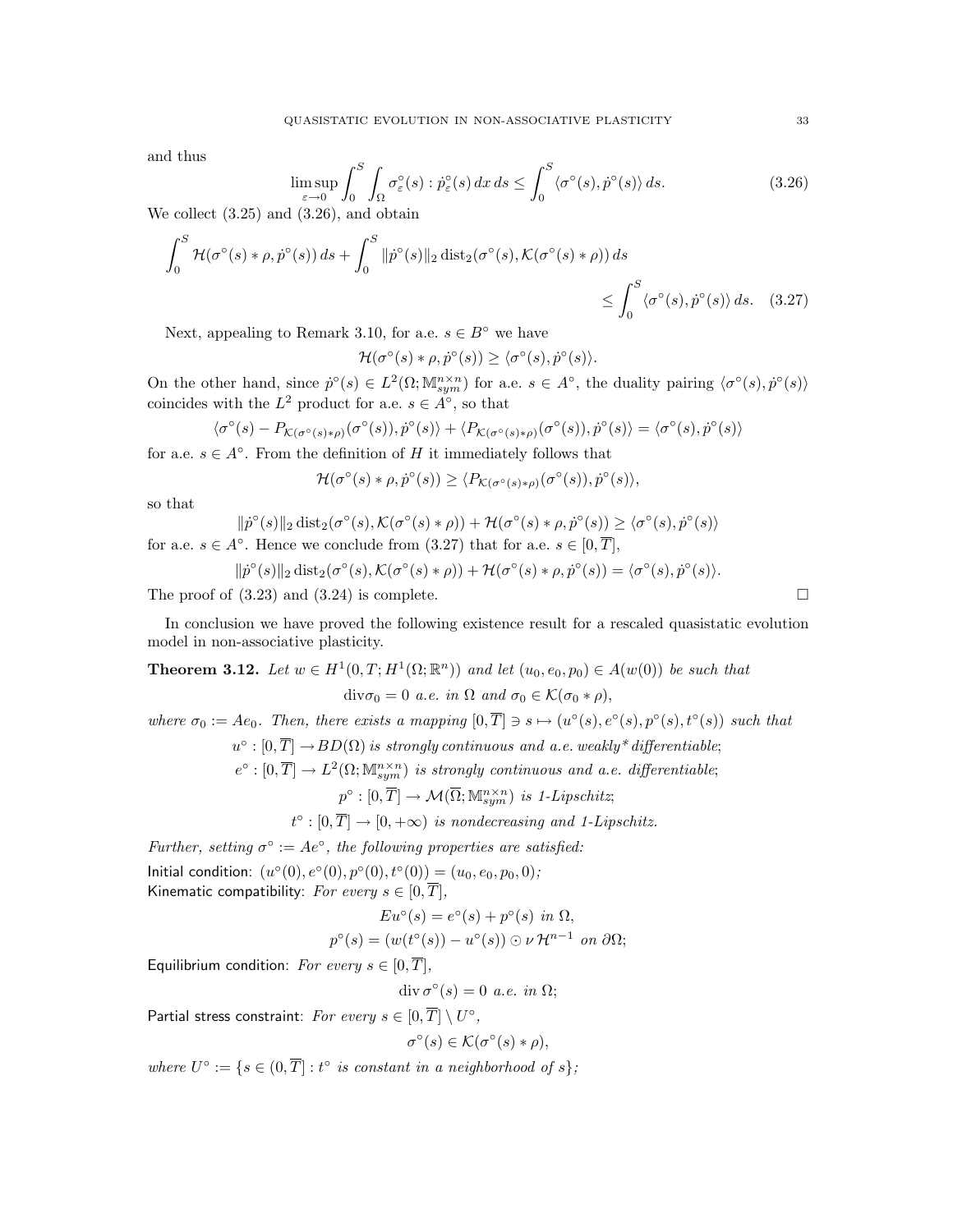and thus

$$\limsup_{\varepsilon\to 0} \int_0^S \int_\Omega \sigma_\varepsilon^\circ(s) : \dot{p}_\varepsilon^\circ(s)\, dx\, ds \leq \int_0^S \langle \sigma^\circ(s), \dot{p}^\circ(s)\rangle\, ds. \tag{3.26}$$

We collect (3.25) and (3.26), and obtain

$$\int_0^S \mathcal{H}(\sigma^\circ(s) * \rho, \dot{p}^\circ(s))\, ds + \int_0^S \|\dot{p}^\circ(s)\|_2 \operatorname{dist}_2(\sigma^\circ(s), \mathcal{K}(\sigma^\circ(s) * \rho))\, ds \leq \int_0^S \langle \sigma^\circ(s), \dot{p}^\circ(s)\rangle\, ds. \tag{3.27}$$

Next, appealing to Remark 3.10, for a.e. $s \in B^\circ$ we have

$$\mathcal{H}(\sigma^\circ(s) * \rho, \dot{p}^\circ(s)) \geq \langle \sigma^\circ(s), \dot{p}^\circ(s)\rangle.$$

On the other hand, since $\dot{p}^\circ(s) \in L^2(\Omega; \mathbb{M}^{n\times n}_{sym})$ for a.e. $s \in A^\circ$, the duality pairing $\langle \sigma^\circ(s), \dot{p}^\circ(s)\rangle$ coincides with the $L^2$ product for a.e. $s \in A^\circ$, so that

$$\langle \sigma^\circ(s) - P_{\mathcal{K}(\sigma^\circ(s)*\rho)}(\sigma^\circ(s)), \dot{p}^\circ(s)\rangle + \langle P_{\mathcal{K}(\sigma^\circ(s)*\rho)}(\sigma^\circ(s)), \dot{p}^\circ(s)\rangle = \langle \sigma^\circ(s), \dot{p}^\circ(s)\rangle$$

for a.e. $s \in A^\circ$. From the definition of $H$ it immediately follows that

$$\mathcal{H}(\sigma^\circ(s) * \rho, \dot{p}^\circ(s)) \geq \langle P_{\mathcal{K}(\sigma^\circ(s)*\rho)}(\sigma^\circ(s)), \dot{p}^\circ(s)\rangle,$$

so that

$$\|\dot{p}^\circ(s)\|_2 \operatorname{dist}_2(\sigma^\circ(s), \mathcal{K}(\sigma^\circ(s) * \rho)) + \mathcal{H}(\sigma^\circ(s) * \rho, \dot{p}^\circ(s)) \geq \langle \sigma^\circ(s), \dot{p}^\circ(s)\rangle$$

for a.e. $s \in A^\circ$. Hence we conclude from (3.27) that for a.e. $s \in [0, \overline{T}]$,

$$\|\dot{p}^\circ(s)\|_2 \operatorname{dist}_2(\sigma^\circ(s), \mathcal{K}(\sigma^\circ(s) * \rho)) + \mathcal{H}(\sigma^\circ(s) * \rho, \dot{p}^\circ(s)) = \langle \sigma^\circ(s), \dot{p}^\circ(s)\rangle.$$

The proof of (3.23) and (3.24) is complete. $\square$

In conclusion we have proved the following existence result for a rescaled quasistatic evolution model in non-associative plasticity.

**Theorem 3.12.** *Let $w \in H^1(0, T; H^1(\Omega; \mathbb{R}^n))$ and let $(u_0, e_0, p_0) \in A(w(0))$ be such that*

$$\operatorname{div}\sigma_0 = 0 \text{ a.e. in } \Omega \text{ and } \sigma_0 \in \mathcal{K}(\sigma_0 * \rho),$$

*where $\sigma_0 := Ae_0$. Then, there exists a mapping $[0, \overline{T}] \ni s \mapsto (u^\circ(s), e^\circ(s), p^\circ(s), t^\circ(s))$ such that*

$$u^\circ : [0, \overline{T}] \to BD(\Omega) \textit{ is strongly continuous and a.e. weakly* differentiable};$$

$$e^\circ : [0, \overline{T}] \to L^2(\Omega; \mathbb{M}^{n\times n}_{sym}) \textit{ is strongly continuous and a.e. differentiable};$$

$$p^\circ : [0, \overline{T}] \to \mathcal{M}(\overline{\Omega}; \mathbb{M}^{n\times n}_{sym}) \textit{ is 1-Lipschitz};$$

$$t^\circ : [0, \overline{T}] \to [0, +\infty) \textit{ is nondecreasing and 1-Lipschitz}.$$

*Further, setting $\sigma^\circ := Ae^\circ$, the following properties are satisfied:*

Initial condition: $(u^\circ(0), e^\circ(0), p^\circ(0), t^\circ(0)) = (u_0, e_0, p_0, 0)$*;*

Kinematic compatibility: *For every $s \in [0, \overline{T}]$,*

$$Eu^\circ(s) = e^\circ(s) + p^\circ(s) \text{ in } \Omega,$$

$$p^\circ(s) = (w(t^\circ(s)) - u^\circ(s)) \odot \nu\, \mathcal{H}^{n-1} \text{ on } \partial\Omega;$$

Equilibrium condition: *For every $s \in [0, \overline{T}]$,*

$$\operatorname{div} \sigma^\circ(s) = 0 \text{ a.e. in } \Omega;$$

Partial stress constraint: *For every $s \in [0, \overline{T}] \setminus U^\circ$,*

$$\sigma^\circ(s) \in \mathcal{K}(\sigma^\circ(s) * \rho),$$

*where $U^\circ := \{s \in (0, \overline{T}] : t^\circ \text{ is constant in a neighborhood of } s\}$;*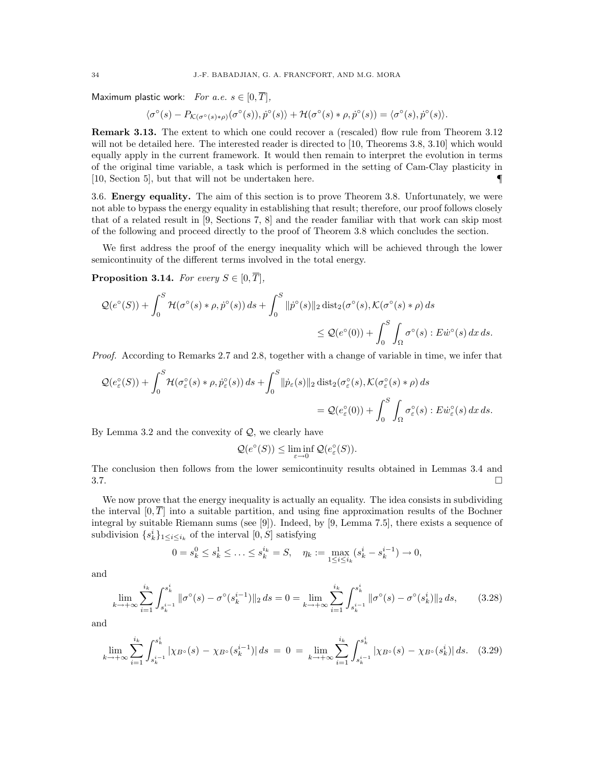Maximum plastic work: *For a.e.* $s \in [0, \overline{T}]$,

$$\langle \sigma^\circ(s) - P_{\mathcal{K}(\sigma^\circ(s)*\rho)}(\sigma^\circ(s)), \dot{p}^\circ(s)\rangle + \mathcal{H}(\sigma^\circ(s) * \rho, \dot{p}^\circ(s)) = \langle \sigma^\circ(s), \dot{p}^\circ(s)\rangle.$$

**Remark 3.13.** The extent to which one could recover a (rescaled) flow rule from Theorem 3.12 will not be detailed here. The interested reader is directed to [10, Theorems 3.8, 3.10] which would equally apply in the current framework. It would then remain to interpret the evolution in terms of the original time variable, a task which is performed in the setting of Cam-Clay plasticity in [10, Section 5], but that will not be undertaken here. ¶

3.6. **Energy equality.** The aim of this section is to prove Theorem 3.8. Unfortunately, we were not able to bypass the energy equality in establishing that result; therefore, our proof follows closely that of a related result in [9, Sections 7, 8] and the reader familiar with that work can skip most of the following and proceed directly to the proof of Theorem 3.8 which concludes the section.

We first address the proof of the energy inequality which will be achieved through the lower semicontinuity of the different terms involved in the total energy.

**Proposition 3.14.** *For every* $S \in [0, \overline{T}]$,

$$\mathcal{Q}(e^\circ(S)) + \int_0^S \mathcal{H}(\sigma^\circ(s) * \rho, \dot{p}^\circ(s))\, ds + \int_0^S \|\dot{p}^\circ(s)\|_2 \operatorname{dist}_2(\sigma^\circ(s), \mathcal{K}(\sigma^\circ(s) * \rho)\, ds$$
$$\leq \mathcal{Q}(e^\circ(0)) + \int_0^S \int_\Omega \sigma^\circ(s) : E\dot{w}^\circ(s)\, dx\, ds.$$

*Proof.* According to Remarks 2.7 and 2.8, together with a change of variable in time, we infer that

$$\mathcal{Q}(e^\circ_\varepsilon(S)) + \int_0^S \mathcal{H}(\sigma^\circ_\varepsilon(s) * \rho, \dot{p}^\circ_\varepsilon(s))\, ds + \int_0^S \|\dot{p}_\varepsilon(s)\|_2 \operatorname{dist}_2(\sigma^\circ_\varepsilon(s), \mathcal{K}(\sigma^\circ_\varepsilon(s) * \rho)\, ds$$
$$= \mathcal{Q}(e^\circ_\varepsilon(0)) + \int_0^S \int_\Omega \sigma^\circ_\varepsilon(s) : E\dot{w}^\circ_\varepsilon(s)\, dx\, ds.$$

By Lemma 3.2 and the convexity of $\mathcal{Q}$, we clearly have

$$\mathcal{Q}(e^\circ(S)) \leq \liminf_{\varepsilon \to 0} \mathcal{Q}(e^\circ_\varepsilon(S)).$$

The conclusion then follows from the lower semicontinuity results obtained in Lemmas 3.4 and 3.7. □

We now prove that the energy inequality is actually an equality. The idea consists in subdividing the interval $[0, \overline{T}]$ into a suitable partition, and using fine approximation results of the Bochner integral by suitable Riemann sums (see [9]). Indeed, by [9, Lemma 7.5], there exists a sequence of subdivision $\{s^i_k\}_{1 \leq i \leq i_k}$ of the interval $[0, S]$ satisfying

$$0 = s^0_k \leq s^1_k \leq \ldots \leq s^{i_k}_k = S, \quad \eta_k := \max_{1 \leq i \leq i_k} (s^i_k - s^{i-1}_k) \to 0,$$

and

$$\lim_{k \to +\infty} \sum_{i=1}^{i_k} \int_{s^{i-1}_k}^{s^i_k} \|\sigma^\circ(s) - \sigma^\circ(s^{i-1}_k)\|_2\, ds = 0 = \lim_{k \to +\infty} \sum_{i=1}^{i_k} \int_{s^{i-1}_k}^{s^i_k} \|\sigma^\circ(s) - \sigma^\circ(s^i_k)\|_2\, ds, \tag{3.28}$$

and

$$\lim_{k \to +\infty} \sum_{i=1}^{i_k} \int_{s^{i-1}_k}^{s^i_k} |\chi_{B^\circ}(s) - \chi_{B^\circ}(s^{i-1}_k)|\, ds = 0 = \lim_{k \to +\infty} \sum_{i=1}^{i_k} \int_{s^{i-1}_k}^{s^i_k} |\chi_{B^\circ}(s) - \chi_{B^\circ}(s^i_k)|\, ds. \tag{3.29}$$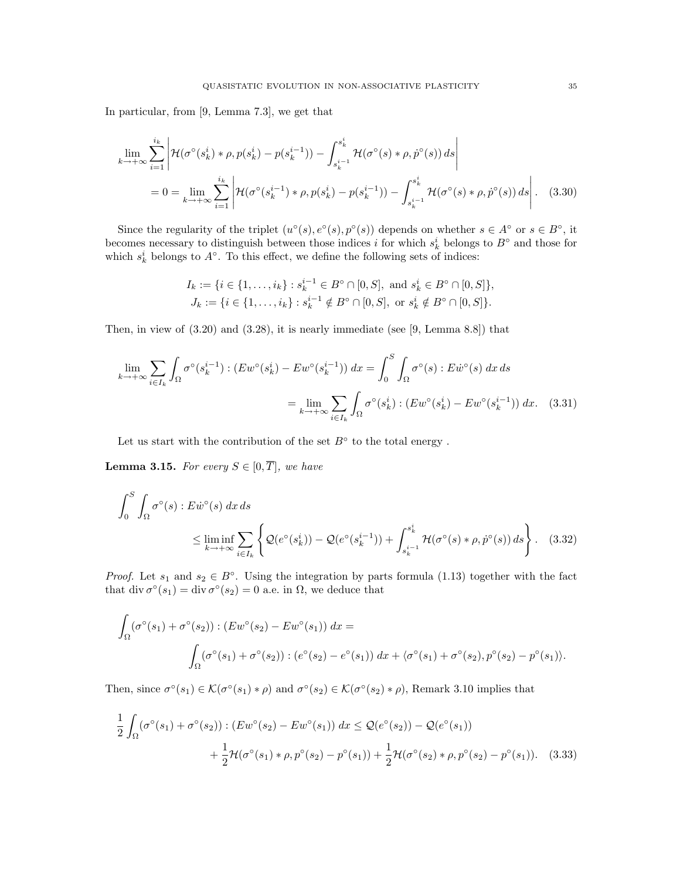In particular, from [9, Lemma 7.3], we get that

$$\lim_{k\to+\infty}\sum_{i=1}^{i_k}\left|\mathcal{H}(\sigma^\circ(s_k^i)*\rho,p(s_k^i)-p(s_k^{i-1}))-\int_{s_k^{i-1}}^{s_k^i}\mathcal{H}(\sigma^\circ(s)*\rho,\dot p^\circ(s))\,ds\right|$$
$$=0=\lim_{k\to+\infty}\sum_{i=1}^{i_k}\left|\mathcal{H}(\sigma^\circ(s_k^{i-1})*\rho,p(s_k^i)-p(s_k^{i-1}))-\int_{s_k^{i-1}}^{s_k^i}\mathcal{H}(\sigma^\circ(s)*\rho,\dot p^\circ(s))\,ds\right|. \quad (3.30)$$

Since the regularity of the triplet $(u^\circ(s),e^\circ(s),p^\circ(s))$ depends on whether $s\in A^\circ$ or $s\in B^\circ$, it becomes necessary to distinguish between those indices $i$ for which $s_k^i$ belongs to $B^\circ$ and those for which $s_k^i$ belongs to $A^\circ$. To this effect, we define the following sets of indices:

$$I_k:=\{i\in\{1,\dots,i_k\}: s_k^{i-1}\in B^\circ\cap[0,S],\ \text{and}\ s_k^i\in B^\circ\cap[0,S]\},$$
$$J_k:=\{i\in\{1,\dots,i_k\}: s_k^{i-1}\notin B^\circ\cap[0,S],\ \text{or}\ s_k^i\notin B^\circ\cap[0,S]\}.$$

Then, in view of (3.20) and (3.28), it is nearly immediate (see [9, Lemma 8.8]) that

$$\lim_{k\to+\infty}\sum_{i\in I_k}\int_\Omega\sigma^\circ(s_k^{i-1}):(Ew^\circ(s_k^i)-Ew^\circ(s_k^{i-1}))\,dx=\int_0^S\int_\Omega\sigma^\circ(s):E\dot w^\circ(s)\,dx\,ds$$
$$=\lim_{k\to+\infty}\sum_{i\in I_k}\int_\Omega\sigma^\circ(s_k^i):(Ew^\circ(s_k^i)-Ew^\circ(s_k^{i-1}))\,dx. \quad (3.31)$$

Let us start with the contribution of the set $B^\circ$ to the total energy .

**Lemma 3.15.** *For every $S\in[0,\overline{T}]$, we have*

$$\int_0^S\int_\Omega\sigma^\circ(s):E\dot w^\circ(s)\,dx\,ds$$
$$\le\liminf_{k\to+\infty}\sum_{i\in I_k}\left\{\mathcal{Q}(e^\circ(s_k^i))-\mathcal{Q}(e^\circ(s_k^{i-1}))+\int_{s_k^{i-1}}^{s_k^i}\mathcal{H}(\sigma^\circ(s)*\rho,\dot p^\circ(s))\,ds\right\}. \quad (3.32)$$

*Proof.* Let $s_1$ and $s_2\in B^\circ$. Using the integration by parts formula (1.13) together with the fact that $\operatorname{div}\sigma^\circ(s_1)=\operatorname{div}\sigma^\circ(s_2)=0$ a.e. in $\Omega$, we deduce that

$$\int_\Omega(\sigma^\circ(s_1)+\sigma^\circ(s_2)):(Ew^\circ(s_2)-Ew^\circ(s_1))\,dx=$$
$$\int_\Omega(\sigma^\circ(s_1)+\sigma^\circ(s_2)):(e^\circ(s_2)-e^\circ(s_1))\,dx+\langle\sigma^\circ(s_1)+\sigma^\circ(s_2),p^\circ(s_2)-p^\circ(s_1)\rangle.$$

Then, since $\sigma^\circ(s_1)\in\mathcal{K}(\sigma^\circ(s_1)*\rho)$ and $\sigma^\circ(s_2)\in\mathcal{K}(\sigma^\circ(s_2)*\rho)$, Remark 3.10 implies that

$$\frac12\int_\Omega(\sigma^\circ(s_1)+\sigma^\circ(s_2)):(Ew^\circ(s_2)-Ew^\circ(s_1))\,dx\le\mathcal{Q}(e^\circ(s_2))-\mathcal{Q}(e^\circ(s_1))$$
$$+\frac12\mathcal{H}(\sigma^\circ(s_1)*\rho,p^\circ(s_2)-p^\circ(s_1))+\frac12\mathcal{H}(\sigma^\circ(s_2)*\rho,p^\circ(s_2)-p^\circ(s_1)). \quad (3.33)$$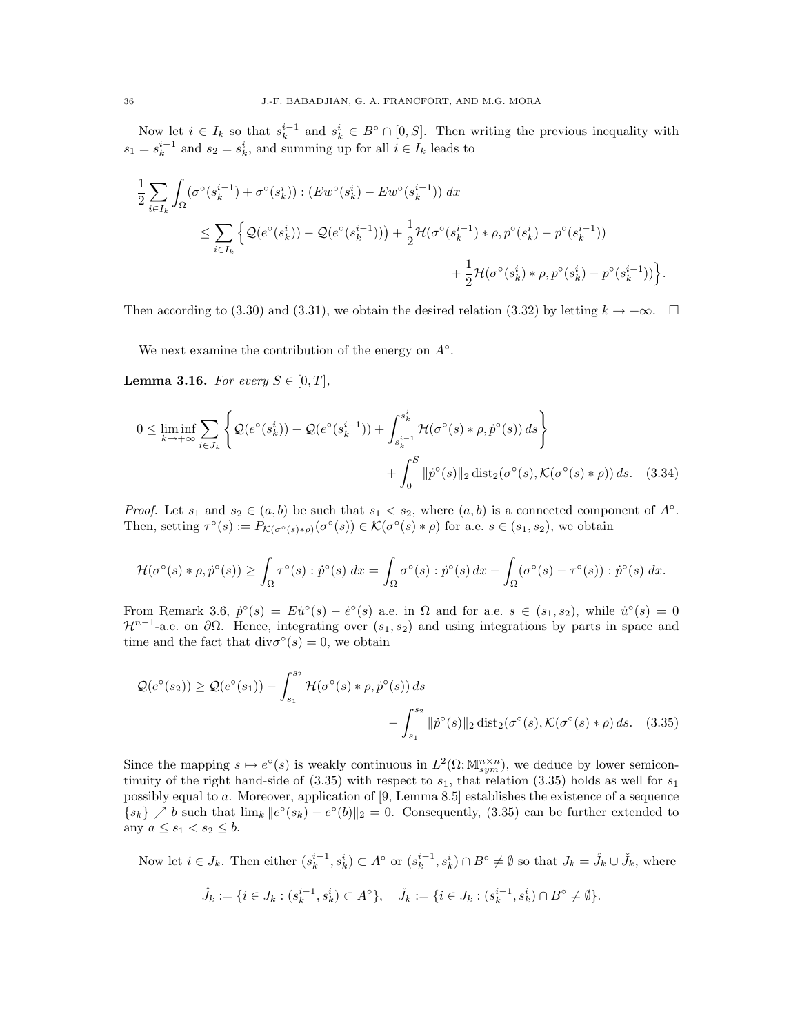Now let $i \in I_k$ so that $s_k^{i-1}$ and $s_k^i \in B^\circ \cap [0,S]$. Then writing the previous inequality with $s_1 = s_k^{i-1}$ and $s_2 = s_k^i$, and summing up for all $i \in I_k$ leads to

$$
\begin{aligned}
\frac{1}{2}\sum_{i\in I_k} \int_\Omega (\sigma^\circ(s_k^{i-1}) + \sigma^\circ(s_k^i)) : (Ew^\circ(s_k^i) - Ew^\circ(s_k^{i-1}))\,dx \\
\leq \sum_{i\in I_k} \Big\{ \mathcal{Q}(e^\circ(s_k^i)) - \mathcal{Q}(e^\circ(s_k^{i-1}))\Big) + \frac{1}{2}\mathcal{H}(\sigma^\circ(s_k^{i-1}) * \rho, p^\circ(s_k^i) - p^\circ(s_k^{i-1})) \\
+ \frac{1}{2}\mathcal{H}(\sigma^\circ(s_k^i) * \rho, p^\circ(s_k^i) - p^\circ(s_k^{i-1}))\Big\}.
\end{aligned}
$$

Then according to (3.30) and (3.31), we obtain the desired relation (3.32) by letting $k \to +\infty$. $\square$

We next examine the contribution of the energy on $A^\circ$.

**Lemma 3.16.** *For every $S \in [0, \overline{T}]$,*

$$
\begin{aligned}
0 \leq \liminf_{k\to+\infty} \sum_{i\in J_k} \left\{ \mathcal{Q}(e^\circ(s_k^i)) - \mathcal{Q}(e^\circ(s_k^{i-1})) + \int_{s_k^{i-1}}^{s_k^i} \mathcal{H}(\sigma^\circ(s) * \rho, \dot{p}^\circ(s))\,ds \right\} \\
+ \int_0^S \|\dot{p}^\circ(s)\|_2 \operatorname{dist}_2(\sigma^\circ(s), \mathcal{K}(\sigma^\circ(s) * \rho))\,ds. \quad (3.34)
\end{aligned}
$$

*Proof.* Let $s_1$ and $s_2 \in (a,b)$ be such that $s_1 < s_2$, where $(a,b)$ is a connected component of $A^\circ$. Then, setting $\tau^\circ(s) := P_{\mathcal{K}(\sigma^\circ(s)*\rho)}(\sigma^\circ(s)) \in \mathcal{K}(\sigma^\circ(s) * \rho)$ for a.e. $s \in (s_1, s_2)$, we obtain

$$
\mathcal{H}(\sigma^\circ(s) * \rho, \dot{p}^\circ(s)) \geq \int_\Omega \tau^\circ(s) : \dot{p}^\circ(s)\,dx = \int_\Omega \sigma^\circ(s) : \dot{p}^\circ(s)\,dx - \int_\Omega (\sigma^\circ(s) - \tau^\circ(s)) : \dot{p}^\circ(s)\,dx.
$$

From Remark 3.6, $\dot{p}^\circ(s) = E\dot{u}^\circ(s) - \dot{e}^\circ(s)$ a.e. in $\Omega$ and for a.e. $s \in (s_1, s_2)$, while $\dot{u}^\circ(s) = 0$ $\mathcal{H}^{n-1}$-a.e. on $\partial\Omega$. Hence, integrating over $(s_1, s_2)$ and using integrations by parts in space and time and the fact that $\operatorname{div}\sigma^\circ(s) = 0$, we obtain

$$
\begin{aligned}
\mathcal{Q}(e^\circ(s_2)) \geq \mathcal{Q}(e^\circ(s_1)) - \int_{s_1}^{s_2} \mathcal{H}(\sigma^\circ(s) * \rho, \dot{p}^\circ(s))\,ds \\
- \int_{s_1}^{s_2} \|\dot{p}^\circ(s)\|_2 \operatorname{dist}_2(\sigma^\circ(s), \mathcal{K}(\sigma^\circ(s) * \rho))\,ds. \quad (3.35)
\end{aligned}
$$

Since the mapping $s \mapsto e^\circ(s)$ is weakly continuous in $L^2(\Omega; \mathbb{M}^{n\times n}_{sym})$, we deduce by lower semicontinuity of the right hand-side of (3.35) with respect to $s_1$, that relation (3.35) holds as well for $s_1$ possibly equal to $a$. Moreover, application of [9, Lemma 8.5] establishes the existence of a sequence $\{s_k\} \nearrow b$ such that $\lim_k \|e^\circ(s_k) - e^\circ(b)\|_2 = 0$. Consequently, (3.35) can be further extended to any $a \leq s_1 < s_2 \leq b$.

Now let $i \in J_k$. Then either $(s_k^{i-1}, s_k^i) \subset A^\circ$ or $(s_k^{i-1}, s_k^i) \cap B^\circ \neq \emptyset$ so that $J_k = \hat{J}_k \cup \check{J}_k$, where

$$
\hat{J}_k := \{i \in J_k : (s_k^{i-1}, s_k^i) \subset A^\circ\}, \quad \check{J}_k := \{i \in J_k : (s_k^{i-1}, s_k^i) \cap B^\circ \neq \emptyset\}.
$$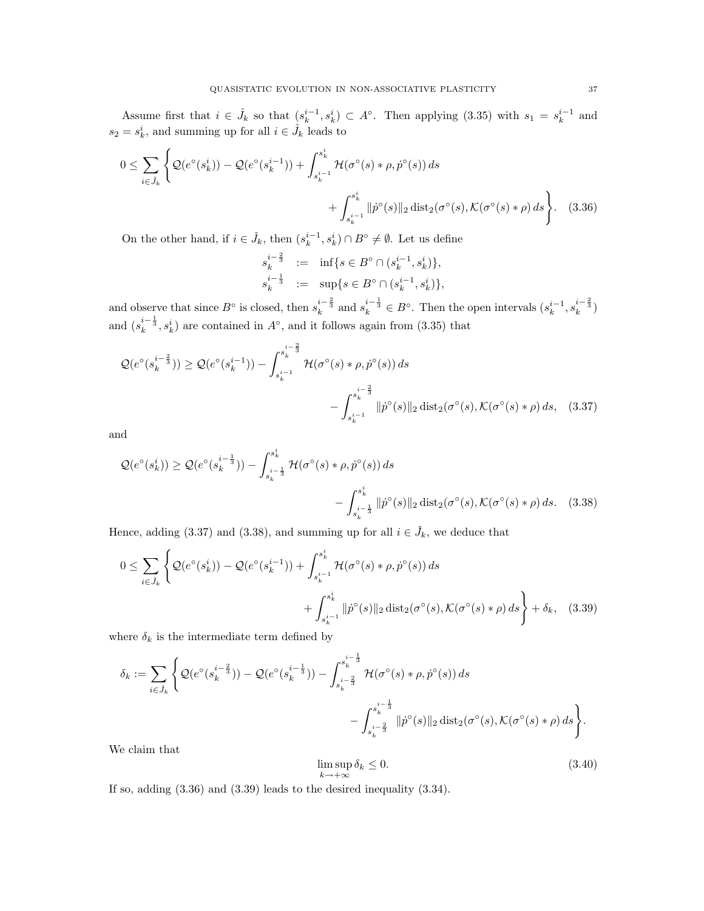Assume first that $i \in \hat{J}_k$ so that $(s_k^{i-1}, s_k^i) \subset A^\circ$. Then applying (3.35) with $s_1 = s_k^{i-1}$ and $s_2 = s_k^i$, and summing up for all $i \in \hat{J}_k$ leads to

$$0 \leq \sum_{i \in \hat{J}_k} \Bigg\{ \mathcal{Q}(e^\circ(s_k^i)) - \mathcal{Q}(e^\circ(s_k^{i-1})) + \int_{s_k^{i-1}}^{s_k^i} \mathcal{H}(\sigma^\circ(s) * \rho, \dot{p}^\circ(s))\, ds + \int_{s_k^{i-1}}^{s_k^i} \|\dot{p}^\circ(s)\|_2 \operatorname{dist}_2(\sigma^\circ(s), \mathcal{K}(\sigma^\circ(s) * \rho)\, ds \Bigg\}. \quad (3.36)$$

On the other hand, if $i \in \check{J}_k$, then $(s_k^{i-1}, s_k^i) \cap B^\circ \neq \emptyset$. Let us define

$$\begin{aligned} s_k^{i-\frac{2}{3}} &:= \inf\{s \in B^\circ \cap (s_k^{i-1}, s_k^i)\}, \\ s_k^{i-\frac{1}{3}} &:= \sup\{s \in B^\circ \cap (s_k^{i-1}, s_k^i)\}, \end{aligned}$$

and observe that since $B^\circ$ is closed, then $s_k^{i-\frac{2}{3}}$ and $s_k^{i-\frac{1}{3}} \in B^\circ$. Then the open intervals $(s_k^{i-1}, s_k^{i-\frac{2}{3}})$ and $(s_k^{i-\frac{1}{3}}, s_k^i)$ are contained in $A^\circ$, and it follows again from (3.35) that

$$\mathcal{Q}(e^\circ(s_k^{i-\frac{2}{3}})) \geq \mathcal{Q}(e^\circ(s_k^{i-1})) - \int_{s_k^{i-1}}^{s_k^{i-\frac{2}{3}}} \mathcal{H}(\sigma^\circ(s) * \rho, \dot{p}^\circ(s))\, ds - \int_{s_k^{i-1}}^{s_k^{i-\frac{2}{3}}} \|\dot{p}^\circ(s)\|_2 \operatorname{dist}_2(\sigma^\circ(s), \mathcal{K}(\sigma^\circ(s) * \rho)\, ds, \quad (3.37)$$

and

$$\mathcal{Q}(e^\circ(s_k^i)) \geq \mathcal{Q}(e^\circ(s_k^{i-\frac{1}{3}})) - \int_{s_k^{i-\frac{1}{3}}}^{s_k^i} \mathcal{H}(\sigma^\circ(s) * \rho, \dot{p}^\circ(s))\, ds - \int_{s_k^{i-\frac{1}{3}}}^{s_k^i} \|\dot{p}^\circ(s)\|_2 \operatorname{dist}_2(\sigma^\circ(s), \mathcal{K}(\sigma^\circ(s) * \rho)\, ds. \quad (3.38)$$

Hence, adding (3.37) and (3.38), and summing up for all $i \in \check{J}_k$, we deduce that

$$0 \leq \sum_{i \in \check{J}_k} \Bigg\{ \mathcal{Q}(e^\circ(s_k^i)) - \mathcal{Q}(e^\circ(s_k^{i-1})) + \int_{s_k^{i-1}}^{s_k^i} \mathcal{H}(\sigma^\circ(s) * \rho, \dot{p}^\circ(s))\, ds + \int_{s_k^{i-1}}^{s_k^i} \|\dot{p}^\circ(s)\|_2 \operatorname{dist}_2(\sigma^\circ(s), \mathcal{K}(\sigma^\circ(s) * \rho)\, ds \Bigg\} + \delta_k, \quad (3.39)$$

where $\delta_k$ is the intermediate term defined by

$$\delta_k := \sum_{i \in \check{J}_k} \Bigg\{ \mathcal{Q}(e^\circ(s_k^{i-\frac{2}{3}})) - \mathcal{Q}(e^\circ(s_k^{i-\frac{1}{3}})) - \int_{s_k^{i-\frac{2}{3}}}^{s_k^{i-\frac{1}{3}}} \mathcal{H}(\sigma^\circ(s) * \rho, \dot{p}^\circ(s))\, ds - \int_{s_k^{i-\frac{2}{3}}}^{s_k^{i-\frac{1}{3}}} \|\dot{p}^\circ(s)\|_2 \operatorname{dist}_2(\sigma^\circ(s), \mathcal{K}(\sigma^\circ(s) * \rho)\, ds \Bigg\}.$$

We claim that

$$\limsup_{k \to +\infty} \delta_k \leq 0. \quad (3.40)$$

If so, adding (3.36) and (3.39) leads to the desired inequality (3.34).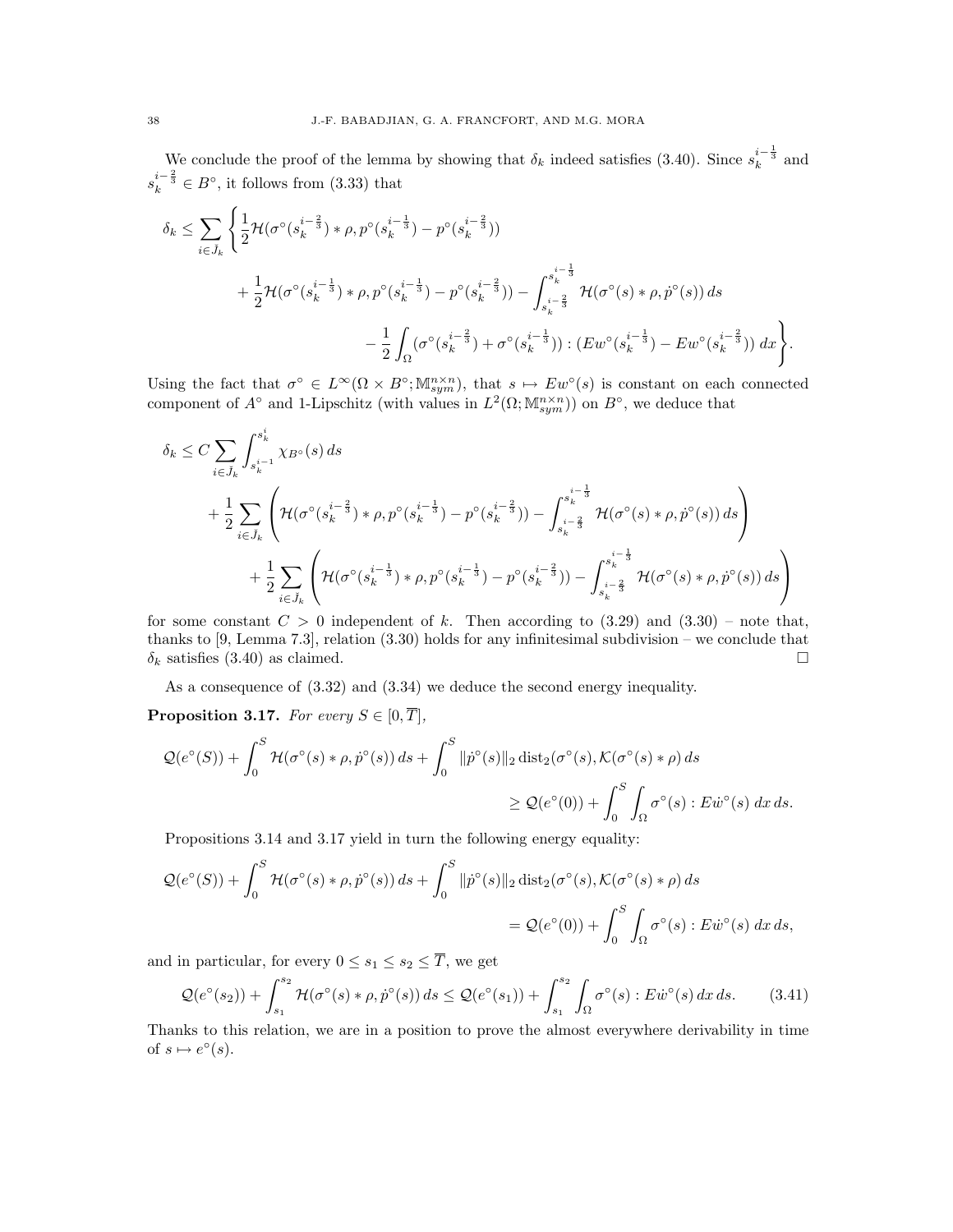We conclude the proof of the lemma by showing that $\delta_k$ indeed satisfies (3.40). Since $s_k^{i-\frac{1}{3}}$ and $s_k^{i-\frac{2}{3}} \in B^\circ$, it follows from (3.33) that

$$
\begin{aligned}
\delta_k \leq \sum_{i \in \check{J}_k} \Bigg\{ & \frac{1}{2} \mathcal{H}(\sigma^\circ(s_k^{i-\frac{2}{3}}) * \rho, p^\circ(s_k^{i-\frac{1}{3}}) - p^\circ(s_k^{i-\frac{2}{3}})) \\
& + \frac{1}{2} \mathcal{H}(\sigma^\circ(s_k^{i-\frac{1}{3}}) * \rho, p^\circ(s_k^{i-\frac{1}{3}}) - p^\circ(s_k^{i-\frac{2}{3}})) - \int_{s_k^{i-\frac{2}{3}}}^{s_k^{i-\frac{1}{3}}} \mathcal{H}(\sigma^\circ(s) * \rho, \dot{p}^\circ(s))\, ds \\
& - \frac{1}{2} \int_\Omega (\sigma^\circ(s_k^{i-\frac{2}{3}}) + \sigma^\circ(s_k^{i-\frac{1}{3}})) : (Ew^\circ(s_k^{i-\frac{1}{3}}) - Ew^\circ(s_k^{i-\frac{2}{3}}))\, dx \Bigg\}.
\end{aligned}
$$

Using the fact that $\sigma^\circ \in L^\infty(\Omega \times B^\circ; \mathbb{M}^{n\times n}_{sym})$, that $s \mapsto Ew^\circ(s)$ is constant on each connected component of $A^\circ$ and 1-Lipschitz (with values in $L^2(\Omega; \mathbb{M}^{n\times n}_{sym})$) on $B^\circ$, we deduce that

$$
\begin{aligned}
\delta_k \leq\ & C \sum_{i \in \check{J}_k} \int_{s_k^{i-1}}^{s_k^i} \chi_{B^\circ}(s)\, ds \\
& + \frac{1}{2} \sum_{i \in \check{J}_k} \left( \mathcal{H}(\sigma^\circ(s_k^{i-\frac{2}{3}}) * \rho, p^\circ(s_k^{i-\frac{1}{3}}) - p^\circ(s_k^{i-\frac{2}{3}})) - \int_{s_k^{i-\frac{2}{3}}}^{s_k^{i-\frac{1}{3}}} \mathcal{H}(\sigma^\circ(s) * \rho, \dot{p}^\circ(s))\, ds \right) \\
& + \frac{1}{2} \sum_{i \in \check{J}_k} \left( \mathcal{H}(\sigma^\circ(s_k^{i-\frac{1}{3}}) * \rho, p^\circ(s_k^{i-\frac{1}{3}}) - p^\circ(s_k^{i-\frac{2}{3}})) - \int_{s_k^{i-\frac{2}{3}}}^{s_k^{i-\frac{1}{3}}} \mathcal{H}(\sigma^\circ(s) * \rho, \dot{p}^\circ(s))\, ds \right)
\end{aligned}
$$

for some constant $C > 0$ independent of $k$. Then according to (3.29) and (3.30) – note that, thanks to [9, Lemma 7.3], relation (3.30) holds for any infinitesimal subdivision – we conclude that $\delta_k$ satisfies (3.40) as claimed. $\square$

As a consequence of (3.32) and (3.34) we deduce the second energy inequality.

**Proposition 3.17.** *For every $S \in [0, \overline{T}]$,*

$$
\begin{aligned}
\mathcal{Q}(e^\circ(S)) + \int_0^S \mathcal{H}(\sigma^\circ(s) * \rho, \dot{p}^\circ(s))\, ds + \int_0^S \|\dot{p}^\circ(s)\|_2 \operatorname{dist}_2(\sigma^\circ(s), \mathcal{K}(\sigma^\circ(s) * \rho)\, ds \\
\geq \mathcal{Q}(e^\circ(0)) + \int_0^S \int_\Omega \sigma^\circ(s) : E\dot{w}^\circ(s)\, dx\, ds.
\end{aligned}
$$

Propositions 3.14 and 3.17 yield in turn the following energy equality:

$$
\begin{aligned}
\mathcal{Q}(e^\circ(S)) + \int_0^S \mathcal{H}(\sigma^\circ(s) * \rho, \dot{p}^\circ(s))\, ds + \int_0^S \|\dot{p}^\circ(s)\|_2 \operatorname{dist}_2(\sigma^\circ(s), \mathcal{K}(\sigma^\circ(s) * \rho)\, ds \\
= \mathcal{Q}(e^\circ(0)) + \int_0^S \int_\Omega \sigma^\circ(s) : E\dot{w}^\circ(s)\, dx\, ds,
\end{aligned}
$$

and in particular, for every $0 \leq s_1 \leq s_2 \leq \overline{T}$, we get

$$
\mathcal{Q}(e^\circ(s_2)) + \int_{s_1}^{s_2} \mathcal{H}(\sigma^\circ(s) * \rho, \dot{p}^\circ(s))\, ds \leq \mathcal{Q}(e^\circ(s_1)) + \int_{s_1}^{s_2} \int_\Omega \sigma^\circ(s) : E\dot{w}^\circ(s)\, dx\, ds. \tag{3.41}
$$

Thanks to this relation, we are in a position to prove the almost everywhere derivability in time of $s \mapsto e^\circ(s)$.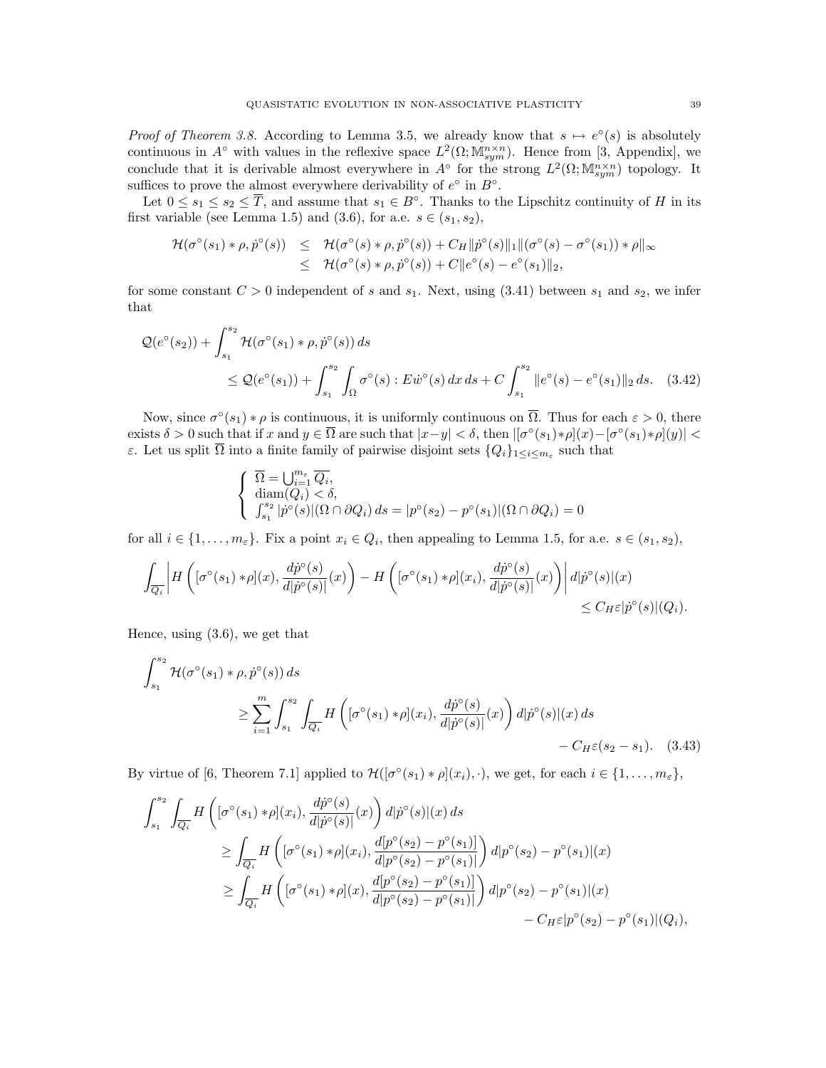*Proof of Theorem 3.8.* According to Lemma 3.5, we already know that $s \mapsto e^\circ(s)$ is absolutely continuous in $A^\circ$ with values in the reflexive space $L^2(\Omega;\mathbb{M}^{n\times n}_{sym})$. Hence from [3, Appendix], we conclude that it is derivable almost everywhere in $A^\circ$ for the strong $L^2(\Omega;\mathbb{M}^{n\times n}_{sym})$ topology. It suffices to prove the almost everywhere derivability of $e^\circ$ in $B^\circ$.

Let $0 \le s_1 \le s_2 \le \overline{T}$, and assume that $s_1 \in B^\circ$. Thanks to the Lipschitz continuity of $H$ in its first variable (see Lemma 1.5) and (3.6), for a.e. $s \in (s_1, s_2)$,

$$
\begin{aligned}
\mathcal{H}(\sigma^\circ(s_1)*\rho, \dot p^\circ(s)) &\le \mathcal{H}(\sigma^\circ(s)*\rho, \dot p^\circ(s)) + C_H\|\dot p^\circ(s)\|_1\|(\sigma^\circ(s)-\sigma^\circ(s_1))*\rho\|_\infty\\
&\le \mathcal{H}(\sigma^\circ(s)*\rho, \dot p^\circ(s)) + C\|e^\circ(s)-e^\circ(s_1)\|_2,
\end{aligned}
$$

for some constant $C>0$ independent of $s$ and $s_1$. Next, using (3.41) between $s_1$ and $s_2$, we infer that

$$
\begin{aligned}
\mathcal{Q}(e^\circ(s_2)) &+ \int_{s_1}^{s_2} \mathcal{H}(\sigma^\circ(s_1)*\rho, \dot p^\circ(s))\,ds\\
&\le \mathcal{Q}(e^\circ(s_1)) + \int_{s_1}^{s_2}\int_\Omega \sigma^\circ(s):E\dot w^\circ(s)\,dx\,ds + C\int_{s_1}^{s_2}\|e^\circ(s)-e^\circ(s_1)\|_2\,ds. \quad (3.42)
\end{aligned}
$$

Now, since $\sigma^\circ(s_1)*\rho$ is continuous, it is uniformly continuous on $\overline{\Omega}$. Thus for each $\varepsilon>0$, there exists $\delta>0$ such that if $x$ and $y\in\overline{\Omega}$ are such that $|x-y|<\delta$, then $|[\sigma^\circ(s_1)*\rho](x)-[\sigma^\circ(s_1)*\rho](y)|<\varepsilon$. Let us split $\overline{\Omega}$ into a finite family of pairwise disjoint sets $\{Q_i\}_{1\le i\le m_\varepsilon}$ such that

$$
\begin{cases}
\overline{\Omega} = \bigcup_{i=1}^{m_\varepsilon}\overline{Q_i},\\
\operatorname{diam}(Q_i)<\delta,\\
\int_{s_1}^{s_2}|\dot p^\circ(s)|(\Omega\cap\partial Q_i)\,ds = |p^\circ(s_2)-p^\circ(s_1)|(\Omega\cap\partial Q_i)=0
\end{cases}
$$

for all $i\in\{1,\dots,m_\varepsilon\}$. Fix a point $x_i\in Q_i$, then appealing to Lemma 1.5, for a.e. $s\in(s_1,s_2)$,

$$
\int_{\overline{Q_i}}\left|H\left([\sigma^\circ(s_1)*\rho](x),\frac{d\dot p^\circ(s)}{d|\dot p^\circ(s)|}(x)\right)-H\left([\sigma^\circ(s_1)*\rho](x_i),\frac{d\dot p^\circ(s)}{d|\dot p^\circ(s)|}(x)\right)\right|d|\dot p^\circ(s)|(x) \le C_H\varepsilon|\dot p^\circ(s)|(Q_i).
$$

Hence, using (3.6), we get that

$$
\begin{aligned}
\int_{s_1}^{s_2}&\mathcal{H}(\sigma^\circ(s_1)*\rho,\dot p^\circ(s))\,ds\\
&\ge \sum_{i=1}^{m}\int_{s_1}^{s_2}\int_{\overline{Q_i}} H\left([\sigma^\circ(s_1)*\rho](x_i),\frac{d\dot p^\circ(s)}{d|\dot p^\circ(s)|}(x)\right)d|\dot p^\circ(s)|(x)\,ds\\
&\qquad - C_H\varepsilon(s_2-s_1). \quad (3.43)
\end{aligned}
$$

By virtue of [6, Theorem 7.1] applied to $\mathcal{H}([\sigma^\circ(s_1)*\rho](x_i),\cdot)$, we get, for each $i\in\{1,\dots,m_\varepsilon\}$,

$$
\begin{aligned}
\int_{s_1}^{s_2}&\int_{\overline{Q_i}} H\left([\sigma^\circ(s_1)*\rho](x_i),\frac{d\dot p^\circ(s)}{d|\dot p^\circ(s)|}(x)\right)d|\dot p^\circ(s)|(x)\,ds\\
&\ge \int_{\overline{Q_i}} H\left([\sigma^\circ(s_1)*\rho](x_i),\frac{d[p^\circ(s_2)-p^\circ(s_1)]}{d|p^\circ(s_2)-p^\circ(s_1)|}\right)d|p^\circ(s_2)-p^\circ(s_1)|(x)\\
&\ge \int_{\overline{Q_i}} H\left([\sigma^\circ(s_1)*\rho](x),\frac{d[p^\circ(s_2)-p^\circ(s_1)]}{d|p^\circ(s_2)-p^\circ(s_1)|}\right)d|p^\circ(s_2)-p^\circ(s_1)|(x)\\
&\qquad - C_H\varepsilon|p^\circ(s_2)-p^\circ(s_1)|(Q_i),
\end{aligned}
$$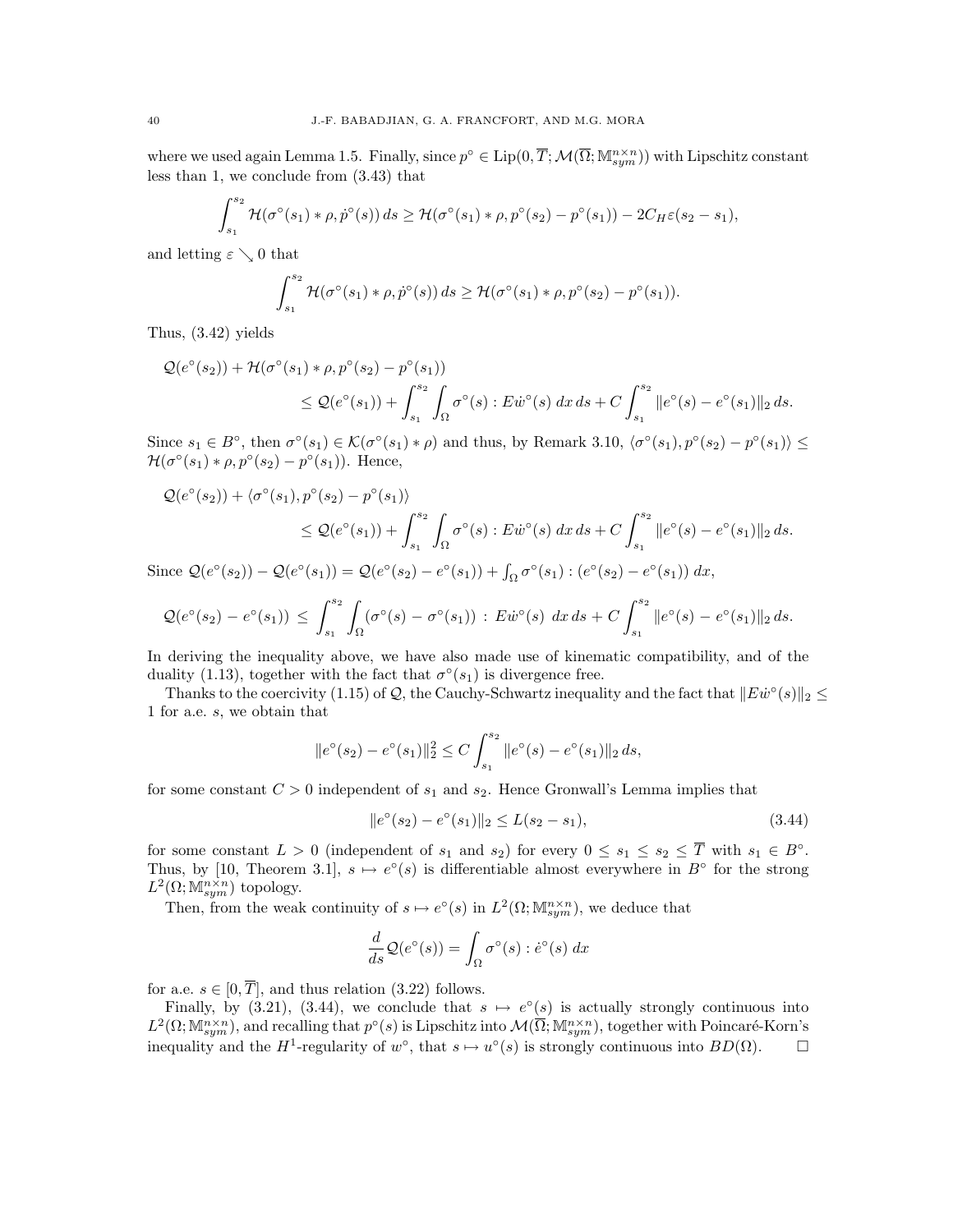where we used again Lemma 1.5. Finally, since $p^\circ \in \mathrm{Lip}(0,\overline{T};\mathcal{M}(\overline{\Omega};\mathbb{M}^{n\times n}_{sym}))$ with Lipschitz constant less than 1, we conclude from (3.43) that

$$\int_{s_1}^{s_2} \mathcal{H}(\sigma^\circ(s_1)*\rho,\dot p^\circ(s))\,ds \geq \mathcal{H}(\sigma^\circ(s_1)*\rho, p^\circ(s_2)-p^\circ(s_1)) - 2C_H\varepsilon(s_2-s_1),$$

and letting $\varepsilon \searrow 0$ that

$$\int_{s_1}^{s_2} \mathcal{H}(\sigma^\circ(s_1)*\rho,\dot p^\circ(s))\,ds \geq \mathcal{H}(\sigma^\circ(s_1)*\rho, p^\circ(s_2)-p^\circ(s_1)).$$

Thus, (3.42) yields

$$\begin{aligned}\mathcal{Q}(e^\circ(s_2)) &+ \mathcal{H}(\sigma^\circ(s_1)*\rho, p^\circ(s_2)-p^\circ(s_1))\\ &\leq \mathcal{Q}(e^\circ(s_1)) + \int_{s_1}^{s_2}\int_\Omega \sigma^\circ(s) : E\dot w^\circ(s)\,dx\,ds + C\int_{s_1}^{s_2}\|e^\circ(s)-e^\circ(s_1)\|_2\,ds.\end{aligned}$$

Since $s_1 \in B^\circ$, then $\sigma^\circ(s_1) \in \mathcal{K}(\sigma^\circ(s_1)*\rho)$ and thus, by Remark 3.10, $\langle \sigma^\circ(s_1), p^\circ(s_2)-p^\circ(s_1)\rangle \leq \mathcal{H}(\sigma^\circ(s_1)*\rho, p^\circ(s_2)-p^\circ(s_1))$. Hence,

$$\begin{aligned}\mathcal{Q}(e^\circ(s_2)) &+ \langle \sigma^\circ(s_1), p^\circ(s_2)-p^\circ(s_1)\rangle\\ &\leq \mathcal{Q}(e^\circ(s_1)) + \int_{s_1}^{s_2}\int_\Omega \sigma^\circ(s) : E\dot w^\circ(s)\,dx\,ds + C\int_{s_1}^{s_2}\|e^\circ(s)-e^\circ(s_1)\|_2\,ds.\end{aligned}$$

Since $\mathcal{Q}(e^\circ(s_2)) - \mathcal{Q}(e^\circ(s_1)) = \mathcal{Q}(e^\circ(s_2)-e^\circ(s_1)) + \int_\Omega \sigma^\circ(s_1) : (e^\circ(s_2)-e^\circ(s_1))\,dx$,

$$\mathcal{Q}(e^\circ(s_2)-e^\circ(s_1)) \leq \int_{s_1}^{s_2}\int_\Omega (\sigma^\circ(s)-\sigma^\circ(s_1)) : E\dot w^\circ(s)\,dx\,ds + C\int_{s_1}^{s_2}\|e^\circ(s)-e^\circ(s_1)\|_2\,ds.$$

In deriving the inequality above, we have also made use of kinematic compatibility, and of the duality (1.13), together with the fact that $\sigma^\circ(s_1)$ is divergence free.

Thanks to the coercivity (1.15) of $\mathcal{Q}$, the Cauchy-Schwartz inequality and the fact that $\|E\dot w^\circ(s)\|_2 \leq 1$ for a.e. $s$, we obtain that

$$\|e^\circ(s_2)-e^\circ(s_1)\|_2^2 \leq C\int_{s_1}^{s_2}\|e^\circ(s)-e^\circ(s_1)\|_2\,ds,$$

for some constant $C>0$ independent of $s_1$ and $s_2$. Hence Gronwall's Lemma implies that

$$\|e^\circ(s_2)-e^\circ(s_1)\|_2 \leq L(s_2-s_1), \tag{3.44}$$

for some constant $L>0$ (independent of $s_1$ and $s_2$) for every $0 \leq s_1 \leq s_2 \leq \overline{T}$ with $s_1 \in B^\circ$. Thus, by [10, Theorem 3.1], $s \mapsto e^\circ(s)$ is differentiable almost everywhere in $B^\circ$ for the strong $L^2(\Omega;\mathbb{M}^{n\times n}_{sym})$ topology.

Then, from the weak continuity of $s \mapsto e^\circ(s)$ in $L^2(\Omega;\mathbb{M}^{n\times n}_{sym})$, we deduce that

$$\frac{d}{ds}\mathcal{Q}(e^\circ(s)) = \int_\Omega \sigma^\circ(s) : \dot e^\circ(s)\,dx$$

for a.e. $s \in [0,\overline{T}]$, and thus relation (3.22) follows.

Finally, by (3.21), (3.44), we conclude that $s \mapsto e^\circ(s)$ is actually strongly continuous into $L^2(\Omega;\mathbb{M}^{n\times n}_{sym})$, and recalling that $p^\circ(s)$ is Lipschitz into $\mathcal{M}(\overline{\Omega};\mathbb{M}^{n\times n}_{sym})$, together with Poincaré-Korn's inequality and the $H^1$-regularity of $w^\circ$, that $s \mapsto u^\circ(s)$ is strongly continuous into $BD(\Omega)$. $\square$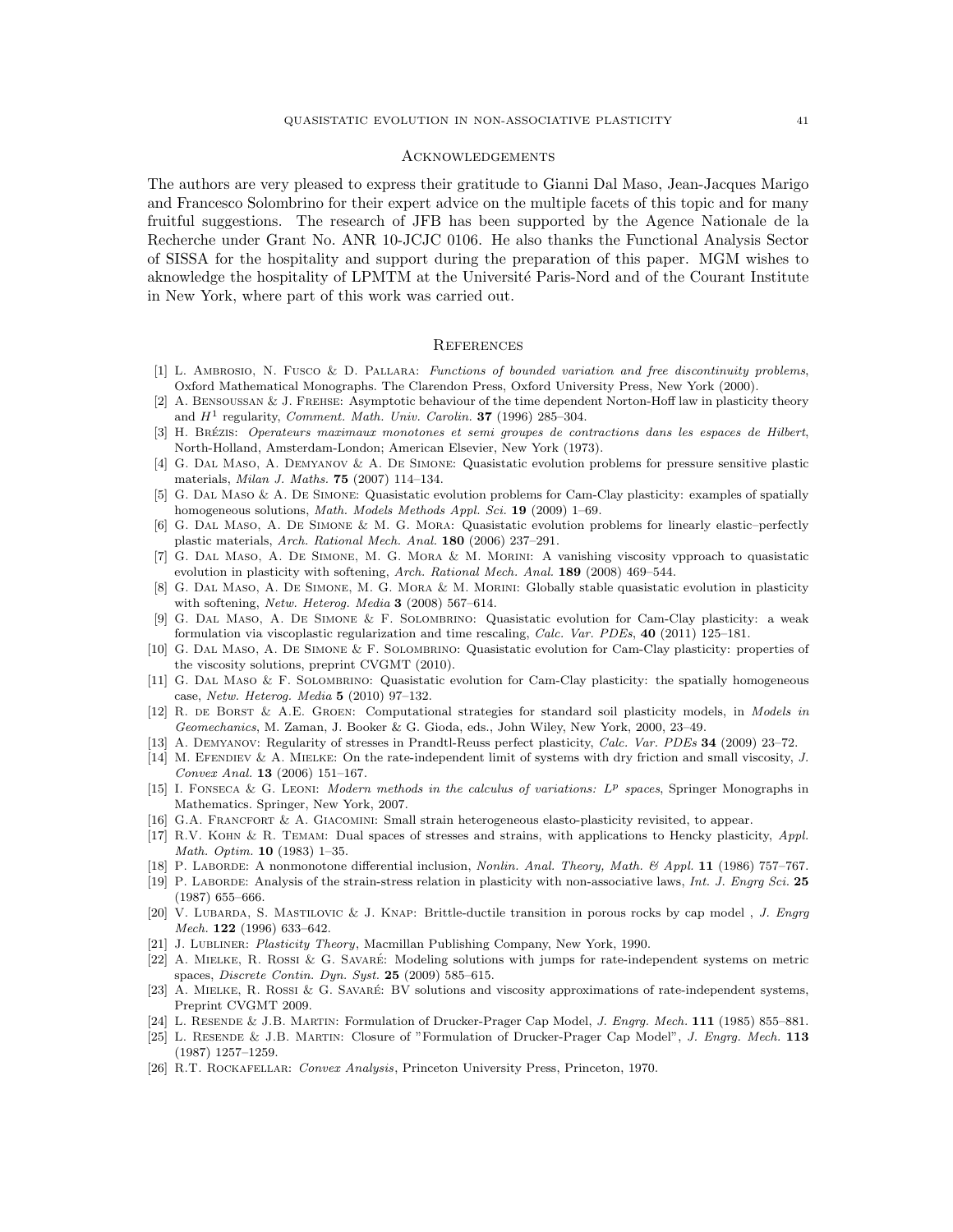## Acknowledgements

The authors are very pleased to express their gratitude to Gianni Dal Maso, Jean-Jacques Marigo and Francesco Solombrino for their expert advice on the multiple facets of this topic and for many fruitful suggestions. The research of JFB has been supported by the Agence Nationale de la Recherche under Grant No. ANR 10-JCJC 0106. He also thanks the Functional Analysis Sector of SISSA for the hospitality and support during the preparation of this paper. MGM wishes to aknowledge the hospitality of LPMTM at the Université Paris-Nord and of the Courant Institute in New York, where part of this work was carried out.

## References

[1] L. Ambrosio, N. Fusco & D. Pallara: *Functions of bounded variation and free discontinuity problems*, Oxford Mathematical Monographs. The Clarendon Press, Oxford University Press, New York (2000).

[2] A. Bensoussan & J. Frehse: Asymptotic behaviour of the time dependent Norton-Hoff law in plasticity theory and $H^1$ regularity, *Comment. Math. Univ. Carolin.* **37** (1996) 285–304.

[3] H. Brézis: *Operateurs maximaux monotones et semi groupes de contractions dans les espaces de Hilbert*, North-Holland, Amsterdam-London; American Elsevier, New York (1973).

[4] G. Dal Maso, A. Demyanov & A. De Simone: Quasistatic evolution problems for pressure sensitive plastic materials, *Milan J. Maths.* **75** (2007) 114–134.

[5] G. Dal Maso & A. De Simone: Quasistatic evolution problems for Cam-Clay plasticity: examples of spatially homogeneous solutions, *Math. Models Methods Appl. Sci.* **19** (2009) 1–69.

[6] G. Dal Maso, A. De Simone & M. G. Mora: Quasistatic evolution problems for linearly elastic–perfectly plastic materials, *Arch. Rational Mech. Anal.* **180** (2006) 237–291.

[7] G. Dal Maso, A. De Simone, M. G. Mora & M. Morini: A vanishing viscosity vpproach to quasistatic evolution in plasticity with softening, *Arch. Rational Mech. Anal.* **189** (2008) 469–544.

[8] G. Dal Maso, A. De Simone, M. G. Mora & M. Morini: Globally stable quasistatic evolution in plasticity with softening, *Netw. Heterog. Media* **3** (2008) 567–614.

[9] G. Dal Maso, A. De Simone & F. Solombrino: Quasistatic evolution for Cam-Clay plasticity: a weak formulation via viscoplastic regularization and time rescaling, *Calc. Var. PDEs*, **40** (2011) 125–181.

[10] G. Dal Maso, A. De Simone & F. Solombrino: Quasistatic evolution for Cam-Clay plasticity: properties of the viscosity solutions, preprint CVGMT (2010).

[11] G. Dal Maso & F. Solombrino: Quasistatic evolution for Cam-Clay plasticity: the spatially homogeneous case, *Netw. Heterog. Media* **5** (2010) 97–132.

[12] R. de Borst & A.E. Groen: Computational strategies for standard soil plasticity models, in *Models in Geomechanics*, M. Zaman, J. Booker & G. Gioda, eds., John Wiley, New York, 2000, 23–49.

[13] A. Demyanov: Regularity of stresses in Prandtl-Reuss perfect plasticity, *Calc. Var. PDEs* **34** (2009) 23–72.

[14] M. Efendiev & A. Mielke: On the rate-independent limit of systems with dry friction and small viscosity, *J. Convex Anal.* **13** (2006) 151–167.

[15] I. Fonseca & G. Leoni: *Modern methods in the calculus of variations: $L^p$ spaces*, Springer Monographs in Mathematics. Springer, New York, 2007.

[16] G.A. Francfort & A. Giacomini: Small strain heterogeneous elasto-plasticity revisited, to appear.

[17] R.V. Kohn & R. Temam: Dual spaces of stresses and strains, with applications to Hencky plasticity, *Appl. Math. Optim.* **10** (1983) 1–35.

[18] P. Laborde: A nonmonotone differential inclusion, *Nonlin. Anal. Theory, Math. & Appl.* **11** (1986) 757–767.

[19] P. Laborde: Analysis of the strain-stress relation in plasticity with non-associative laws, *Int. J. Engrg Sci.* **25** (1987) 655–666.

[20] V. Lubarda, S. Mastilovic & J. Knap: Brittle-ductile transition in porous rocks by cap model , *J. Engrg Mech.* **122** (1996) 633–642.

[21] J. Lubliner: *Plasticity Theory*, Macmillan Publishing Company, New York, 1990.

[22] A. Mielke, R. Rossi & G. Savaré: Modeling solutions with jumps for rate-independent systems on metric spaces, *Discrete Contin. Dyn. Syst.* **25** (2009) 585–615.

[23] A. Mielke, R. Rossi & G. Savaré: BV solutions and viscosity approximations of rate-independent systems, Preprint CVGMT 2009.

[24] L. Resende & J.B. Martin: Formulation of Drucker-Prager Cap Model, *J. Engrg. Mech.* **111** (1985) 855–881.

[25] L. Resende & J.B. Martin: Closure of "Formulation of Drucker-Prager Cap Model", *J. Engrg. Mech.* **113** (1987) 1257–1259.

[26] R.T. Rockafellar: *Convex Analysis*, Princeton University Press, Princeton, 1970.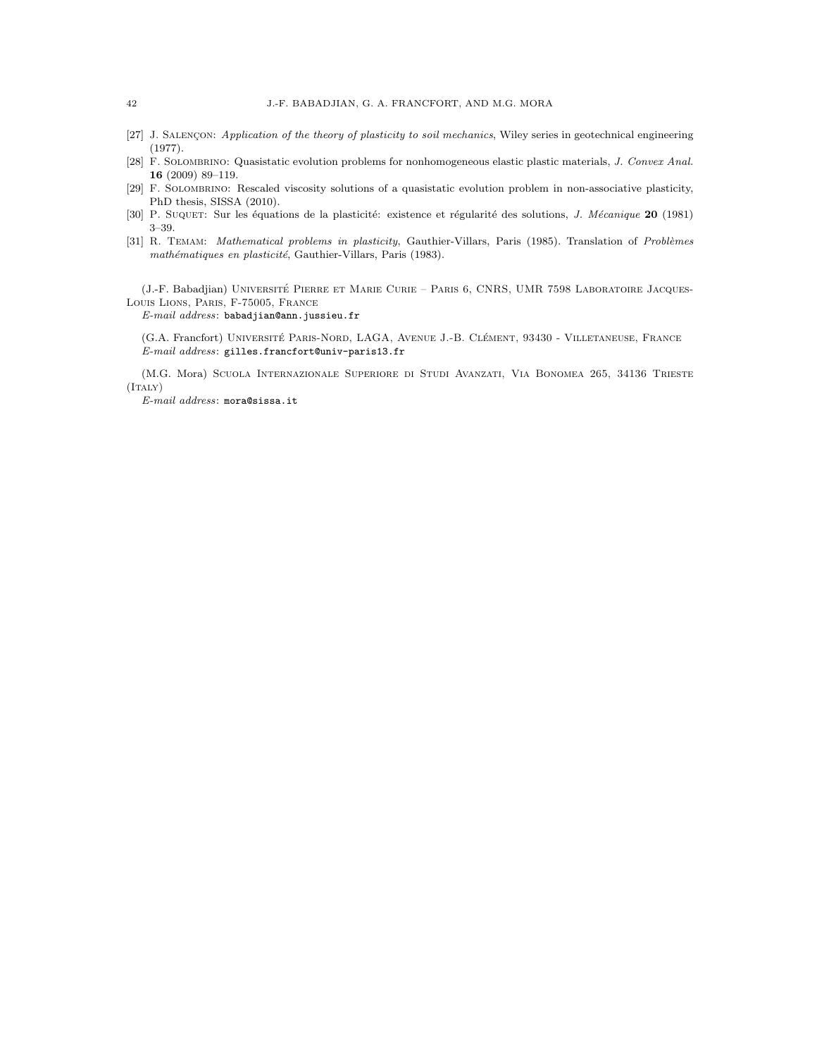[27] J. Salençon: *Application of the theory of plasticity to soil mechanics*, Wiley series in geotechnical engineering (1977).

[28] F. Solombrino: Quasistatic evolution problems for nonhomogeneous elastic plastic materials, *J. Convex Anal.* **16** (2009) 89–119.

[29] F. Solombrino: Rescaled viscosity solutions of a quasistatic evolution problem in non-associative plasticity, PhD thesis, SISSA (2010).

[30] P. Suquet: Sur les équations de la plasticité: existence et régularité des solutions, *J. Mécanique* **20** (1981) 3–39.

[31] R. Temam: *Mathematical problems in plasticity*, Gauthier-Villars, Paris (1985). Translation of *Problèmes mathématiques en plasticité*, Gauthier-Villars, Paris (1983).

(J.-F. Babadjian) Université Pierre et Marie Curie – Paris 6, CNRS, UMR 7598 Laboratoire Jacques-Louis Lions, Paris, F-75005, France

*E-mail address*: babadjian@ann.jussieu.fr

(G.A. Francfort) Université Paris-Nord, LAGA, Avenue J.-B. Clément, 93430 - Villetaneuse, France

*E-mail address*: gilles.francfort@univ-paris13.fr

(M.G. Mora) Scuola Internazionale Superiore di Studi Avanzati, Via Bonomea 265, 34136 Trieste (Italy)

*E-mail address*: mora@sissa.it